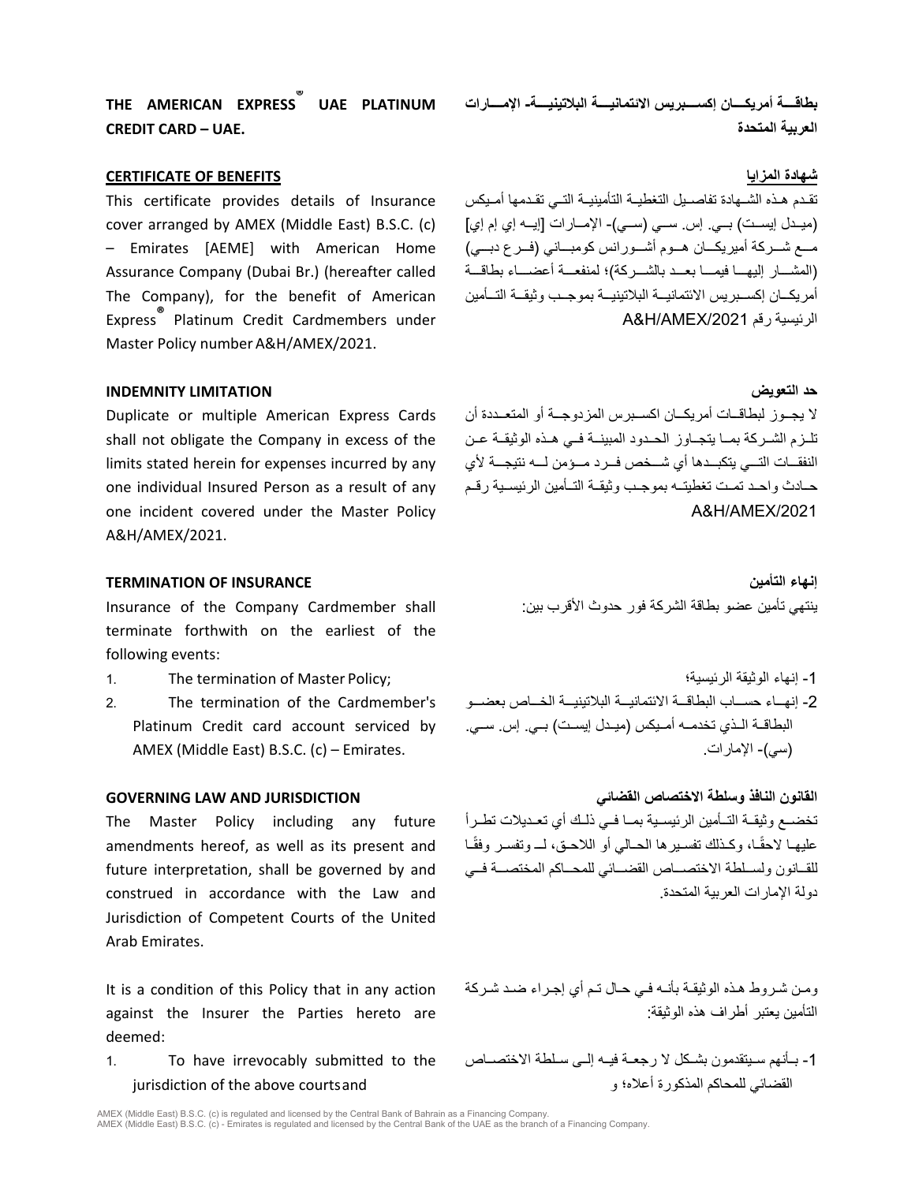# THE AMERICAN EXPRESS® UAE PLATINUM CREDIT CARD – UAE.

# بطاقــة أمريكــان إكســبريس الائتمانيــة البلاتينيــة- الإمــارات العربية المتحدة

## CERTIFICATE OF BENEFITS

This certificate provides details of Insurance cover arranged by AMEX (Middle East) B.S.C. (c) – Emirates [AEME] with American Home Assurance Company (Dubai Br.) (hereafter called The Company), for the benefit of American Express® Platinum Credit Cardmembers under Master Policy number A&H/AMEX/2021.

## شهادة المزايا

تقدم هذه الشهادة تفاصيل التغطية التأمينية التي تقدمها أميكس (ميدل إيست) بي. إس. سي (سي)- الإمارات [إيه إي إم إي] مع شركة أميريكان هوم أشورانس كومباني (فرع دبي) (المشار إليها فيما بعد بالشركة)؛ لمنفعة أعضاء بطاقة أمريكان إكسبريس الائتمانية البلاتينية بموجب وثيقة التأمين الرئيسية رقم A&H/AMEX/2021

## INDEMNITY LIMITATION

Duplicate or multiple American Express Cards shall not obligate the Company in excess of the limits stated herein for expenses incurred by any one individual Insured Person as a result of any one incident covered under the Master Policy A&H/AMEX/2021.

## حد التعويض

لا يجوز لبطاقات أمريكان اكسبرس المزدوجة أو المتعددة أن تلزم الشركة بما يتجاوز الحدود المبينة في هذه الوثيقة عن النفقات التي يتكبدها أي شخص فرد مؤمن له نتيجة لأي حادث واحد تمت تغطيته بموجب وثيقة التأمين الرئيسية رقم A&H/AMEX/2021

## TERMINATION OF INSURANCE

Insurance of the Company Cardmember shall terminate forthwith on the earliest of the following events:

1. The termination of Master Policy;
2. The termination of the Cardmember's Platinum Credit card account serviced by AMEX (Middle East) B.S.C. (c) – Emirates.

## إنهاء التأمين

ينتهي تأمين عضو بطاقة الشركة فور حدوث الأقرب بين:

1- إنهاء الوثيقة الرئيسية؛

2- إنهاء حساب البطاقة الائتمانية البلاتينية الخاص بعضو البطاقة الذي تخدمه أميكس (ميدل إيست) بي. إس. سي. (سي)- الإمارات.

## GOVERNING LAW AND JURISDICTION

The Master Policy including any future amendments hereof, as well as its present and future interpretation, shall be governed by and construed in accordance with the Law and Jurisdiction of Competent Courts of the United Arab Emirates.

## القانون النافذ وسلطة الاختصاص القضائي

تخضع وثيقة التأمين الرئيسية بما في ذلك أي تعديلات تطرأ عليها لاحقًا، وكذلك تفسيرها الحالي أو اللاحق، لـ وتفسر وفقًا للقانون ولسلطة الاختصاص القضائي للمحاكم المختصة في دولة الإمارات العربية المتحدة.

It is a condition of this Policy that in any action against the Insurer the Parties hereto are deemed:

1. To have irrevocably submitted to the jurisdiction of the above courts and

ومن شروط هذه الوثيقة بأنه في حال تم أي إجراء ضد شركة التأمين يعتبر أطراف هذه الوثيقة:

1- بأنهم سيتقدمون بشكل لا رجعة فيه إلى سلطة الاختصاص القضائي للمحاكم المذكورة أعلاه؛ و

AMEX (Middle East) B.S.C. (c) is regulated and licensed by the Central Bank of Bahrain as a Financing Company.
AMEX (Middle East) B.S.C. (c) - Emirates is regulated and licensed by the Central Bank of the UAE as the branch of a Financing Company.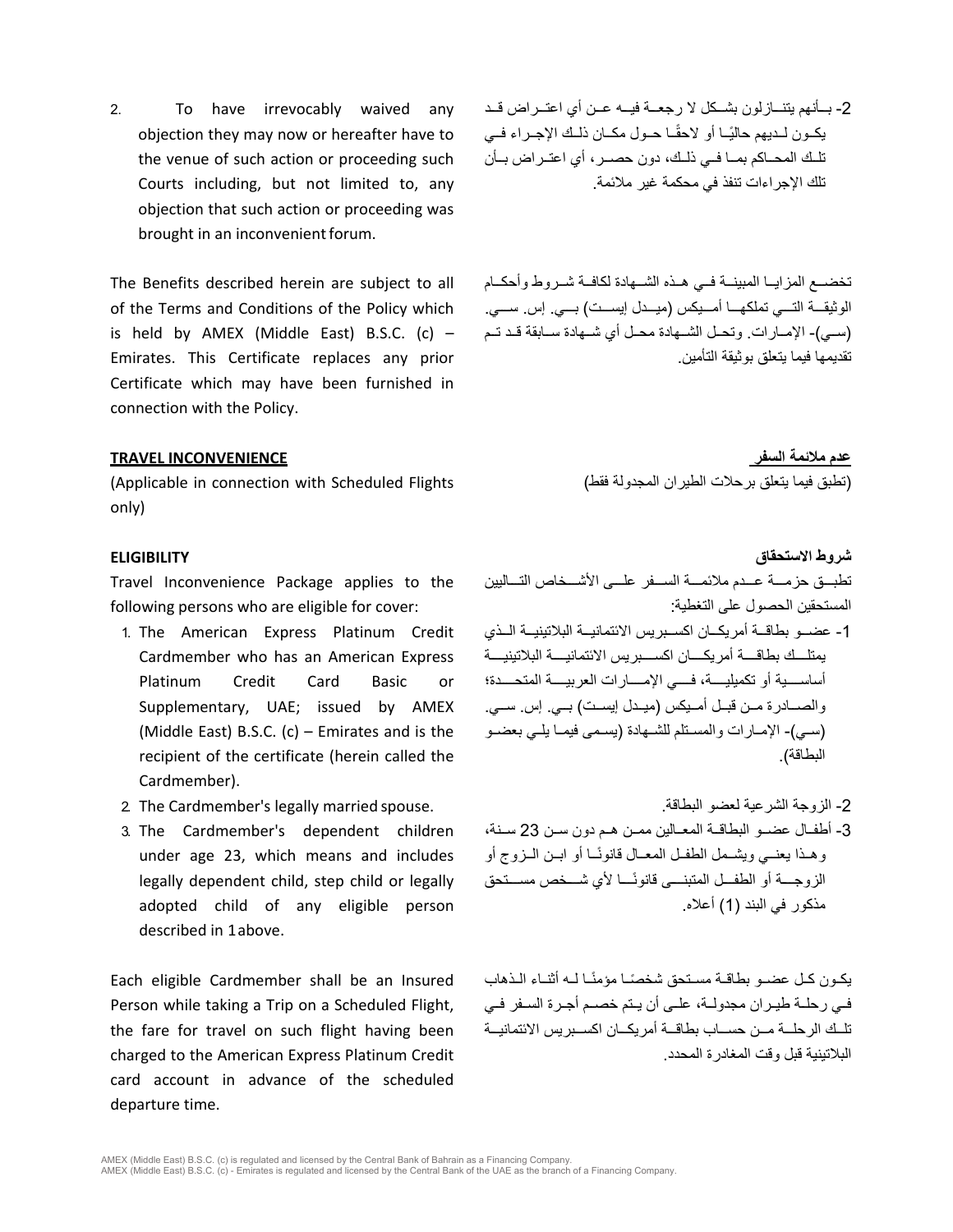2. To have irrevocably waived any objection they may now or hereafter have to the venue of such action or proceeding such Courts including, but not limited to, any objection that such action or proceeding was brought in an inconvenient forum.

2- بأنهم يتنازلون بشكل لا رجعة فيه عن أي اعتراض قد يكون لديهم حاليًا أو لاحقًا حول مكان ذلك الإجراء في تلك المحاكم بما في ذلك، دون حصر، أي اعتراض بأن تلك الإجراءات تنفذ في محكمة غير ملائمة.

The Benefits described herein are subject to all of the Terms and Conditions of the Policy which is held by AMEX (Middle East) B.S.C. (c) – Emirates. This Certificate replaces any prior Certificate which may have been furnished in connection with the Policy.

تخضع المزايا المبينة في هذه الشهادة لكافة شروط وأحكام الوثيقة التي تملكها أميكس (ميدل إيست) بي. إس. سي. (سي)- الإمارات. وتحل الشهادة محل أي شهادة سابقة قد تم تقديمها فيما يتعلق بوثيقة التأمين.

**TRAVEL INCONVENIENCE**

(Applicable in connection with Scheduled Flights only)

**عدم ملائمة السفر**

(تطبق فيما يتعلق برحلات الطيران المجدولة فقط)

**ELIGIBILITY**

Travel Inconvenience Package applies to the following persons who are eligible for cover:

1. The American Express Platinum Credit Cardmember who has an American Express Platinum Credit Card Basic or Supplementary, UAE; issued by AMEX (Middle East) B.S.C. (c) – Emirates and is the recipient of the certificate (herein called the Cardmember).
2. The Cardmember's legally married spouse.
3. The Cardmember's dependent children under age 23, which means and includes legally dependent child, step child or legally adopted child of any eligible person described in 1 above.

**شروط الاستحقاق**

تطبق حزمة عدم ملائمة السفر على الأشخاص التاليين المستحقين الحصول على التغطية:

1- عضو بطاقة أمريكان اكسبريس الائتمانية البلاتينية الذي يمتلك بطاقة أمريكان اكسبريس الائتمانية البلاتينية أساسية أو تكميلية، في الإمارات العربية المتحدة؛ والصادرة من قبل أميكس (ميدل إيست) بي. إس. سي. (سي)- الإمارات والمستلم للشهادة (يسمى فيما يلي بعضو البطاقة).

2- الزوجة الشرعية لعضو البطاقة.

3- أطفال عضو البطاقة المعالين ممن هم دون سن 23 سنة، وهذا يعني ويشمل الطفل المعال قانونًا أو ابن الزوج أو الزوجة أو الطفل المتبنى قانونًا لأي شخص مستحق مذكور في البند (1) أعلاه.

Each eligible Cardmember shall be an Insured Person while taking a Trip on a Scheduled Flight, the fare for travel on such flight having been charged to the American Express Platinum Credit card account in advance of the scheduled departure time.

يكون كل عضو بطاقة مستحق شخصًا مؤمنًا له أثناء الذهاب في رحلة طيران مجدولة، على أن يتم خصم أجرة السفر في تلك الرحلة من حساب بطاقة أمريكان اكسبريس الائتمانية البلاتينية قبل وقت المغادرة المحدد.

AMEX (Middle East) B.S.C. (c) is regulated and licensed by the Central Bank of Bahrain as a Financing Company.
AMEX (Middle East) B.S.C. (c) - Emirates is regulated and licensed by the Central Bank of the UAE as the branch of a Financing Company.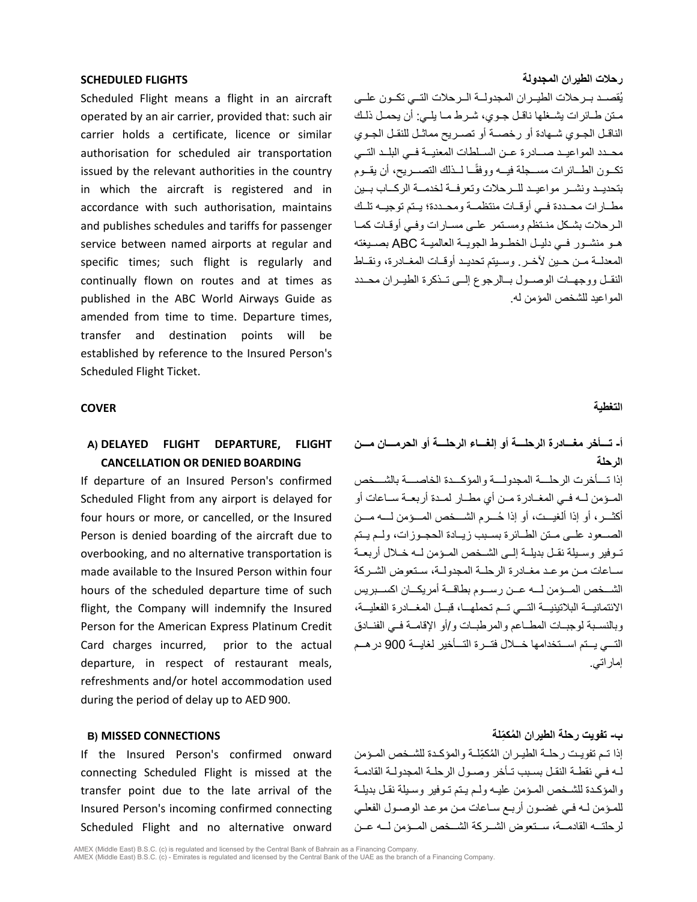**SCHEDULED FLIGHTS**

Scheduled Flight means a flight in an aircraft operated by an air carrier, provided that: such air carrier holds a certificate, licence or similar authorisation for scheduled air transportation issued by the relevant authorities in the country in which the aircraft is registered and in accordance with such authorisation, maintains and publishes schedules and tariffs for passenger service between named airports at regular and specific times; such flight is regularly and continually flown on routes and at times as published in the ABC World Airways Guide as amended from time to time. Departure times, transfer and destination points will be established by reference to the Insured Person's Scheduled Flight Ticket.

**رحلات الطيران المجدولة**

يُقصد برحلات الطيران المجدولة الرحلات التي تكون على متن طائرات يشغلها ناقل جوي، شرط ما يلي: أن يحمل ذلك الناقل الجوي شهادة أو رخصة أو تصريح مماثل للنقل الجوي محدد المواعيد صادرة عن السلطات المعنية في البلد التي تكون الطائرات مسجلة فيه ووفقًا لذلك التصريح، أن يقوم بتحديد ونشر مواعيد للرحلات وتعرفة لخدمة الركاب بين مطارات محددة في أوقات منتظمة ومحددة؛ يتم توجيه تلك الرحلات بشكل منتظم ومستمر على مسارات وفي أوقات كما هو منشور في دليل الخطوط الجوية العالمية ABC بصيغته المعدلة من حين لآخر. وسيتم تحديد أوقات المغادرة، ونقاط النقل ووجهات الوصول بالرجوع إلى تذكرة الطيران محدد المواعيد للشخص المؤمن له.

**COVER**

**التغطية**

**A) DELAYED FLIGHT DEPARTURE, FLIGHT CANCELLATION OR DENIED BOARDING**

If departure of an Insured Person's confirmed Scheduled Flight from any airport is delayed for four hours or more, or cancelled, or the Insured Person is denied boarding of the aircraft due to overbooking, and no alternative transportation is made available to the Insured Person within four hours of the scheduled departure time of such flight, the Company will indemnify the Insured Person for the American Express Platinum Credit Card charges incurred, prior to the actual departure, in respect of restaurant meals, refreshments and/or hotel accommodation used during the period of delay up to AED 900.

**أ- تأخر مغادرة الرحلة أو إلغاء الرحلة أو الحرمان من الرحلة**

إذا تأخرت الرحلة المجدولة والمؤكدة الخاصة بالشخص المؤمن له في المغادرة من أي مطار لمدة أربعة ساعات أو أكثر، أو إذا ألغيت، أو إذا حُرم الشخص المؤمن له من الصعود على متن الطائرة بسبب زيادة الحجوزات، ولم يتم توفير وسيلة نقل بديلة إلى الشخص المؤمن له خلال أربعة ساعات من موعد مغادرة الرحلة المجدولة، ستعوض الشركة الشخص المؤمن له عن رسوم بطاقة أمريكان اكسبريس الائتمانية البلاتينية التي تم تحملها، قبل المغادرة الفعلية، وبالنسبة لوجبات المطاعم والمرطبات و/أو الإقامة في الفنادق التي يتم استخدامها خلال فترة التأخير لغاية 900 درهم إماراتي.

**B) MISSED CONNECTIONS**

If the Insured Person's confirmed onward connecting Scheduled Flight is missed at the transfer point due to the late arrival of the Insured Person's incoming confirmed connecting Scheduled Flight and no alternative onward

**ب- تفويت رحلة الطيران المُكمِّلة**

إذا تم تفويت رحلة الطيران المُكمِّلة والمؤكدة للشخص المؤمن له في نقطة النقل بسبب تأخر وصول الرحلة المجدولة القادمة والمؤكدة للشخص المؤمن عليه ولم يتم توفير وسيلة نقل بديلة للمؤمن له في غضون أربع ساعات من موعد الوصول الفعلي لرحلته القادمة، ستعوض الشركة الشخص المؤمن له عن

AMEX (Middle East) B.S.C. (c) is regulated and licensed by the Central Bank of Bahrain as a Financing Company.
AMEX (Middle East) B.S.C. (c) - Emirates is regulated and licensed by the Central Bank of the UAE as the branch of a Financing Company.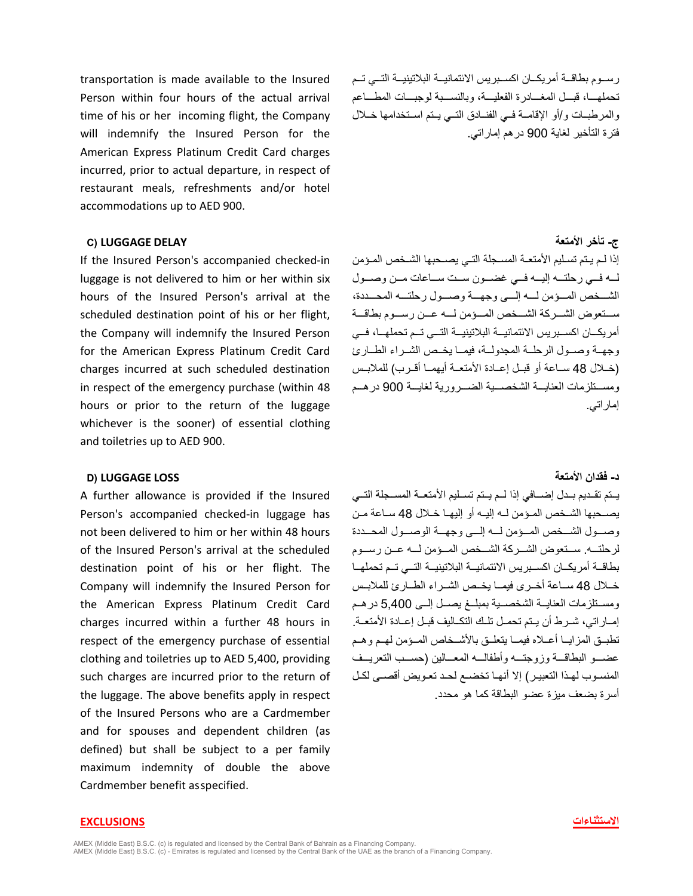transportation is made available to the Insured Person within four hours of the actual arrival time of his or her incoming flight, the Company will indemnify the Insured Person for the American Express Platinum Credit Card charges incurred, prior to actual departure, in respect of restaurant meals, refreshments and/or hotel accommodations up to AED 900.

رسوم بطاقة أمريكان اكسبريس الائتمانية البلاتينية التي تم تحملها، قبل المغادرة الفعلية، وبالنسبة لوجبات المطاعم والمرطبات و/أو الإقامة في الفنادق التي يتم استخدامها خلال فترة التأخير لغاية 900 درهم إماراتي.

**C) LUGGAGE DELAY**

If the Insured Person's accompanied checked-in luggage is not delivered to him or her within six hours of the Insured Person's arrival at the scheduled destination point of his or her flight, the Company will indemnify the Insured Person for the American Express Platinum Credit Card charges incurred at such scheduled destination in respect of the emergency purchase (within 48 hours or prior to the return of the luggage whichever is the sooner) of essential clothing and toiletries up to AED 900.

**ج- تأخر الأمتعة**

إذا لم يتم تسليم الأمتعة المسجلة التي يصحبها الشخص المؤمن له في رحلته إليه في غضون ست ساعات من وصول الشخص المؤمن له إلى وجهة وصول رحلته المحددة، ستعوض الشركة الشخص المؤمن له عن رسوم بطاقة أمريكان اكسبريس الائتمانية البلاتينية التي تم تحملها، في وجهة وصول الرحلة المجدولة، فيما يخص الشراء الطارئ (خلال 48 ساعة أو قبل إعادة الأمتعة أيهما أقرب) للملابس ومستلزمات العناية الشخصية الضرورية لغاية 900 درهم إماراتي.

**D) LUGGAGE LOSS**

A further allowance is provided if the Insured Person's accompanied checked-in luggage has not been delivered to him or her within 48 hours of the Insured Person's arrival at the scheduled destination point of his or her flight. The Company will indemnify the Insured Person for the American Express Platinum Credit Card charges incurred within a further 48 hours in respect of the emergency purchase of essential clothing and toiletries up to AED 5,400, providing such charges are incurred prior to the return of the luggage. The above benefits apply in respect of the Insured Persons who are a Cardmember and for spouses and dependent children (as defined) but shall be subject to a per family maximum indemnity of double the above Cardmember benefit asspecified.

**د- فقدان الأمتعة**

يتم تقديم بدل إضافي إذا لم يتم تسليم الأمتعة المسجلة التي يصحبها الشخص المؤمن له إليه أو إليها خلال 48 ساعة من وصول الشخص المؤمن له إلى وجهة الوصول المحددة لرحلته. ستعوض الشركة الشخص المؤمن له عن رسوم بطاقة أمريكان اكسبريس الائتمانية البلاتينية التي تم تحملها خلال 48 ساعة أخرى فيما يخص الشراء الطارئ للملابس ومستلزمات العناية الشخصية بمبلغ يصل إلى 5,400 درهم إماراتي، شرط أن يتم تحمل تلك التكاليف قبل إعادة الأمتعة. تطبق المزايا أعلاه فيما يتعلق بالأشخاص المؤمن لهم وهم عضو البطاقة وزوجته وأطفاله المعالين (حسب التعريف المنسوب لهذا التعبير) إلا أنها تخضع لحد تعويض أقصى لكل أسرة بضعف ميزة عضو البطاقة كما هو محدد.

**EXCLUSIONS**

**الاستثناءات**

AMEX (Middle East) B.S.C. (c) is regulated and licensed by the Central Bank of Bahrain as a Financing Company.
AMEX (Middle East) B.S.C. (c) - Emirates is regulated and licensed by the Central Bank of the UAE as the branch of a Financing Company.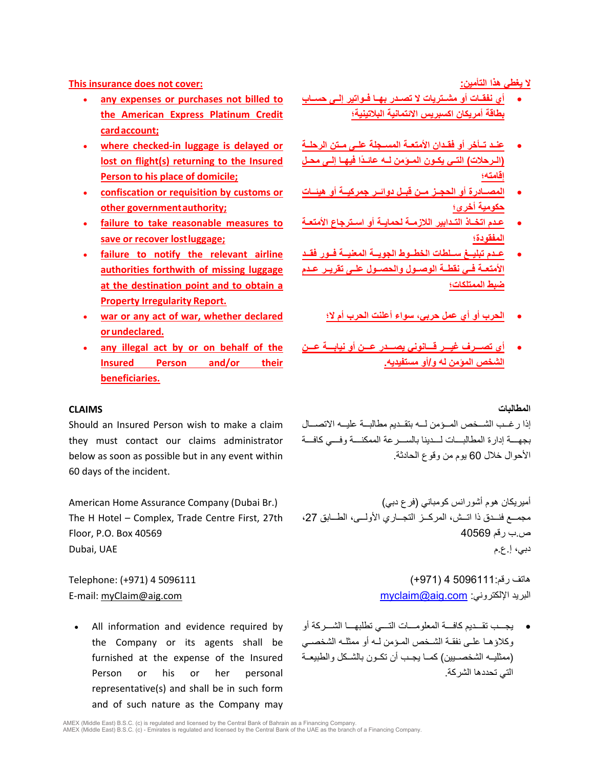**This insurance does not cover:**

- any expenses or purchases not billed to the American Express Platinum Credit card account;
- where checked-in luggage is delayed or lost on flight(s) returning to the Insured Person to his place of domicile;
- confiscation or requisition by customs or other government authority;
- failure to take reasonable measures to save or recover lost luggage;
- failure to notify the relevant airline authorities forthwith of missing luggage at the destination point and to obtain a Property Irregularity Report.
- war or any act of war, whether declared or undeclared.
- any illegal act by or on behalf of the Insured Person and/or their beneficiaries.

**لا يغطي هذا التأمين:**

- أي نفقات أو مشتريات لا تصدر بها فواتير إلى حساب بطاقة أمريكان اكسبريس الائتمانية البلاتينية؛
- عند تأخر أو فقدان الأمتعة المسجلة على متن الرحلة (الرحلات) التي يكون المؤمن له عائدًا فيها إلى محل إقامته؛
- المصادرة أو الحجز من قبل دوائر جمركية أو هيئات حكومية أخرى؛
- عدم اتخاذ التدابير اللازمة لحماية أو استرجاع الأمتعة المفقودة؛
- عدم تبليغ سلطات الخطوط الجوية المعنية فور فقد الأمتعة في نقطة الوصول والحصول على تقرير عدم ضبط الممتلكات؛
- الحرب أو أي عمل حربي، سواء أعلنت الحرب أم لا؛
- أي تصرف غير قانوني يصدر عن أو نيابة عن الشخص المؤمن له و/أو مستفيديه.

**CLAIMS**

Should an Insured Person wish to make a claim they must contact our claims administrator below as soon as possible but in any event within 60 days of the incident.

American Home Assurance Company (Dubai Br.)
The H Hotel – Complex, Trade Centre First, 27th Floor, P.O. Box 40569
Dubai, UAE

Telephone: (+971) 4 5096111
E-mail: myClaim@aig.com

- All information and evidence required by the Company or its agents shall be furnished at the expense of the Insured Person or his or her personal representative(s) and shall be in such form and of such nature as the Company may

**المطالبات**

إذا رغب الشخص المؤمن له بتقديم مطالبة عليه الاتصال بجهة إدارة المطالبات لدينا بالسرعة الممكنة وفي كافة الأحوال خلال 60 يوم من وقوع الحادثة.

أميريكان هوم أشورانس كومباني (فرع دبي)
مجمع فندق ذا اتش، المركز التجاري الأولى، الطابق 27،
ص.ب رقم 40569
دبي، إ.ع.م

هاتف رقم: 5096111 4 (971+)
البريد الإلكتروني: myclaim@aig.com

- يجب تقديم كافة المعلومات التي تطلبها الشركة أو وكلاؤها على نفقة الشخص المؤمن له أو ممثله الشخصي (ممثليه الشخصيين) كما يجب أن تكون بالشكل والطبيعة التي تحددها الشركة.

AMEX (Middle East) B.S.C. (c) is regulated and licensed by the Central Bank of Bahrain as a Financing Company.
AMEX (Middle East) B.S.C. (c) - Emirates is regulated and licensed by the Central Bank of the UAE as the branch of a Financing Company.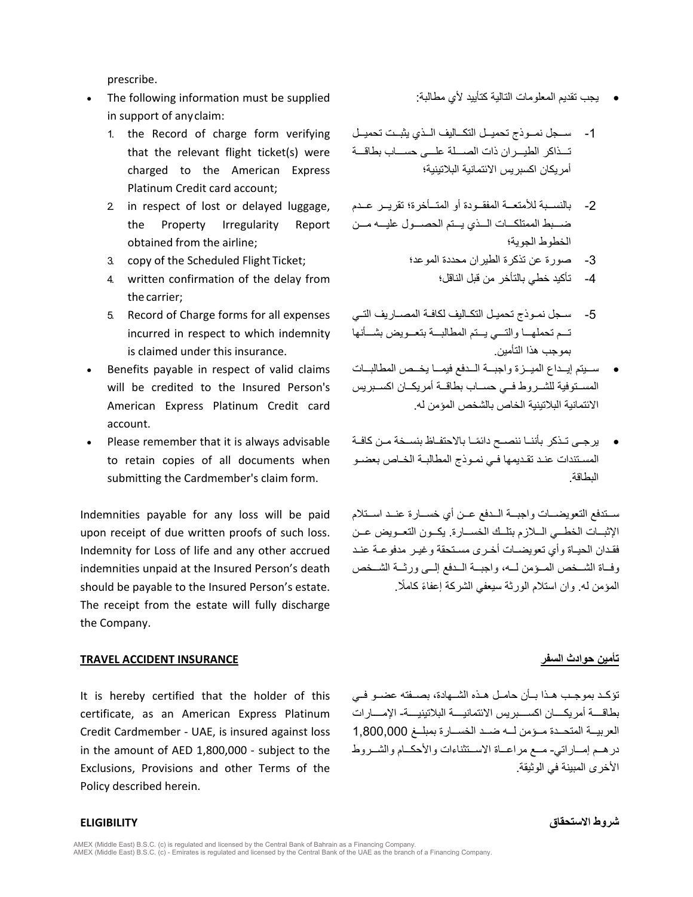prescribe.

- The following information must be supplied in support of any claim:
  1. the Record of charge form verifying that the relevant flight ticket(s) were charged to the American Express Platinum Credit card account;
  2. in respect of lost or delayed luggage, the Property Irregularity Report obtained from the airline;
  3. copy of the Scheduled Flight Ticket;
  4. written confirmation of the delay from the carrier;
  5. Record of Charge forms for all expenses incurred in respect to which indemnity is claimed under this insurance.
- Benefits payable in respect of valid claims will be credited to the Insured Person's American Express Platinum Credit card account.
- Please remember that it is always advisable to retain copies of all documents when submitting the Cardmember's claim form.

Indemnities payable for any loss will be paid upon receipt of due written proofs of such loss. Indemnity for Loss of life and any other accrued indemnities unpaid at the Insured Person's death should be payable to the Insured Person's estate. The receipt from the estate will fully discharge the Company.

- يجب تقديم المعلومات التالية كتأييد لأي مطالبة:
  1- سجل نموذج تحميل التكاليف الذي يثبت تحميل تذاكر الطيران ذات الصلة على حساب بطاقة أمريكان اكسبريس الائتمانية البلاتينية؛
  2- بالنسبة للأمتعة المفقودة أو المتأخرة؛ تقرير عدم ضبط الممتلكات الذي يتم الحصول عليه من الخطوط الجوية؛
  3- صورة عن تذكرة الطيران محددة الموعد؛
  4- تأكيد خطي بالتأخر من قبل الناقل؛
  5- سجل نموذج تحميل التكاليف لكافة المصاريف التي تم تحملها والتي يتم المطالبة بتعويض بشأنها بموجب هذا التأمين.
- سيتم إيداع الميزة واجبة الدفع فيما يخص المطالبات المستوفية للشروط في حساب بطاقة أمريكان اكسبريس الائتمانية البلاتينية الخاص بالشخص المؤمن له.
- يرجى تذكر بأننا ننصح دائمًا بالاحتفاظ بنسخة من كافة المستندات عند تقديمها في نموذج المطالبة الخاص بعضو البطاقة.

ستدفع التعويضات واجبة الدفع عن أي خسارة عند استلام الإثبات الخطي اللازم بتلك الخسارة. يكون التعويض عن فقدان الحياة وأي تعويضات أخرى مستحقة وغير مدفوعة عند وفاة الشخص المؤمن له، واجبة الدفع إلى ورثة الشخص المؤمن له. وان استلام الورثة سيعفي الشركة إعفاءً كاملًا.

## TRAVEL ACCIDENT INSURANCE

It is hereby certified that the holder of this certificate, as an American Express Platinum Credit Cardmember - UAE, is insured against loss in the amount of AED 1,800,000 - subject to the Exclusions, Provisions and other Terms of the Policy described herein.

## تأمين حوادث السفر

تؤكد بموجب هذا بأن حامل هذه الشهادة، بصفته عضو في بطاقة أمريكان اكسبريس الائتمانية البلاتينية- الإمارات العربية المتحدة مؤمن له ضد الخسارة بمبلغ 1,800,000 درهم إماراتي- مع مراعاة الاستثناءات والأحكام والشروط الأخرى المبينة في الوثيقة.

### ELIGIBILITY

### شروط الاستحقاق

AMEX (Middle East) B.S.C. (c) is regulated and licensed by the Central Bank of Bahrain as a Financing Company.
AMEX (Middle East) B.S.C. (c) - Emirates is regulated and licensed by the Central Bank of the UAE as the branch of a Financing Company.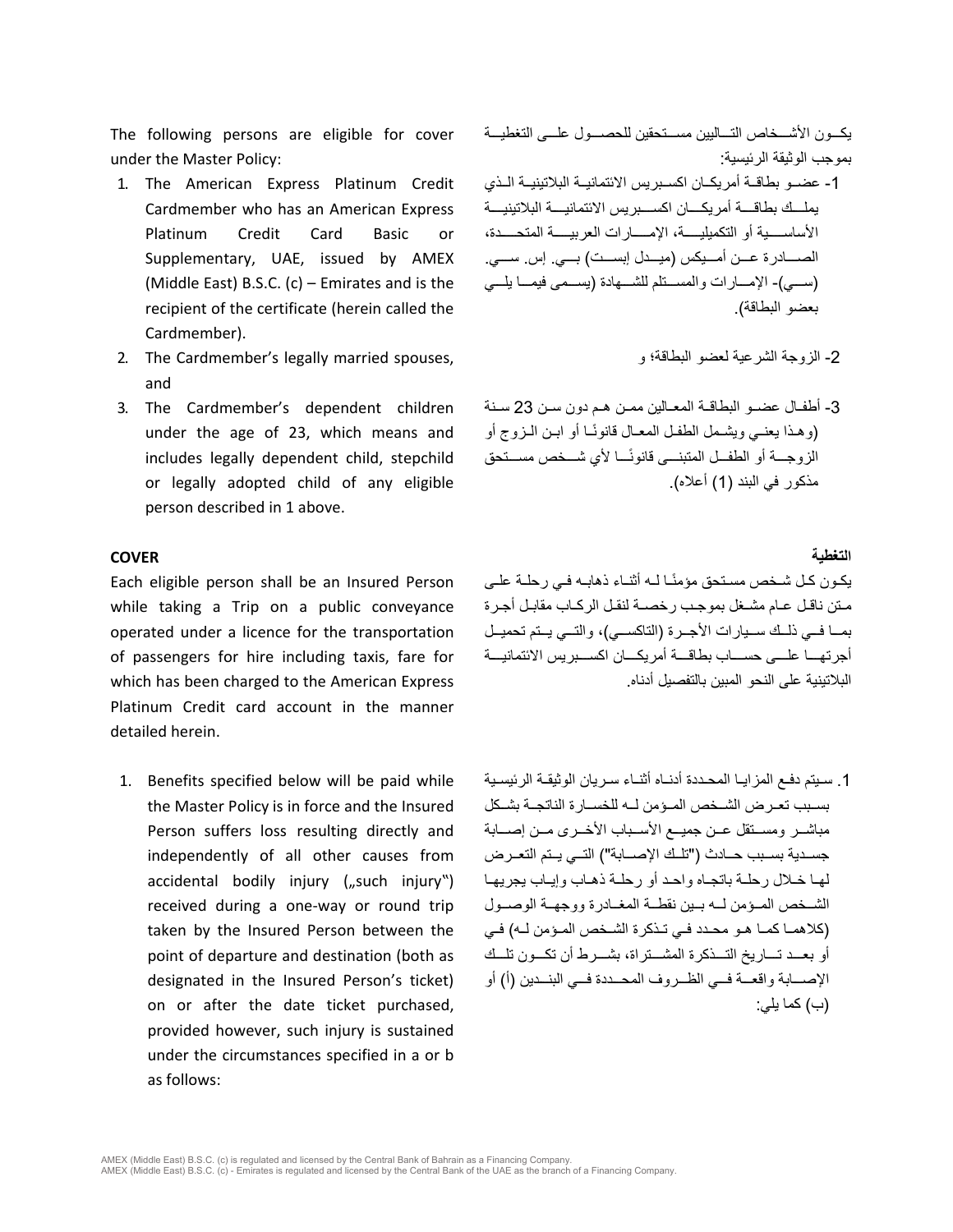The following persons are eligible for cover under the Master Policy:

1. The American Express Platinum Credit Cardmember who has an American Express Platinum Credit Card Basic or Supplementary, UAE, issued by AMEX (Middle East) B.S.C. (c) – Emirates and is the recipient of the certificate (herein called the Cardmember).
2. The Cardmember's legally married spouses, and
3. The Cardmember's dependent children under the age of 23, which means and includes legally dependent child, stepchild or legally adopted child of any eligible person described in 1 above.

يكـون الأشـخاص التـاليين مسـتحقين للحصـول علـى التغطيـة بموجب الوثيقة الرئيسية:

1- عضـو بطاقـة أمريكـان اكسـبريس الائتمانيـة البلاتينيـة الـذي يملـك بطاقـة أمريكـان اكسـبريس الائتمانيـة البلاتينيـة الأساسـية أو التكميليـة، الإمـارات العربيـة المتحـدة، الصـادرة عـن أمـيكس (ميـدل إيسـت) بـي. إس. سـي. (سـي)- الإمـارات والمسـتلم للشـهادة (يسـمى فيمـا يلـي بعضو البطاقة).

2- الزوجة الشرعية لعضو البطاقة؛ و

3- أطفـال عضـو البطاقـة المعـالين ممـن هـم دون سـن 23 سـنة (وهـذا يعنـي ويشـمل الطفـل المعـال قانونـًا أو ابـن الـزوج أو الزوجـة أو الطفـل المتبنـى قانونـًا لأي شـخص مسـتحق مذكور في البند (1) أعلاه).

**COVER**

Each eligible person shall be an Insured Person while taking a Trip on a public conveyance operated under a licence for the transportation of passengers for hire including taxis, fare for which has been charged to the American Express Platinum Credit card account in the manner detailed herein.

**التغطية**

يكـون كـل شـخص مسـتحق مؤمنـًا لـه أثنـاء ذهابـه فـي رحلـة علـى مـتن ناقـل عـام مشـغل بموجـب رخصـة لنقـل الركـاب مقابـل أجـرة بمـا فـي ذلـك سـيارات الأجـرة (التاكسـي)، والتـي يـتم تحميـل أجرتهـا علـى حسـاب بطاقـة أمريكـان اكسـبريس الائتمانيـة البلاتينية على النحو المبين بالتفصيل أدناه.

1. Benefits specified below will be paid while the Master Policy is in force and the Insured Person suffers loss resulting directly and independently of all other causes from accidental bodily injury („such injury") received during a one-way or round trip taken by the Insured Person between the point of departure and destination (both as designated in the Insured Person's ticket) on or after the date ticket purchased, provided however, such injury is sustained under the circumstances specified in a or b as follows:

1. سـيتم دفـع المزايـا المحددة أدنـاه أثنـاء سـريان الوثيقـة الرئيسـية بسـبب تعـرض الشـخص المـؤمن لـه للخسـارة الناتجـة بشـكل مباشـر ومسـتقل عـن جميـع الأسـباب الأخـرى مـن إصـابة جسـدية بسـبب حـادث ("تلـك الإصـابة") التـي يـتم التعـرض لهـا خـلال رحلـة باتجـاه واحـد أو رحلـة ذهـاب وإيـاب يجريهـا الشـخص المـؤمن لـه بـين نقطـة المغـادرة ووجهـة الوصـول (كلاهمـا كمـا هـو محـدد فـي تـذكرة الشـخص المـؤمن لـه) فـي أو بعـد تـاريخ التـذكرة المشـتراة، بشـرط أن تكـون تلـك الإصـابة واقعـة فـي الظـروف المحـددة فـي البنـدين (أ) أو (ب) كما يلي:

AMEX (Middle East) B.S.C. (c) is regulated and licensed by the Central Bank of Bahrain as a Financing Company.
AMEX (Middle East) B.S.C. (c) - Emirates is regulated and licensed by the Central Bank of the UAE as the branch of a Financing Company.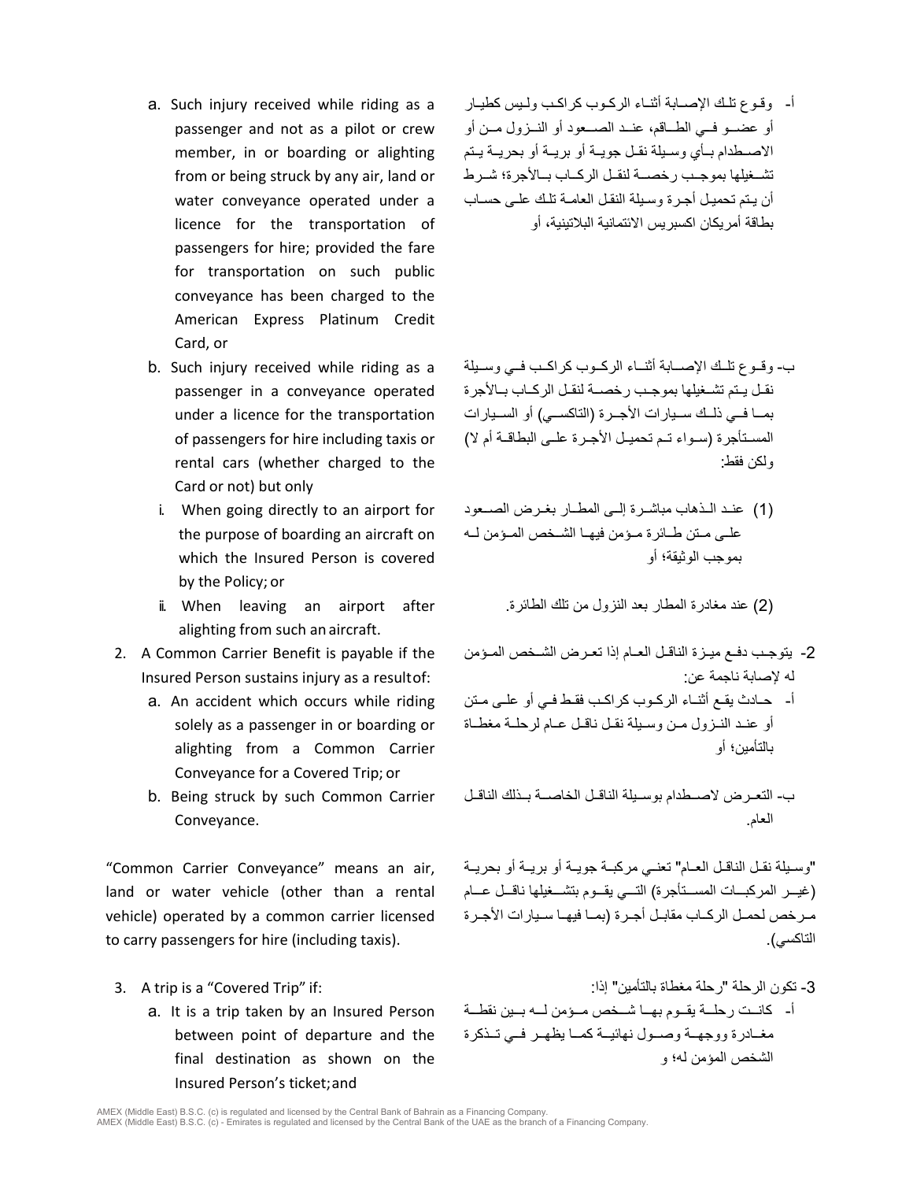a. Such injury received while riding as a passenger and not as a pilot or crew member, in or boarding or alighting from or being struck by any air, land or water conveyance operated under a licence for the transportation of passengers for hire; provided the fare for transportation on such public conveyance has been charged to the American Express Platinum Credit Card, or

أ- وقوع تلك الإصابة أثناء الركوب كراكب وليس كطيار أو عضو في الطاقم، عند الصعود أو النزول من أو الاصطدام بأي وسيلة نقل جوية أو برية أو بحرية يتم تشغيلها بموجب رخصة لنقل الركاب بالأجرة؛ شرط أن يتم تحميل أجرة وسيلة النقل العامة تلك على حساب بطاقة أمريكان اكسبريس الائتمانية البلاتينية، أو

b. Such injury received while riding as a passenger in a conveyance operated under a licence for the transportation of passengers for hire including taxis or rental cars (whether charged to the Card or not) but only

ب- وقوع تلك الإصابة أثناء الركوب كراكب في وسيلة نقل يتم تشغيلها بموجب رخصة لنقل الركاب بالأجرة بما في ذلك سيارات الأجرة (التاكسي) أو السيارات المستأجرة (سواء تم تحميل الأجرة على البطاقة أم لا) ولكن فقط:

i. When going directly to an airport for the purpose of boarding an aircraft on which the Insured Person is covered by the Policy; or

(1) عند الذهاب مباشرة إلى المطار بغرض الصعود على متن طائرة مؤمن فيها الشخص المؤمن له بموجب الوثيقة؛ أو

ii. When leaving an airport after alighting from such an aircraft.

(2) عند مغادرة المطار بعد النزول من تلك الطائرة.

2. A Common Carrier Benefit is payable if the Insured Person sustains injury as a result of:

2- يتوجب دفع ميزة الناقل العام إذا تعرض الشخص المؤمن له لإصابة ناجمة عن:

a. An accident which occurs while riding solely as a passenger in or boarding or alighting from a Common Carrier Conveyance for a Covered Trip; or

أ- حادث يقع أثناء الركوب كراكب فقط في أو على متن أو عند النزول من وسيلة نقل ناقل عام لرحلة مغطاة بالتأمين؛ أو

b. Being struck by such Common Carrier Conveyance.

ب- التعرض لاصطدام بوسيلة الناقل الخاصة بذلك الناقل العام.

"Common Carrier Conveyance" means an air, land or water vehicle (other than a rental vehicle) operated by a common carrier licensed to carry passengers for hire (including taxis).

"وسيلة نقل الناقل العام" تعني مركبة جوية أو برية أو بحرية (غير المركبات المستأجرة) التي يقوم بتشغيلها ناقل عام مرخص لحمل الركاب مقابل أجرة (بما فيها سيارات الأجرة التاكسي).

3. A trip is a "Covered Trip" if:

3- تكون الرحلة "رحلة مغطاة بالتأمين" إذا:

a. It is a trip taken by an Insured Person between point of departure and the final destination as shown on the Insured Person's ticket; and

أ- كانت رحلة يقوم بها شخص مؤمن له بين نقطة مغادرة ووجهة وصول نهائية كما يظهر في تذكرة الشخص المؤمن له؛ و

AMEX (Middle East) B.S.C. (c) is regulated and licensed by the Central Bank of Bahrain as a Financing Company.
AMEX (Middle East) B.S.C. (c) - Emirates is regulated and licensed by the Central Bank of the UAE as the branch of a Financing Company.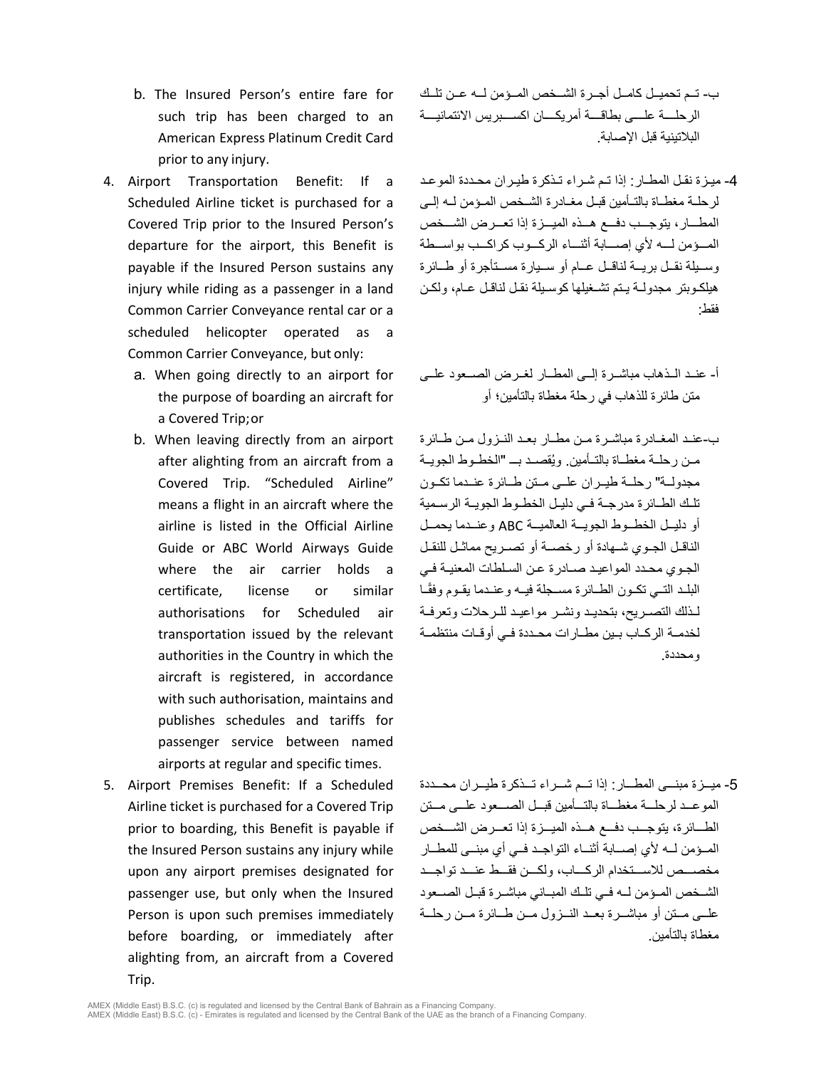b. The Insured Person's entire fare for such trip has been charged to an American Express Platinum Credit Card prior to any injury.

4. Airport Transportation Benefit: If a Scheduled Airline ticket is purchased for a Covered Trip prior to the Insured Person's departure for the airport, this Benefit is payable if the Insured Person sustains any injury while riding as a passenger in a land Common Carrier Conveyance rental car or a scheduled helicopter operated as a Common Carrier Conveyance, but only:
   a. When going directly to an airport for the purpose of boarding an aircraft for a Covered Trip;or
   b. When leaving directly from an airport after alighting from an aircraft from a Covered Trip. "Scheduled Airline" means a flight in an aircraft where the airline is listed in the Official Airline Guide or ABC World Airways Guide where the air carrier holds a certificate, license or similar authorisations for Scheduled air transportation issued by the relevant authorities in the Country in which the aircraft is registered, in accordance with such authorisation, maintains and publishes schedules and tariffs for passenger service between named airports at regular and specific times.

5. Airport Premises Benefit: If a Scheduled Airline ticket is purchased for a Covered Trip prior to boarding, this Benefit is payable if the Insured Person sustains any injury while upon any airport premises designated for passenger use, but only when the Insured Person is upon such premises immediately before boarding, or immediately after alighting from, an aircraft from a Covered Trip.

ب- تم تحميل كامل أجرة الشخص المؤمن له عن تلك الرحلة على بطاقة أمريكان اكسبريس الائتمانية البلاتينية قبل الإصابة.

4- ميزة نقل المطار: إذا تم شراء تذكرة طيران محددة الموعد لرحلة مغطاة بالتأمين قبل مغادرة الشخص المؤمن له إلى المطار، يتوجب دفع هذه الميزة إذا تعرض الشخص المؤمن له لأي إصابة أثناء الركوب كراكب بواسطة وسيلة نقل برية لناقل عام أو سيارة مستأجرة أو طائرة هيلكوبتر مجدولة يتم تشغيلها كوسيلة نقل لناقل عام، ولكن فقط:

أ- عند الذهاب مباشرة إلى المطار لغرض الصعود على متن طائرة للذهاب في رحلة مغطاة بالتأمين؛ أو

ب-عند المغادرة مباشرة من مطار بعد النزول من طائرة من رحلة مغطاة بالتأمين. ويُقصد بـ "الخطوط الجوية مجدولة" رحلة طيران على متن طائرة عندما تكون تلك الطائرة مدرجة في دليل الخطوط الجوية الرسمية أو دليل الخطوط الجوية العالمية ABC وعندما يحمل الناقل الجوي شهادة أو رخصة أو تصريح مماثل للنقل الجوي محدد المواعيد صادرة عن السلطات المعنية في البلد التي تكون الطائرة مسجلة فيه وعندما يقوم وفقًا لذلك التصريح، بتحديد ونشر مواعيد للرحلات وتعرفة لخدمة الركاب بين مطارات محددة في أوقات منتظمة ومحددة.

5- ميزة مبنى المطار: إذا تم شراء تذكرة طيران محددة الموعد لرحلة مغطاة بالتأمين قبل الصعود على متن الطائرة، يتوجب دفع هذه الميزة إذا تعرض الشخص المؤمن له لأي إصابة أثناء التواجد في أي مبنى للمطار مخصص للاستخدام الركاب، ولكن فقط عند تواجد الشخص المؤمن له في تلك المباني مباشرة قبل الصعود على متن أو مباشرة بعد النزول من طائرة من رحلة مغطاة بالتأمين.

AMEX (Middle East) B.S.C. (c) is regulated and licensed by the Central Bank of Bahrain as a Financing Company.
AMEX (Middle East) B.S.C. (c) - Emirates is regulated and licensed by the Central Bank of the UAE as the branch of a Financing Company.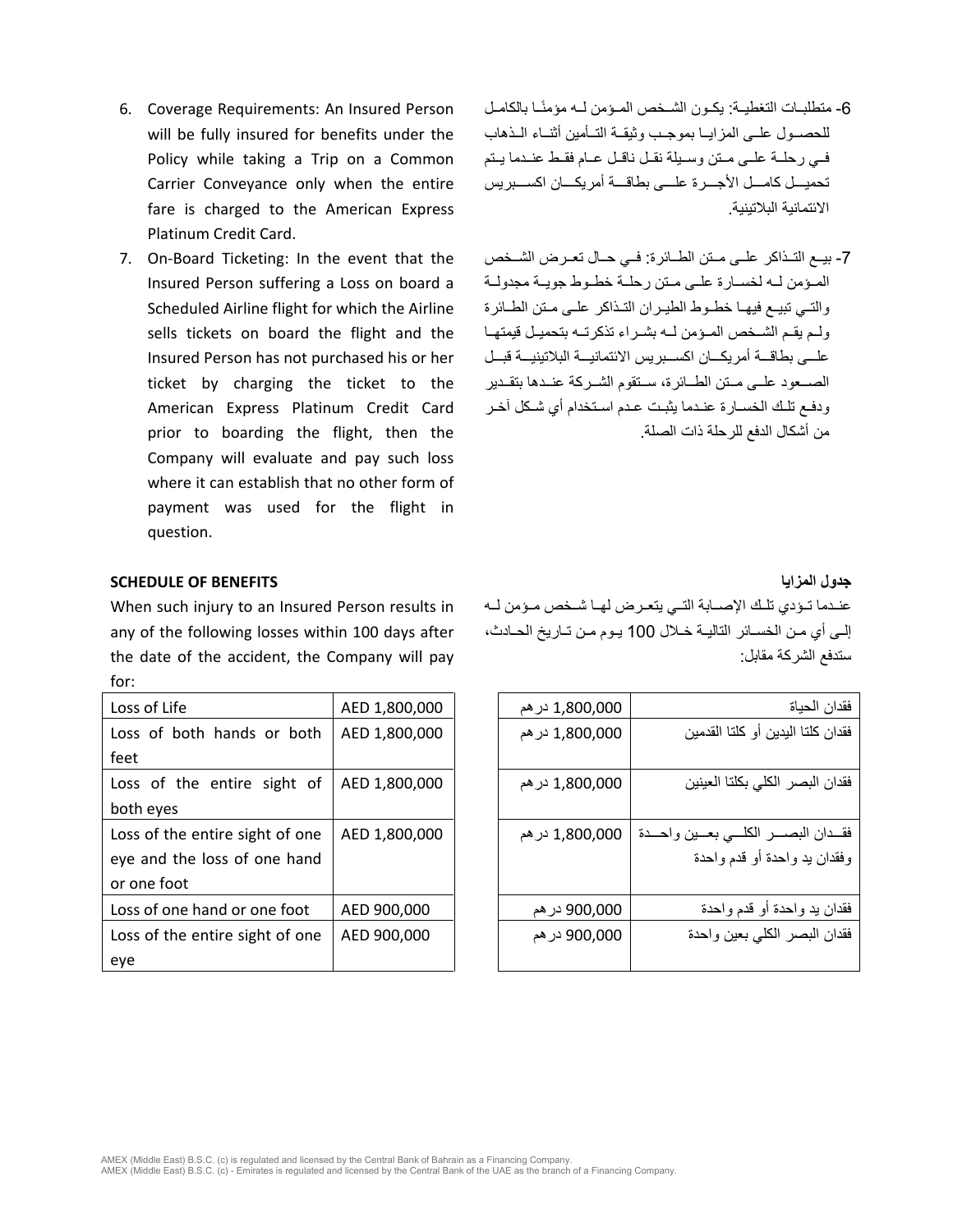6. Coverage Requirements: An Insured Person will be fully insured for benefits under the Policy while taking a Trip on a Common Carrier Conveyance only when the entire fare is charged to the American Express Platinum Credit Card.
7. On-Board Ticketing: In the event that the Insured Person suffering a Loss on board a Scheduled Airline flight for which the Airline sells tickets on board the flight and the Insured Person has not purchased his or her ticket by charging the ticket to the American Express Platinum Credit Card prior to boarding the flight, then the Company will evaluate and pay such loss where it can establish that no other form of payment was used for the flight in question.

6- متطلبات التغطية: يكون الشخص المؤمن له مؤمنًا بالكامل للحصول على المزايا بموجب وثيقة التأمين أثناء الذهاب في رحلة على متن وسيلة نقل ناقل عام فقط عندما يتم تحميل كامل الأجرة على بطاقة أمريكان اكسبريس الائتمانية البلاتينية.

7- بيع التذاكر على متن الطائرة: في حال تعرض الشخص المؤمن له لخسارة على متن رحلة خطوط جوية مجدولة والتي تبيع فيها خطوط الطيران التذاكر على متن الطائرة ولم يقم الشخص المؤمن له بشراء تذكرته بتحميل قيمتها على بطاقة أمريكان اكسبريس الائتمانية البلاتينية قبل الصعود على متن الطائرة، ستقوم الشركة عندها بتقدير ودفع تلك الخسارة عندما يثبت عدم استخدام أي شكل آخر من أشكال الدفع للرحلة ذات الصلة.

## SCHEDULE OF BENEFITS

When such injury to an Insured Person results in any of the following losses within 100 days after the date of the accident, the Company will pay for:

| Loss of Life | AED 1,800,000 |
|---|---|
| Loss of both hands or both feet | AED 1,800,000 |
| Loss of the entire sight of both eyes | AED 1,800,000 |
| Loss of the entire sight of one eye and the loss of one hand or one foot | AED 1,800,000 |
| Loss of one hand or one foot | AED 900,000 |
| Loss of the entire sight of one eye | AED 900,000 |

## جدول المزايا

عندما تؤدي تلك الإصابة التي يتعرض لها شخص مؤمن له إلى أي من الخسائر التالية خلال 100 يوم من تاريخ الحادث، ستدفع الشركة مقابل:

| فقدان الحياة | 1,800,000 درهم |
|---|---|
| فقدان كلتا اليدين أو كلتا القدمين | 1,800,000 درهم |
| فقدان البصر الكلي بكلتا العينين | 1,800,000 درهم |
| فقدان البصر الكلي بعين واحدة وفقدان يد واحدة أو قدم واحدة | 1,800,000 درهم |
| فقدان يد واحدة أو قدم واحدة | 900,000 درهم |
| فقدان البصر الكلي بعين واحدة | 900,000 درهم |

AMEX (Middle East) B.S.C. (c) is regulated and licensed by the Central Bank of Bahrain as a Financing Company.
AMEX (Middle East) B.S.C. (c) - Emirates is regulated and licensed by the Central Bank of the UAE as the branch of a Financing Company.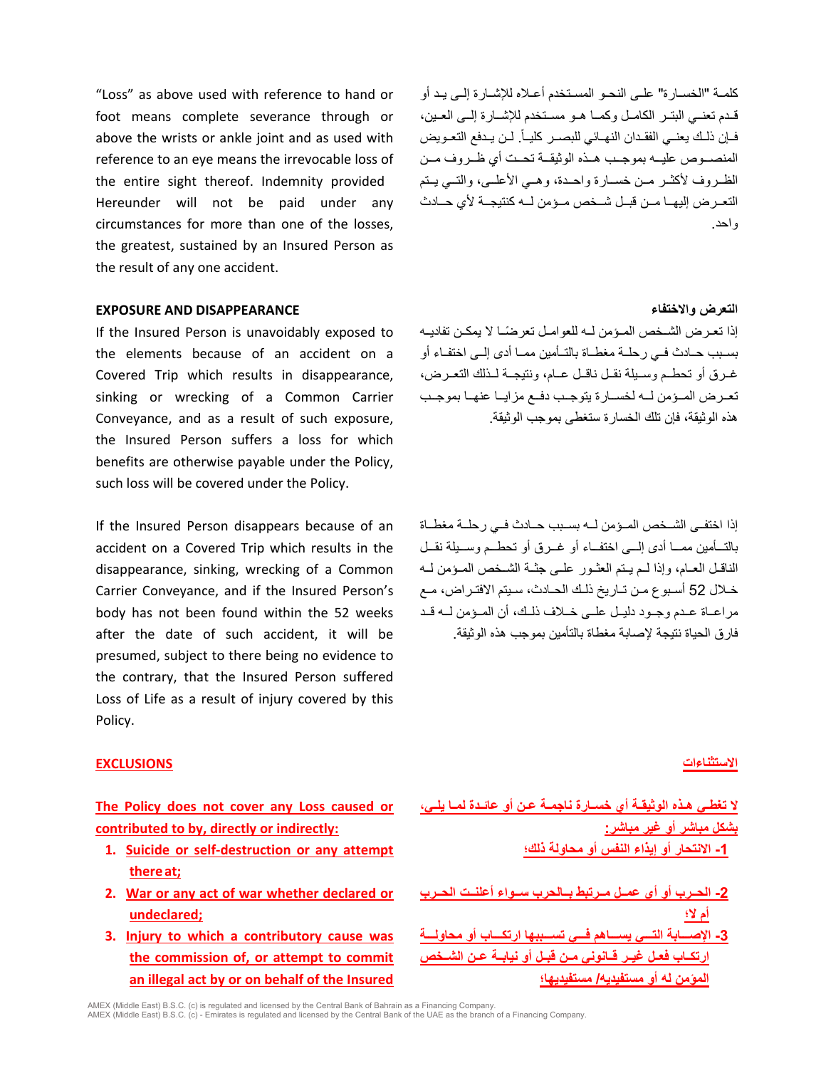"Loss" as above used with reference to hand or foot means complete severance through or above the wrists or ankle joint and as used with reference to an eye means the irrevocable loss of the entire sight thereof. Indemnity provided Hereunder will not be paid under any circumstances for more than one of the losses, the greatest, sustained by an Insured Person as the result of any one accident.

كلمة "الخسارة" على النحو المستخدم أعلاه للإشارة إلى يد أو قدم تعني البتر الكامل وكما هو مستخدم للإشارة إلى العين، فإن ذلك يعني الفقدان النهائي للبصر كلياً. لن يدفع التعويض المنصوص عليه بموجب هذه الوثيقة تحت أي ظروف من الظروف لأكثر من خسارة واحدة، وهي الأعلى، والتي يتم التعرض إليها من قبل شخص مؤمن له كنتيجة لأي حادث واحد.

**EXPOSURE AND DISAPPEARANCE**

If the Insured Person is unavoidably exposed to the elements because of an accident on a Covered Trip which results in disappearance, sinking or wrecking of a Common Carrier Conveyance, and as a result of such exposure, the Insured Person suffers a loss for which benefits are otherwise payable under the Policy, such loss will be covered under the Policy.

**التعرض والاختفاء**

إذا تعرض الشخص المؤمن له للعوامل تعرضاً لا يمكن تفاديه بسبب حادث في رحلة مغطاة بالتأمين مما أدى إلى اختفاء أو غرق أو تحطم وسيلة نقل ناقل عام، ونتيجة لذلك التعرض، تعرض المؤمن له لخسارة يتوجب دفع مزايا عنها بموجب هذه الوثيقة، فإن تلك الخسارة ستغطى بموجب الوثيقة.

If the Insured Person disappears because of an accident on a Covered Trip which results in the disappearance, sinking, wrecking of a Common Carrier Conveyance, and if the Insured Person's body has not been found within the 52 weeks after the date of such accident, it will be presumed, subject to there being no evidence to the contrary, that the Insured Person suffered Loss of Life as a result of injury covered by this Policy.

إذا اختفى الشخص المؤمن له بسبب حادث في رحلة مغطاة بالتأمين مما أدى إلى اختفاء أو غرق أو تحطم وسيلة نقل الناقل العام، وإذا لم يتم العثور على جثة الشخص المؤمن له خلال 52 أسبوع من تاريخ ذلك الحادث، سيتم الافتراض، مع مراعاة عدم وجود دليل على خلاف ذلك، أن المؤمن له قد فارق الحياة نتيجة لإصابة مغطاة بالتأمين بموجب هذه الوثيقة.

**EXCLUSIONS**

**The Policy does not cover any Loss caused or contributed to by, directly or indirectly:**

1. **Suicide or self-destruction or any attempt there at;**
2. **War or any act of war whether declared or undeclared;**
3. **Injury to which a contributory cause was the commission of, or attempt to commit an illegal act by or on behalf of the Insured**

**الاستثناءات**

**لا تغطي هذه الوثيقة أي خسارة ناجمة عن أو عائدة لما يلي، بشكل مباشر أو غير مباشر:**

**1- الانتحار أو إيذاء النفس أو محاولة ذلك؛**

**2- الحرب أو أي عمل مرتبط بالحرب سواء أعلنت الحرب أم لا؛**

**3- الإصابة التي يساهم في تسببها ارتكاب أو محاولة ارتكاب فعل غير قانوني من قبل أو نيابة عن الشخص المؤمن له أو مستفيديه/ مستفيديها؛**

AMEX (Middle East) B.S.C. (c) is regulated and licensed by the Central Bank of Bahrain as a Financing Company.
AMEX (Middle East) B.S.C. (c) - Emirates is regulated and licensed by the Central Bank of the UAE as the branch of a Financing Company.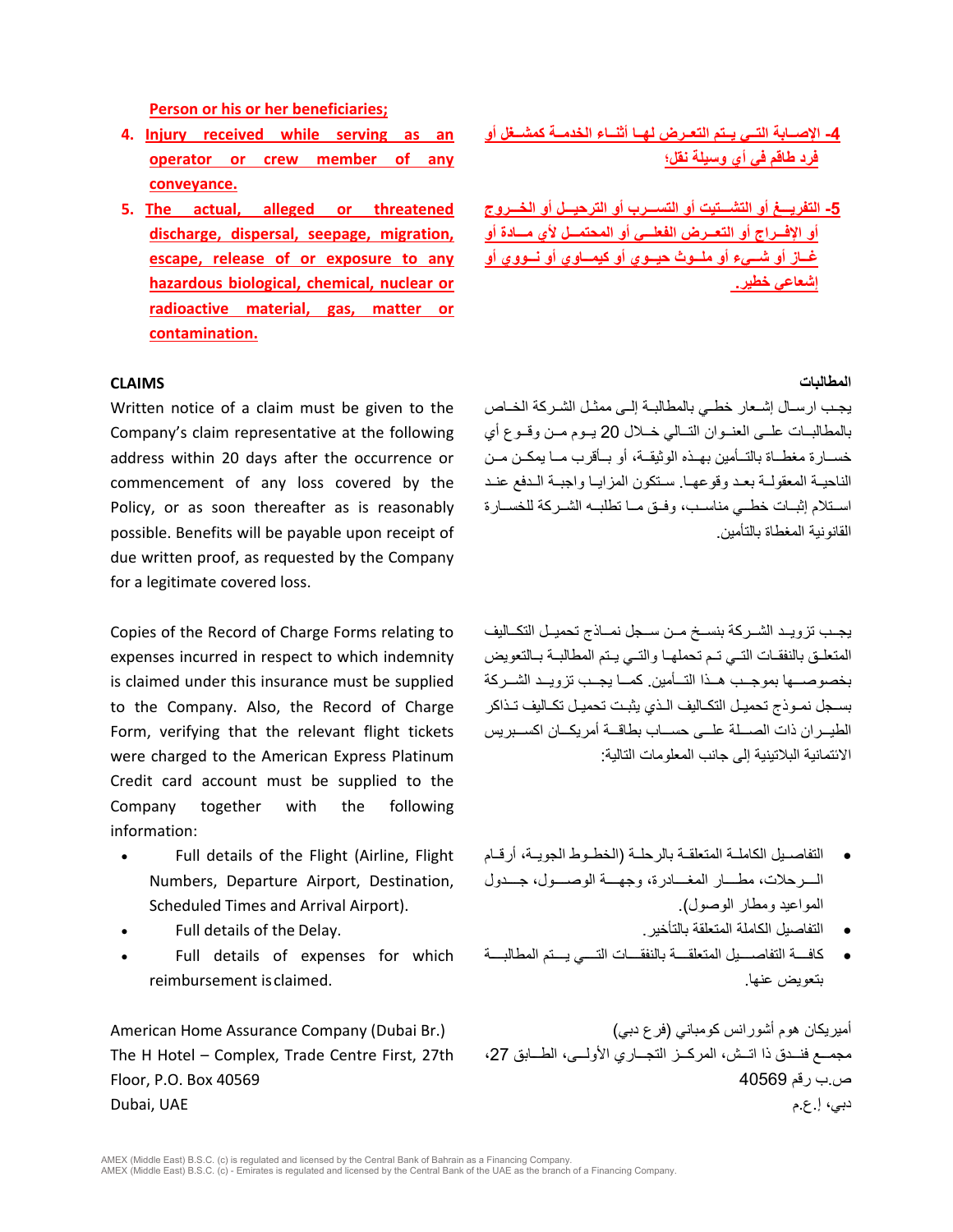**Person or his or her beneficiaries;**

4. **Injury received while serving as an operator or crew member of any conveyance.**
5. **The actual, alleged or threatened discharge, dispersal, seepage, migration, escape, release of or exposure to any hazardous biological, chemical, nuclear or radioactive material, gas, matter or contamination.**

**4- الإصـابة التـي يـتم التعـرض لهـا أثنـاء الخدمـة كمشـغل أو فرد طاقم في أي وسيلة نقل؛**

**5- التفريــغ أو التشــتيت أو التســرب أو الترحيــل أو الخــروج أو الإفــراج أو التعــرض الفعلــي أو المحتمــل لأي مــادة أو غــاز أو شــيء أو ملــوث حيــوي أو كيمــاوي أو نــووي أو إشعاعي خطير.**

**CLAIMS**

Written notice of a claim must be given to the Company's claim representative at the following address within 20 days after the occurrence or commencement of any loss covered by the Policy, or as soon thereafter as is reasonably possible. Benefits will be payable upon receipt of due written proof, as requested by the Company for a legitimate covered loss.

Copies of the Record of Charge Forms relating to expenses incurred in respect to which indemnity is claimed under this insurance must be supplied to the Company. Also, the Record of Charge Form, verifying that the relevant flight tickets were charged to the American Express Platinum Credit card account must be supplied to the Company together with the following information:

- Full details of the Flight (Airline, Flight Numbers, Departure Airport, Destination, Scheduled Times and Arrival Airport).
- Full details of the Delay.
- Full details of expenses for which reimbursement is claimed.

American Home Assurance Company (Dubai Br.)
The H Hotel – Complex, Trade Centre First, 27th Floor, P.O. Box 40569
Dubai, UAE

**المطالبات**

يجـب ارسـال إشـعار خطـي بالمطالبـة إلـى ممثـل الشـركة الخـاص بالمطالبــات علــى العنــوان التــالي خــلال 20 يــوم مــن وقــوع أي خســارة مغطــاة بالتــأمين بهــذه الوثيقــة، أو بــأقرب مــا يمكــن مــن الناحيـة المعقولـة بعـد وقوعهـا. سـتكون المزايـا واجبـة الـدفع عنـد اسـتلام إثبـات خطـي مناسـب، وفـق مـا تطلبـه الشـركة للخسـارة القانونية المغطاة بالتأمين.

يجـب تزويـد الشـركة بنسـخ مـن سـجل نمـاذج تحميـل التكـاليف المتعلـق بالنفقـات التـي تـم تحملهـا والتـي يـتم المطالبـة بـالتعويض بخصوصـها بموجـب هـذا التـأمين. كمـا يجـب تزويـد الشـركة بسـجل نمـوذج تحميـل التكـاليف الـذي يثبـت تحميـل تكـاليف تـذاكر الطيـران ذات الصـلة علـى حسـاب بطاقـة أمريكـان اكسـبريس الائتمانية البلاتينية إلى جانب المعلومات التالية:

- التفاصـيل الكاملـة المتعلقـة بالرحلـة (الخطـوط الجويـة، أرقـام الـرحلات، مطـار المغـادرة، وجهـة الوصـول، جـدول المواعيد ومطار الوصول).
- التفاصيل الكاملة المتعلقة بالتأخير.
- كافـة التفاصـيل المتعلقـة بالنفقـات التـي يـتم المطالبـة بتعويض عنها.

أميريكان هوم أشورانس كومباني (فرع دبي)
مجمـع فنـدق ذا اتـش، المركـز التجـاري الأولـى، الطـابق 27،
ص.ب رقم 40569
دبي، إ.ع.م

AMEX (Middle East) B.S.C. (c) is regulated and licensed by the Central Bank of Bahrain as a Financing Company.
AMEX (Middle East) B.S.C. (c) - Emirates is regulated and licensed by the Central Bank of the UAE as the branch of a Financing Company.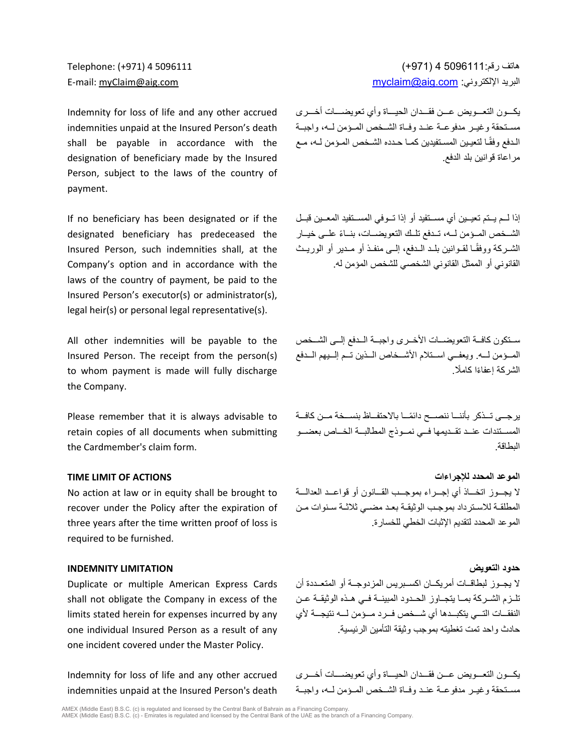Telephone: (+971) 4 5096111
E-mail: myClaim@aig.com

هاتف رقم:5096111 4 (971+)
البريد الإلكتروني: myclaim@aig.com

Indemnity for loss of life and any other accrued indemnities unpaid at the Insured Person's death shall be payable in accordance with the designation of beneficiary made by the Insured Person, subject to the laws of the country of payment.

يكـون التعـويض عـن فقـدان الحيـاة وأي تعويضـات أخـرى مسـتحقة وغيـر مدفوعـة عنـد وفـاة الشـخص المـؤمن لـه، واجبـة الـدفع وفقًـا لتعيـين المستفيدين كمـا حدده الشخص المـؤمن لـه، مع مراعاة قوانين بلد الدفع.

If no beneficiary has been designated or if the designated beneficiary has predeceased the Insured Person, such indemnities shall, at the Company's option and in accordance with the laws of the country of payment, be paid to the Insured Person's executor(s) or administrator(s), legal heir(s) or personal legal representative(s).

إذا لـم يـتم تعيـين أي مسـتفيد أو إذا تـوفي المسـتفيد المعـين قبـل الشـخص المـؤمن لـه، تـدفع تلـك التعويضـات، بنـاءً علـى خيـار الشـركة ووفقًـا لقـوانين بلـد الـدفع، إلـى منفـذ أو مـدير أو الوريـث القانوني أو الممثل القانوني الشخصي للشخص المؤمن له.

All other indemnities will be payable to the Insured Person. The receipt from the person(s) to whom payment is made will fully discharge the Company.

سـتكون كافـة التعويضـات الأخـرى واجبـة الـدفع إلـى الشـخص المـؤمن لـه. ويعفـي اسـتلام الأشـخاص الـذين تـم إلـيهم الـدفع الشركة إعفاءً كاملًا.

Please remember that it is always advisable to retain copies of all documents when submitting the Cardmember's claim form.

يرجـى تـذكر بأننـا ننصـح دائمًـا بالاحتفـاظ بنسـخة مـن كافـة المسـتندات عنـد تقـديمها فـي نمـوذج المطالبـة الخـاص بعضـو البطاقة.

**TIME LIMIT OF ACTIONS**

No action at law or in equity shall be brought to recover under the Policy after the expiration of three years after the time written proof of loss is required to be furnished.

**الموعد المحدد للإجراءات**

لا يجـوز اتخـاذ أي إجـراء بموجـب القـانون أو قواعـد العدالـة المطلقـة للاسـترداد بموجـب الوثيقـة بعـد مضـي ثلاثـة سـنوات مـن الموعد المحدد لتقديم الإثبات الخطي للخسارة.

**INDEMNITY LIMITATION**

Duplicate or multiple American Express Cards shall not obligate the Company in excess of the limits stated herein for expenses incurred by any one individual Insured Person as a result of any one incident covered under the Master Policy.

**حدود التعويض**

لا يجـوز لبطاقـات أمريكـان اكسـبريس المزدوجـة أو المتعـددة أن تلـزم الشـركة بمـا يتجـاوز الحـدود المبينـة فـي هـذه الوثيقـة عـن النفقـات التـي يتكبـدها أي شـخص فـرد مـؤمن لـه نتيجـة لأي حادث واحد تمت تغطيته بموجب وثيقة التأمين الرئيسية.

Indemnity for loss of life and any other accrued indemnities unpaid at the Insured Person's death

يكـون التعـويض عـن فقـدان الحيـاة وأي تعويضـات أخـرى مسـتحقة وغيـر مدفوعـة عنـد وفـاة الشـخص المـؤمن لـه، واجبـة

AMEX (Middle East) B.S.C. (c) is regulated and licensed by the Central Bank of Bahrain as a Financing Company.
AMEX (Middle East) B.S.C. (c) - Emirates is regulated and licensed by the Central Bank of the UAE as the branch of a Financing Company.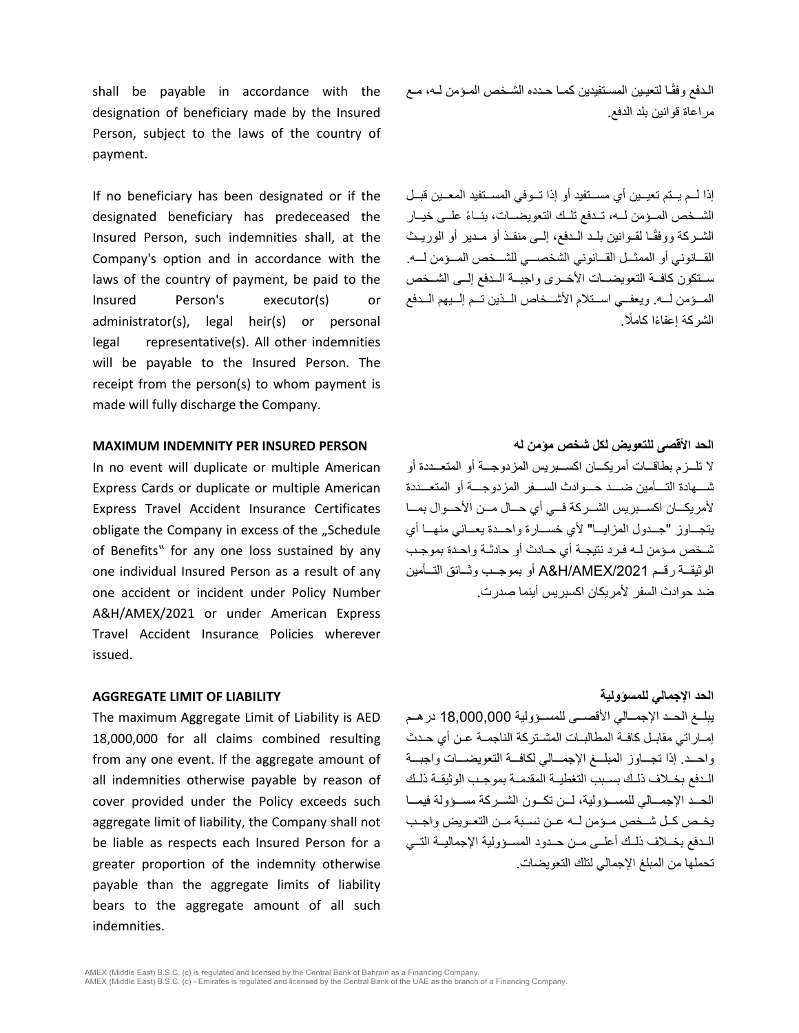shall be payable in accordance with the designation of beneficiary made by the Insured Person, subject to the laws of the country of payment.

الدفع وفقًا لتعيين المستفيدين كما حدده الشخص المؤمن له، مع مراعاة قوانين بلد الدفع.

If no beneficiary has been designated or if the designated beneficiary has predeceased the Insured Person, such indemnities shall, at the Company's option and in accordance with the laws of the country of payment, be paid to the Insured Person's executor(s) or administrator(s), legal heir(s) or personal legal representative(s). All other indemnities will be payable to the Insured Person. The receipt from the person(s) to whom payment is made will fully discharge the Company.

إذا لم يتم تعيين أي مستفيد أو إذا توفي المستفيد المعين قبل الشخص المؤمن له، تدفع تلك التعويضات، بناءً على خيار الشركة ووفقًا لقوانين بلد الدفع، إلى منفذ أو مدير أو الوريث القانوني أو الممثل القانوني الشخصي للشخص المؤمن له. ستكون كافة التعويضات الأخرى واجبة الدفع إلى الشخص المؤمن له. ويعفي استلام الأشخاص الذين تم إليهم الدفع الشركة إعفاءً كاملًا.

**MAXIMUM INDEMNITY PER INSURED PERSON**

In no event will duplicate or multiple American Express Cards or duplicate or multiple American Express Travel Accident Insurance Certificates obligate the Company in excess of the „Schedule of Benefits" for any one loss sustained by any one individual Insured Person as a result of any one accident or incident under Policy Number A&H/AMEX/2021 or under American Express Travel Accident Insurance Policies wherever issued.

**الحد الأقصى للتعويض لكل شخص مؤمن له**

لا تلزم بطاقات أمريكان اكسبريس المزدوجة أو المتعددة أو شهادة التأمين ضد حوادث السفر المزدوجة أو المتعددة لأمريكان اكسبريس الشركة في أي حال من الأحوال بما يتجاوز "جدول المزايا" لأي خسارة واحدة يعاني منها أي شخص مؤمن له فرد نتيجة أي حادث أو حادثة واحدة بموجب الوثيقة رقم A&H/AMEX/2021 أو بموجب وثائق التأمين ضد حوادث السفر لأمريكان اكسبريس أينما صدرت.

**AGGREGATE LIMIT OF LIABILITY**

The maximum Aggregate Limit of Liability is AED 18,000,000 for all claims combined resulting from any one event. If the aggregate amount of all indemnities otherwise payable by reason of cover provided under the Policy exceeds such aggregate limit of liability, the Company shall not be liable as respects each Insured Person for a greater proportion of the indemnity otherwise payable than the aggregate limits of liability bears to the aggregate amount of all such indemnities.

**الحد الإجمالي للمسؤولية**

يبلغ الحد الإجمالي الأقصى للمسؤولية 18,000,000 درهم إماراتي مقابل كافة المطالبات المشتركة الناجمة عن أي حدث واحد. إذا تجاوز المبلغ الإجمالي لكافة التعويضات واجبة الدفع بخلاف ذلك بسبب التغطية المقدمة بموجب الوثيقة ذلك الحد الإجمالي للمسؤولية، لن تكون الشركة مسؤولة فيما يخص كل شخص مؤمن له عن نسبة من التعويض واجب الدفع بخلاف ذلك أعلى من حدود المسؤولية الإجمالية التي تحملها من المبلغ الإجمالي لتلك التعويضات.

AMEX (Middle East) B.S.C. (c) is regulated and licensed by the Central Bank of Bahrain as a Financing Company.
AMEX (Middle East) B.S.C. (c) - Emirates is regulated and licensed by the Central Bank of the UAE as the branch of a Financing Company.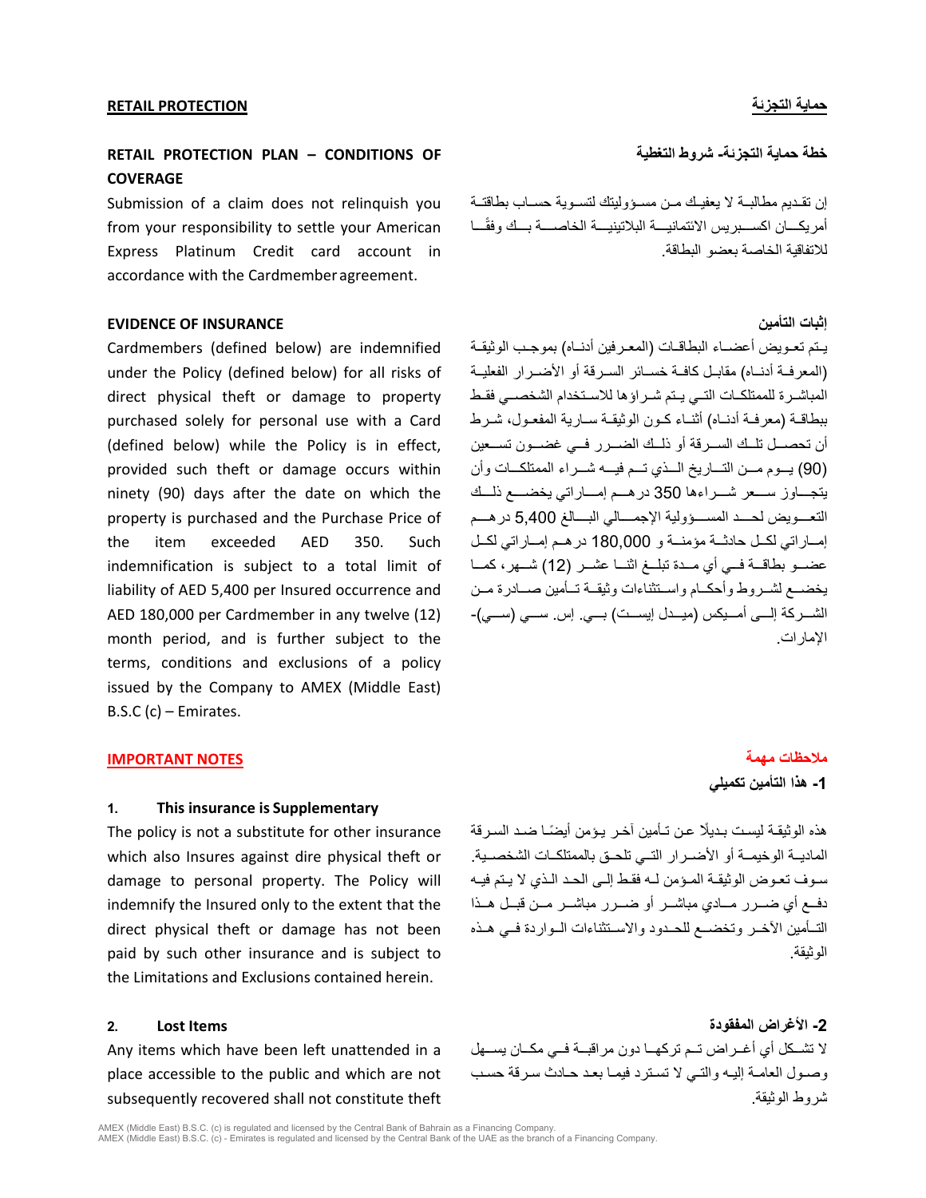## RETAIL PROTECTION

### RETAIL PROTECTION PLAN – CONDITIONS OF COVERAGE

Submission of a claim does not relinquish you from your responsibility to settle your American Express Platinum Credit card account in accordance with the Cardmember agreement.

**EVIDENCE OF INSURANCE**

Cardmembers (defined below) are indemnified under the Policy (defined below) for all risks of direct physical theft or damage to property purchased solely for personal use with a Card (defined below) while the Policy is in effect, provided such theft or damage occurs within ninety (90) days after the date on which the property is purchased and the Purchase Price of the item exceeded AED 350. Such indemnification is subject to a total limit of liability of AED 5,400 per Insured occurrence and AED 180,000 per Cardmember in any twelve (12) month period, and is further subject to the terms, conditions and exclusions of a policy issued by the Company to AMEX (Middle East) B.S.C (c) – Emirates.

**IMPORTANT NOTES**

**1. This insurance is Supplementary**

The policy is not a substitute for other insurance which also Insures against dire physical theft or damage to personal property. The Policy will indemnify the Insured only to the extent that the direct physical theft or damage has not been paid by such other insurance and is subject to the Limitations and Exclusions contained herein.

**2. Lost Items**

Any items which have been left unattended in a place accessible to the public and which are not subsequently recovered shall not constitute theft

## حماية التجزئة

### خطة حماية التجزئة- شروط التغطية

إن تقديم مطالبة لا يعفيك من مسؤوليتك لتسوية حساب بطاقة أمريكان اكسبريس الائتمانية البلاتينية الخاصة بك وفقًا للاتفاقية الخاصة بعضو البطاقة.

**إثبات التأمين**

يتم تعويض أعضاء البطاقات (المعرفين أدناه) بموجب الوثيقة (المعرفة أدناه) مقابل كافة خسائر السرقة أو الأضرار الفعلية المباشرة للممتلكات التي يتم شراؤها للاستخدام الشخصي فقط ببطاقة (معرفة أدناه) أثناء كون الوثيقة سارية المفعول، شرط أن تحصل تلك السرقة أو ذلك الضرر في غضون تسعين (90) يوم من التاريخ الذي تم فيه شراء الممتلكات وأن يتجاوز سعر شراءها 350 درهم إماراتي يخضع ذلك التعويض لحد المسؤولية الإجمالي البالغ 5,400 درهم إماراتي لكل حادثة مؤمنة و 180,000 درهم إماراتي لكل عضو بطاقة في أي مدة تبلغ اثنا عشر (12) شهر، كما يخضع لشروط وأحكام واستثناءات وثيقة تأمين صادرة من الشركة إلى أميكس (ميدل إيست) بي. إس. سي (سي)- الإمارات.

**ملاحظات مهمة**

**1- هذا التأمين تكميلي**

هذه الوثيقة ليست بديلًا عن تأمين آخر يؤمن أيضًا ضد السرقة المادية الوخيمة أو الأضرار التي تلحق بالممتلكات الشخصية. سوف تعوض الوثيقة المؤمن له فقط إلى الحد الذي لا يتم فيه دفع أي ضرر مادي مباشر أو ضرر مباشر من قبل هذا التأمين الآخر وتخضع للحدود والاستثناءات الواردة في هذه الوثيقة.

**2- الأغراض المفقودة**

لا تشكل أي أغراض تم تركها دون مراقبة في مكان يسهل وصول العامة إليه والتي لا تسترد فيما بعد حادث سرقة حسب شروط الوثيقة.

AMEX (Middle East) B.S.C. (c) is regulated and licensed by the Central Bank of Bahrain as a Financing Company.
AMEX (Middle East) B.S.C. (c) - Emirates is regulated and licensed by the Central Bank of the UAE as the branch of a Financing Company.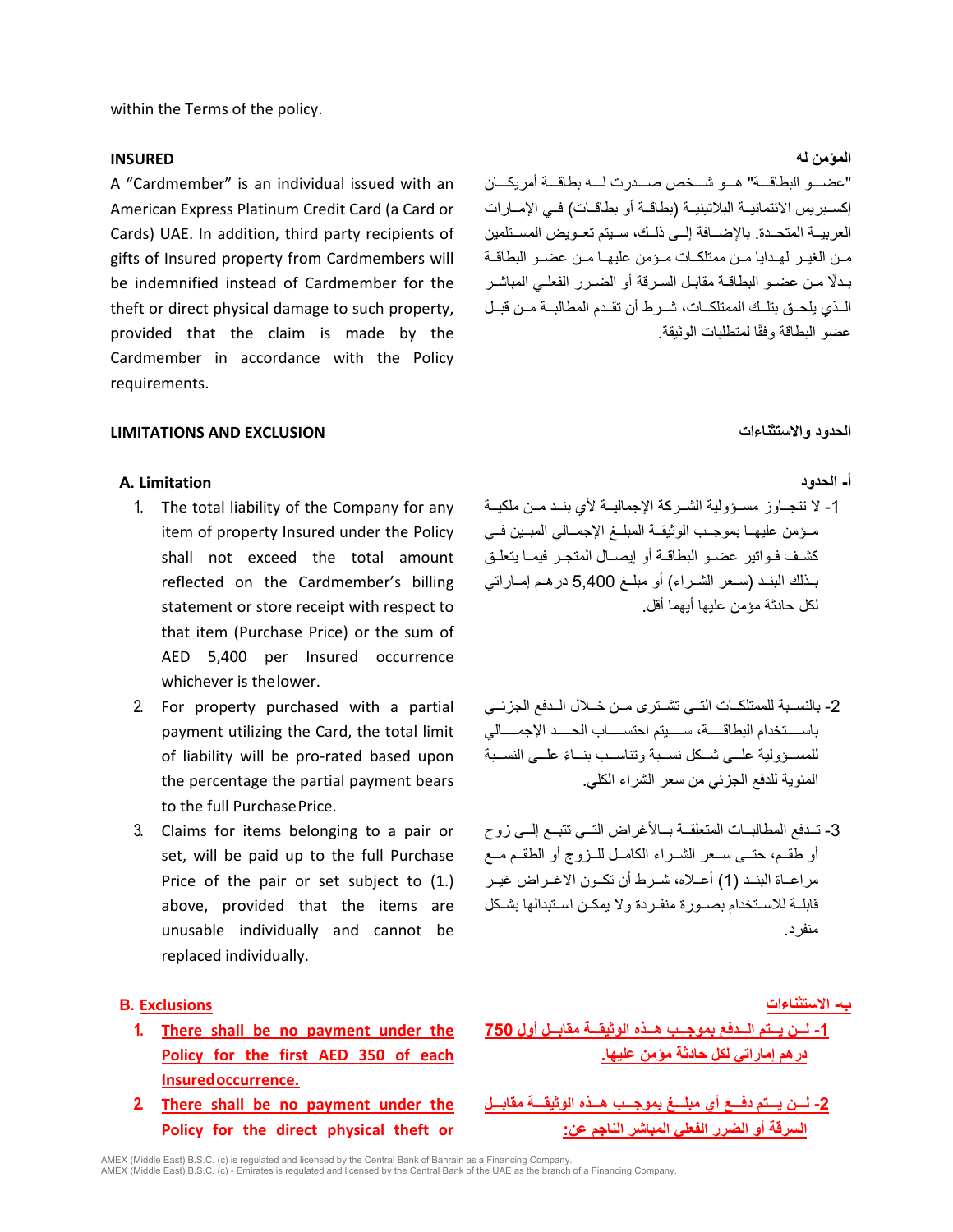within the Terms of the policy.

**INSURED**

A "Cardmember" is an individual issued with an American Express Platinum Credit Card (a Card or Cards) UAE. In addition, third party recipients of gifts of Insured property from Cardmembers will be indemnified instead of Cardmember for the theft or direct physical damage to such property, provided that the claim is made by the Cardmember in accordance with the Policy requirements.

**المؤمن له**

"عضو البطاقة" هو شخص صدرت له بطاقة أمريكان إكسبريس الائتمانية البلاتينية (بطاقة أو بطاقات) في الإمارات العربية المتحدة. بالإضافة إلى ذلك، سيتم تعويض المستلمين من الغير لهدايا من ممتلكات مؤمن عليها من عضو البطاقة بدلًا من عضو البطاقة مقابل السرقة أو الضرر الفعلي المباشر الذي يلحق بتلك الممتلكات، شرط أن تقدم المطالبة من قبل عضو البطاقة وفقًا لمتطلبات الوثيقة.

**LIMITATIONS AND EXCLUSION**

**A. Limitation**

1. The total liability of the Company for any item of property Insured under the Policy shall not exceed the total amount reflected on the Cardmember's billing statement or store receipt with respect to that item (Purchase Price) or the sum of AED 5,400 per Insured occurrence whichever is the lower.
2. For property purchased with a partial payment utilizing the Card, the total limit of liability will be pro-rated based upon the percentage the partial payment bears to the full Purchase Price.
3. Claims for items belonging to a pair or set, will be paid up to the full Purchase Price of the pair or set subject to (1.) above, provided that the items are unusable individually and cannot be replaced individually.

**B. Exclusions**

1. **There shall be no payment under the Policy for the first AED 350 of each Insured occurrence.**
2. **There shall be no payment under the Policy for the direct physical theft or**

**الحدود والاستثناءات**

**أ- الحدود**

1- لا تتجاوز مسؤولية الشركة الإجمالية لأي بند من ملكية مؤمن عليها بموجب الوثيقة المبلغ الإجمالي المبين في كشف فواتير عضو البطاقة أو إيصال المتجر فيما يتعلق بذلك البند (سعر الشراء) أو مبلغ 5,400 درهم إماراتي لكل حادثة مؤمن عليها أيهما أقل.

2- بالنسبة للممتلكات التي تشترى من خلال الدفع الجزئي باستخدام البطاقة، سيتم احتساب الحد الإجمالي للمسؤولية على شكل نسبة وتناسب بناءً على النسبة المئوية للدفع الجزئي من سعر الشراء الكلي.

3- تدفع المطالبات المتعلقة بالأغراض التي تتبع إلى زوج أو طقم، حتى سعر الشراء الكامل للزوج أو الطقم مع مراعاة البند (1) أعلاه، شرط أن تكون الاغراض غير قابلة للاستخدام بصورة منفردة ولا يمكن استبدالها بشكل منفرد.

**ب- الاستثناءات**

**1- لن يتم الدفع بموجب هذه الوثيقة مقابل أول 750 درهم إماراتي لكل حادثة مؤمن عليها.**

**2- لن يتم دفع أي مبلغ بموجب هذه الوثيقة مقابل السرقة أو الضرر الفعلي المباشر الناجم عن:**

AMEX (Middle East) B.S.C. (c) is regulated and licensed by the Central Bank of Bahrain as a Financing Company.
AMEX (Middle East) B.S.C. (c) - Emirates is regulated and licensed by the Central Bank of the UAE as the branch of a Financing Company.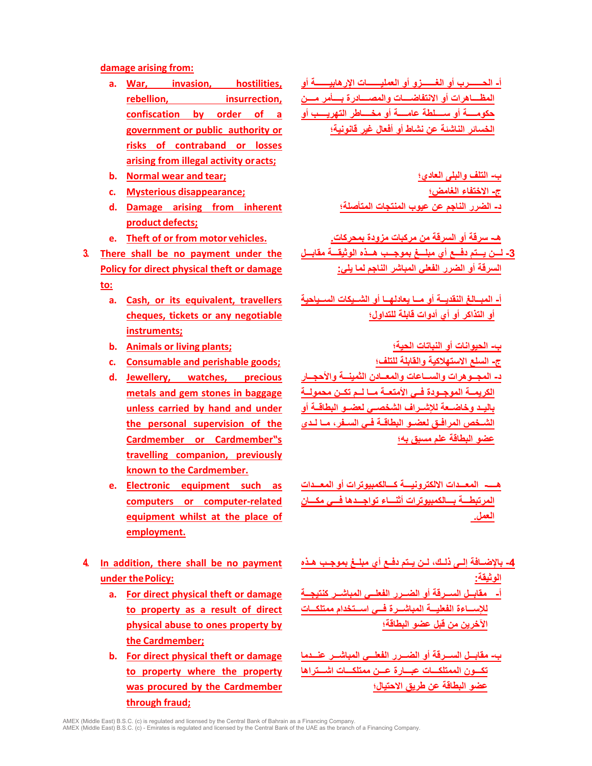damage arising from:

a. War, invasion, hostilities, rebellion, insurrection, confiscation by order of a government or public authority or risks of contraband or losses arising from illegal activity or acts;

b. Normal wear and tear;

c. Mysterious disappearance;

d. Damage arising from inherent product defects;

e. Theft of or from motor vehicles.

3. There shall be no payment under the Policy for direct physical theft or damage to:

a. Cash, or its equivalent, travellers cheques, tickets or any negotiable instruments;

b. Animals or living plants;

c. Consumable and perishable goods;

d. Jewellery, watches, precious metals and gem stones in baggage unless carried by hand and under the personal supervision of the Cardmember or Cardmember"s travelling companion, previously known to the Cardmember.

e. Electronic equipment such as computers or computer-related equipment whilst at the place of employment.

4. In addition, there shall be no payment under the Policy:

a. For direct physical theft or damage to property as a result of direct physical abuse to ones property by the Cardmember;

b. For direct physical theft or damage to property where the property was procured by the Cardmember through fraud;

أ- الحرب أو الغزو أو العمليات الإرهابية أو المظاهرات أو الانتفاضات والمصادرة بأمر من حكومة أو سلطة عامة أو مخاطر التهريب أو الخسائر الناشئة عن نشاط أو أفعال غير قانونية؛

ب- التلف والبلى العادي؛

ج- الاختفاء الغامض؛

د- الضرر الناجم عن عيوب المنتجات المتأصلة؛

هـ- سرقة أو السرقة من مركبات مزودة بمحركات.

3- لن يتم دفع أي مبلغ بموجب هذه الوثيقة مقابل السرقة أو الضرر الفعلي المباشر الناجم لما يلي:

أ- المبالغ النقدية أو ما يعادلها أو الشيكات السياحية أو التذاكر أو أي أدوات قابلة للتداول؛

ب- الحيوانات أو النباتات الحية؛

ج- السلع الاستهلاكية والقابلة للتلف؛

د- المجوهرات والساعات والمعادن الثمينة والأحجار الكريمة الموجودة في الأمتعة ما لم تكن محمولة باليد وخاضعة للإشراف الشخصي لعضو البطاقة أو الشخص المرافق لعضو البطاقة في السفر، ما لدى عضو البطاقة علم مسبق به؛

هـ- المعدات الالكترونية كالكمبيوترات أو المعدات المرتبطة بالكمبيوترات أثناء تواجدها في مكان العمل.

4- بالإضافة إلى ذلك، لن يتم دفع أي مبلغ بموجب هذه الوثيقة:

أ- مقابل السرقة أو الضرر الفعلي المباشر كنتيجة للإساءة الفعلية المباشرة في استخدام ممتلكات الآخرين من قبل عضو البطاقة؛

ب- مقابل السرقة أو الضرر الفعلي المباشر عندما تكون الممتلكات عبارة عن ممتلكات اشتراها عضو البطاقة عن طريق الاحتيال؛

AMEX (Middle East) B.S.C. (c) is regulated and licensed by the Central Bank of Bahrain as a Financing Company.
AMEX (Middle East) B.S.C. (c) - Emirates is regulated and licensed by the Central Bank of the UAE as the branch of a Financing Company.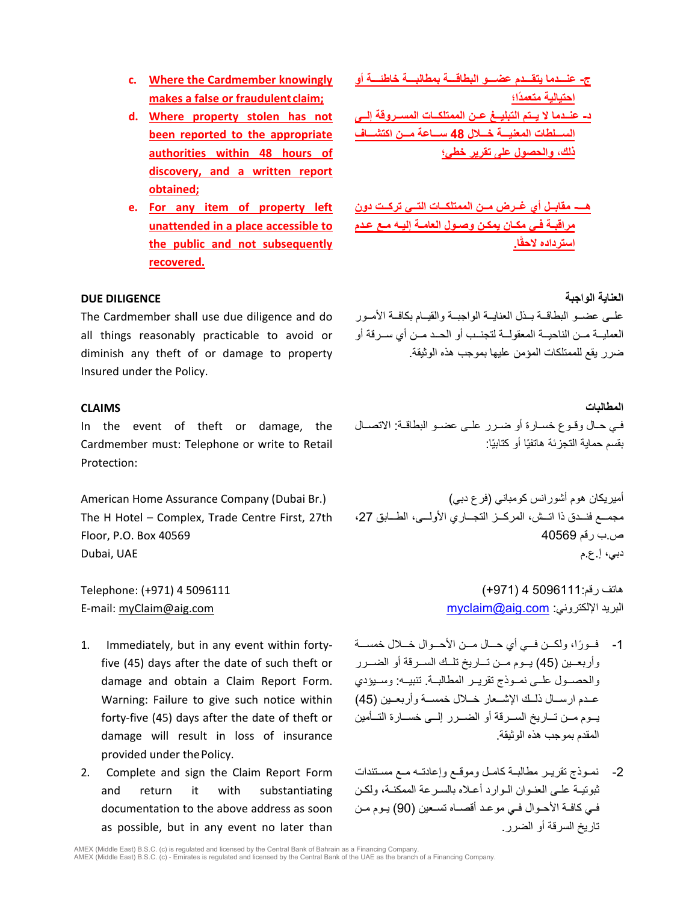c. **Where the Cardmember knowingly makes a false or fraudulent claim;**

d. **Where property stolen has not been reported to the appropriate authorities within 48 hours of discovery, and a written report obtained;**

e. **For any item of property left unattended in a place accessible to the public and not subsequently recovered.**

ج- **عندما يتقدم عضو البطاقة بمطالبة خاطئة أو احتيالية متعمدًا؛**

د- **عندما لا يتم التبليغ عن الممتلكات المسروقة إلى السلطات المعنية خلال 48 ساعة من اكتشاف ذلك، والحصول على تقرير خطي؛**

هـ- **مقابل أي غرض من الممتلكات التي تركت دون مراقبة في مكان يمكن وصول العامة إليه مع عدم استرداده لاحقًا.**

**DUE DILIGENCE**

The Cardmember shall use due diligence and do all things reasonably practicable to avoid or diminish any theft of or damage to property Insured under the Policy.

**العناية الواجبة**

على عضو البطاقة بذل العناية الواجبة والقيام بكافة الأمور العملية من الناحية المعقولة لتجنب أو الحد من أي سرقة أو ضرر يقع للممتلكات المؤمن عليها بموجب هذه الوثيقة.

**CLAIMS**

In the event of theft or damage, the Cardmember must: Telephone or write to Retail Protection:

**المطالبات**

في حال وقوع خسارة أو ضرر على عضو البطاقة: الاتصال بقسم حماية التجزئة هاتفيًا أو كتابيًا:

American Home Assurance Company (Dubai Br.)
The H Hotel – Complex, Trade Centre First, 27th Floor, P.O. Box 40569
Dubai, UAE

أميريكان هوم أشورانس كومباني (فرع دبي)
مجمع فندق ذا اتش، المركز التجاري الأولى، الطابق 27،
ص.ب رقم 40569
دبي، إ.ع.م

Telephone: (+971) 4 5096111
E-mail: myClaim@aig.com

هاتف رقم: 5096111 4 (971+)
البريد الإلكتروني: myclaim@aig.com

1. Immediately, but in any event within forty-five (45) days after the date of such theft or damage and obtain a Claim Report Form. Warning: Failure to give such notice within forty-five (45) days after the date of theft or damage will result in loss of insurance provided under the Policy.

2. Complete and sign the Claim Report Form and return it with substantiating documentation to the above address as soon as possible, but in any event no later than

1- فورًا، ولكن في أي حال من الأحوال خلال خمسة وأربعين (45) يوم من تاريخ تلك السرقة أو الضرر والحصول على نموذج تقرير المطالبة. تنبيه: وسيؤدي عدم ارسال ذلك الإشعار خلال خمسة وأربعين (45) يوم من تاريخ السرقة أو الضرر إلى خسارة التأمين المقدم بموجب هذه الوثيقة.

2- نموذج تقرير مطالبة كامل وموقع وإعادته مع مستندات ثبوتية على العنوان الوارد أعلاه بالسرعة الممكنة، ولكن في كافة الأحوال في موعد أقصاه تسعين (90) يوم من تاريخ السرقة أو الضرر.

AMEX (Middle East) B.S.C. (c) is regulated and licensed by the Central Bank of Bahrain as a Financing Company.
AMEX (Middle East) B.S.C. (c) - Emirates is regulated and licensed by the Central Bank of the UAE as the branch of a Financing Company.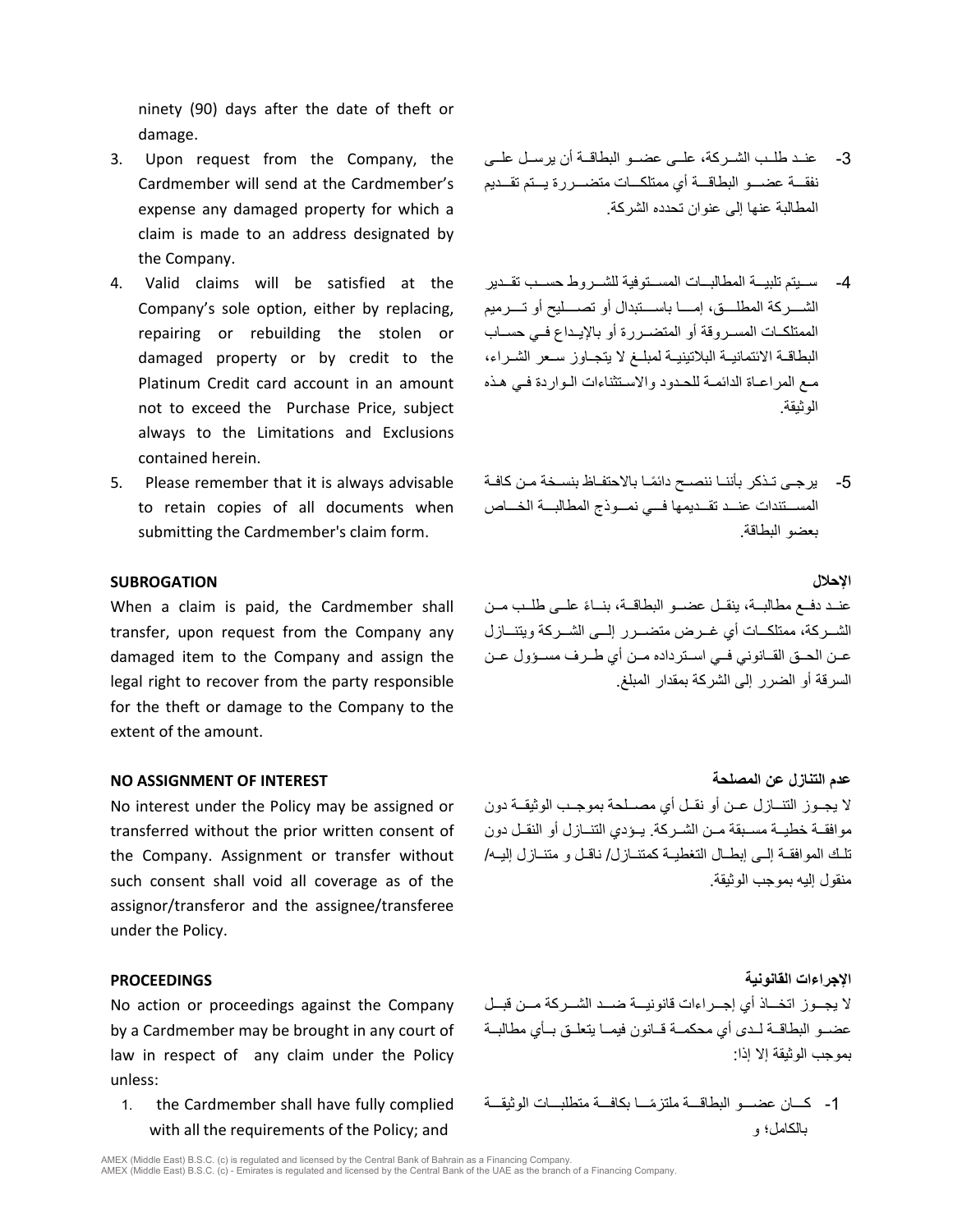ninety (90) days after the date of theft or damage.

3. Upon request from the Company, the Cardmember will send at the Cardmember's expense any damaged property for which a claim is made to an address designated by the Company.
4. Valid claims will be satisfied at the Company's sole option, either by replacing, repairing or rebuilding the stolen or damaged property or by credit to the Platinum Credit card account in an amount not to exceed the Purchase Price, subject always to the Limitations and Exclusions contained herein.
5. Please remember that it is always advisable to retain copies of all documents when submitting the Cardmember's claim form.

3- عند طلب الشركة، على عضو البطاقة أن يرسل على نفقة عضو البطاقة أي ممتلكات متضررة يتم تقديم المطالبة عنها إلى عنوان تحدده الشركة.

4- سيتم تلبية المطالبات المستوفية للشروط حسب تقدير الشركة المطلق، إما باستبدال أو تصليح أو ترميم الممتلكات المسروقة أو المتضررة أو بالإيداع في حساب البطاقة الائتمانية البلاتينية لمبلغ لا يتجاوز سعر الشراء، مع المراعاة الدائمة للحدود والاستثناءات الواردة في هذه الوثيقة.

5- يرجى تذكر بأننا ننصح دائمًا بالاحتفاظ بنسخة من كافة المستندات عند تقديمها في نموذج المطالبة الخاص بعضو البطاقة.

**SUBROGATION**

When a claim is paid, the Cardmember shall transfer, upon request from the Company any damaged item to the Company and assign the legal right to recover from the party responsible for the theft or damage to the Company to the extent of the amount.

**الإحلال**

عند دفع مطالبة، ينقل عضو البطاقة، بناءً على طلب من الشركة، ممتلكات أي غرض متضرر إلى الشركة ويتنازل عن الحق القانوني في استرداده من أي طرف مسؤول عن السرقة أو الضرر إلى الشركة بمقدار المبلغ.

**NO ASSIGNMENT OF INTEREST**

No interest under the Policy may be assigned or transferred without the prior written consent of the Company. Assignment or transfer without such consent shall void all coverage as of the assignor/transferor and the assignee/transferee under the Policy.

**عدم التنازل عن المصلحة**

لا يجوز التنازل عن أو نقل أي مصلحة بموجب الوثيقة دون موافقة خطية مسبقة من الشركة. يؤدي التنازل أو النقل دون تلك الموافقة إلى إبطال التغطية كمتنازل/ ناقل و متنازل إليه/ منقول إليه بموجب الوثيقة.

**PROCEEDINGS**

No action or proceedings against the Company by a Cardmember may be brought in any court of law in respect of any claim under the Policy unless:

1. the Cardmember shall have fully complied with all the requirements of the Policy; and

**الإجراءات القانونية**

لا يجوز اتخاذ أي إجراءات قانونية ضد الشركة من قبل عضو البطاقة لدى أي محكمة قانون فيما يتعلق بأي مطالبة بموجب الوثيقة إلا إذا:

1- كان عضو البطاقة ملتزمًا بكافة متطلبات الوثيقة بالكامل؛ و

AMEX (Middle East) B.S.C. (c) is regulated and licensed by the Central Bank of Bahrain as a Financing Company.
AMEX (Middle East) B.S.C. (c) - Emirates is regulated and licensed by the Central Bank of the UAE as the branch of a Financing Company.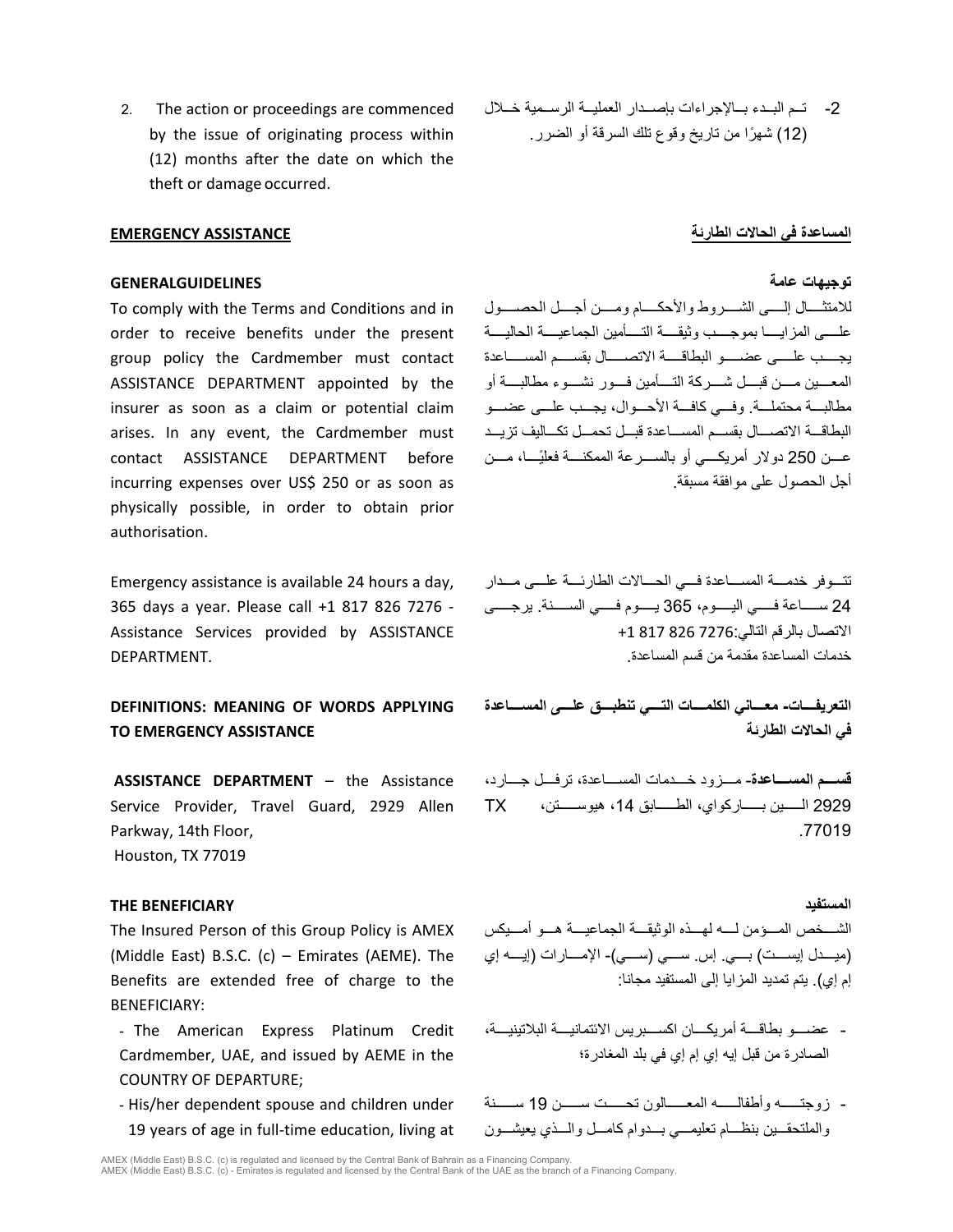2. The action or proceedings are commenced by the issue of originating process within (12) months after the date on which the theft or damage occurred.

-2 تم البدء بالإجراءات بإصدار العملية الرسمية خلال (12) شهرًا من تاريخ وقوع تلك السرقة أو الضرر.

## EMERGENCY ASSISTANCE

## المساعدة في الحالات الطارئة

### GENERALGUIDELINES

To comply with the Terms and Conditions and in order to receive benefits under the present group policy the Cardmember must contact ASSISTANCE DEPARTMENT appointed by the insurer as soon as a claim or potential claim arises. In any event, the Cardmember must contact ASSISTANCE DEPARTMENT before incurring expenses over US$ 250 or as soon as physically possible, in order to obtain prior authorisation.

### توجيهات عامة

للامتثال إلى الشروط والأحكام ومن أجل الحصول على المزايا بموجب وثيقة التأمين الجماعية الحالية يجب على عضو البطاقة الاتصال بقسم المساعدة المعين من قبل شركة التأمين فور نشوء مطالبة أو مطالبة محتملة. وفي كافة الأحوال، يجب على عضو البطاقة الاتصال بقسم المساعدة قبل تحمل تكاليف تزيد عن 250 دولار أمريكي أو بالسرعة الممكنة فعليًا، من أجل الحصول على موافقة مسبقة.

Emergency assistance is available 24 hours a day, 365 days a year. Please call +1 817 826 7276 - Assistance Services provided by ASSISTANCE DEPARTMENT.

تتوفر خدمة المساعدة في الحالات الطارئة على مدار 24 ساعة في اليوم، 365 يوم في السنة. يرجى الاتصال بالرقم التالي:7276 826 817 1+ خدمات المساعدة مقدمة من قسم المساعدة.

### DEFINITIONS: MEANING OF WORDS APPLYING TO EMERGENCY ASSISTANCE

### التعريفات- معاني الكلمات التي تنطبق على المساعدة في الحالات الطارئة

**ASSISTANCE DEPARTMENT** – the Assistance Service Provider, Travel Guard, 2929 Allen Parkway, 14th Floor, Houston, TX 77019

**قسم المساعدة**- مزود خدمات المساعدة، ترفل جارد، 2929 الين باركواي، الطابق 14، هيوستن، TX 77019.

### THE BENEFICIARY

The Insured Person of this Group Policy is AMEX (Middle East) B.S.C. (c) – Emirates (AEME). The Benefits are extended free of charge to the BENEFICIARY:

- The American Express Platinum Credit Cardmember, UAE, and issued by AEME in the COUNTRY OF DEPARTURE;
- His/her dependent spouse and children under 19 years of age in full-time education, living at

### المستفيد

الشخص المؤمن له لهذه الوثيقة الجماعية هو أميكس (ميدل ايست) بي. إس. سي (سي)- الإمارات (إيه إي إم إي). يتم تمديد المزايا إلى المستفيد مجانا:

- عضو بطاقة أمريكان اكسبريس الائتمانية البلاتينية، الصادرة من قبل إيه إي إم إي في بلد المغادرة؛
- زوجته وأطفاله المعالون تحت سن 19 سنة والملتحقين بنظام تعليمي بدوام كامل والذي يعيشون

AMEX (Middle East) B.S.C. (c) is regulated and licensed by the Central Bank of Bahrain as a Financing Company.
AMEX (Middle East) B.S.C. (c) - Emirates is regulated and licensed by the Central Bank of the UAE as the branch of a Financing Company.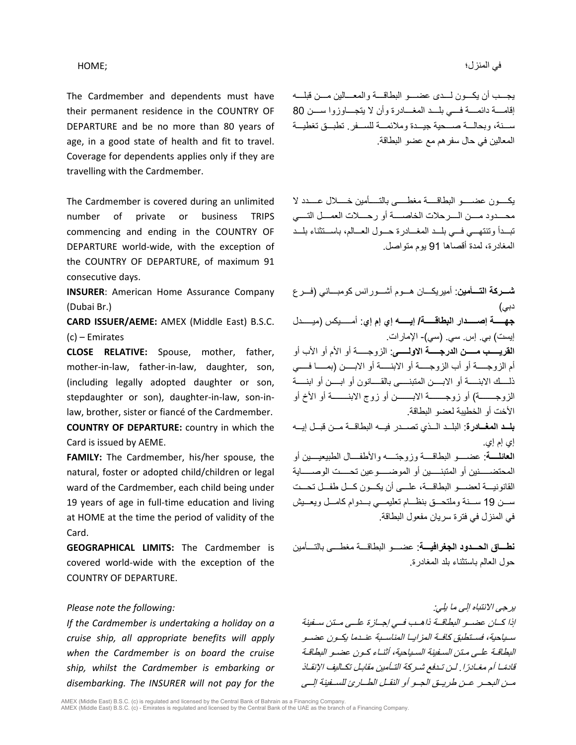HOME;

في المنزل؛

The Cardmember and dependents must have their permanent residence in the COUNTRY OF DEPARTURE and be no more than 80 years of age, in a good state of health and fit to travel. Coverage for dependents applies only if they are travelling with the Cardmember.

يجب أن يكون لدى عضو البطاقة والمعالين من قبله إقامة دائمة في بلد المغادرة وأن لا يتجاوزوا سن 80 سنة، وبحالة صحية جيدة وملائمة للسفر. تطبق تغطية المعالين في حال سفرهم مع عضو البطاقة.

The Cardmember is covered during an unlimited number of private or business TRIPS commencing and ending in the COUNTRY OF DEPARTURE world-wide, with the exception of the COUNTRY OF DEPARTURE, of maximum 91 consecutive days.

يكون عضو البطاقة مغطى بالتأمين خلال عدد لا محدود من الرحلات الخاصة أو رحلات العمل التي تبدأ وتنتهي في بلد المغادرة حول العالم، باستثناء بلد المغادرة، لمدة أقصاها 91 يوم متواصل.

**INSURER**: American Home Assurance Company (Dubai Br.)

**CARD ISSUER/AEME:** AMEX (Middle East) B.S.C. (c) – Emirates

**CLOSE RELATIVE:** Spouse, mother, father, mother-in-law, father-in-law, daughter, son, (including legally adopted daughter or son, stepdaughter or son), daughter-in-law, son-in-law, brother, sister or fiancé of the Cardmember.

**COUNTRY OF DEPARTURE:** country in which the Card is issued by AEME.

**FAMILY:** The Cardmember, his/her spouse, the natural, foster or adopted child/children or legal ward of the Cardmember, each child being under 19 years of age in full-time education and living at HOME at the time the period of validity of the Card.

**GEOGRAPHICAL LIMITS:** The Cardmember is covered world-wide with the exception of the COUNTRY OF DEPARTURE.

**شركة التأمين**: أميريكان هوم أشورانس كومباني (فرع دبي)

**جهة إصدار البطاقة/ إيه إي إم إي**: أميكس (ميدل إيست) بي. إس. سي. (سي)- الإمارات.

**القريب من الدرجة الاولى**: الزوجة أو الأم أو الأب أو أم الزوجة أو أب الزوجة أو الابنة أو الابن (بما في ذلك الابنة أو الابن المتبنى بالقانون أو ابن أو ابنة الزوجة) أو زوجة الابن أو زوج الابنة أو الأخ أو الأخت أو الخطيبة لعضو البطاقة.

**بلد المغادرة**: البلد الذي تصدر فيه البطاقة من قبل إيه إي إم إي.

**العائلة**: عضو البطاقة وزوجته والأطفال الطبيعيين أو المحتضنين أو المتبنين أو الموضوعين تحت الوصاية القانونية لعضو البطاقة، على أن يكون كل طفل تحت سن 19 سنة وملتحق بنظام تعليمي بدوام كامل ويعيش في المنزل في فترة سريان مفعول البطاقة.

**نطاق الحدود الجغرافية**: عضو البطاقة مغطى بالتأمين حول العالم باستثناء بلد المغادرة.

*Please note the following:*

*If the Cardmember is undertaking a holiday on a cruise ship, all appropriate benefits will apply when the Cardmember is on board the cruise ship, whilst the Cardmember is embarking or disembarking. The INSURER will not pay for the*

*يرجى الانتباه إلى ما يلي:*

*إذا كان عضو البطاقة ذاهب في إجازة على متن سفينة سياحية، فستطبق كافة المزايا المناسبة عندما يكون عضو البطاقة على متن السفينة السياحية، أثناء كون عضو البطاقة قادمًا أم مغادرًا. لن تدفع شركة التأمين مقابل تكاليف الإنقاذ من البحر عن طريق الجو أو النقل الطارئ للسفينة إلى*

AMEX (Middle East) B.S.C. (c) is regulated and licensed by the Central Bank of Bahrain as a Financing Company.
AMEX (Middle East) B.S.C. (c) - Emirates is regulated and licensed by the Central Bank of the UAE as the branch of a Financing Company.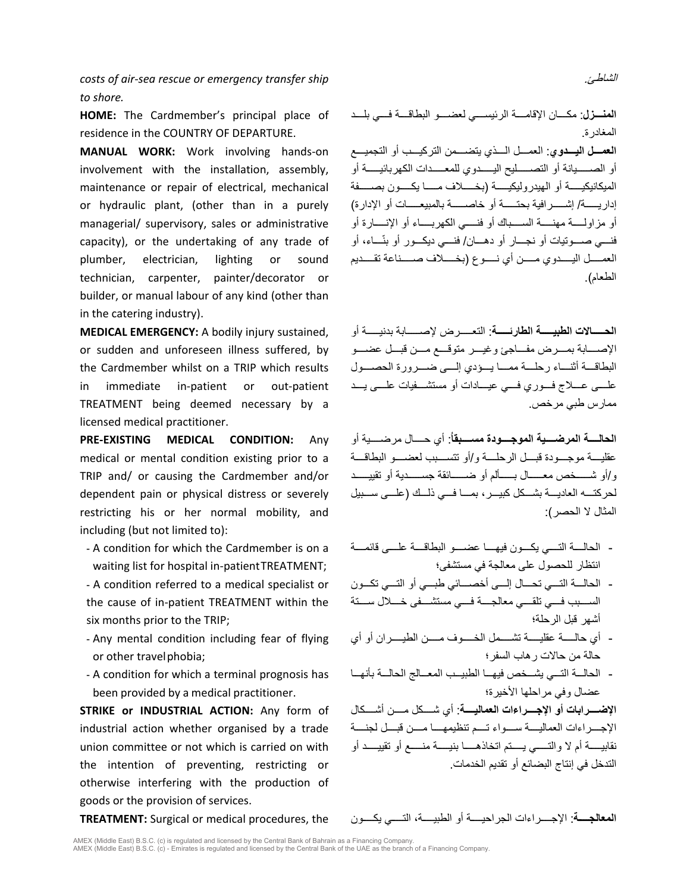*costs of air-sea rescue or emergency transfer ship to shore.*

**HOME:** The Cardmember's principal place of residence in the COUNTRY OF DEPARTURE.

**MANUAL WORK:** Work involving hands-on involvement with the installation, assembly, maintenance or repair of electrical, mechanical or hydraulic plant, (other than in a purely managerial/ supervisory, sales or administrative capacity), or the undertaking of any trade of plumber, electrician, lighting or sound technician, carpenter, painter/decorator or builder, or manual labour of any kind (other than in the catering industry).

**MEDICAL EMERGENCY:** A bodily injury sustained, or sudden and unforeseen illness suffered, by the Cardmember whilst on a TRIP which results in immediate in-patient or out-patient TREATMENT being deemed necessary by a licensed medical practitioner.

**PRE-EXISTING MEDICAL CONDITION:** Any medical or mental condition existing prior to a TRIP and/ or causing the Cardmember and/or dependent pain or physical distress or severely restricting his or her normal mobility, and including (but not limited to):

- A condition for which the Cardmember is on a waiting list for hospital in-patient TREATMENT;
- A condition referred to a medical specialist or the cause of in-patient TREATMENT within the six months prior to the TRIP;
- Any mental condition including fear of flying or other travel phobia;
- A condition for which a terminal prognosis has been provided by a medical practitioner.

**STRIKE or INDUSTRIAL ACTION:** Any form of industrial action whether organised by a trade union committee or not which is carried on with the intention of preventing, restricting or otherwise interfering with the production of goods or the provision of services.

**TREATMENT:** Surgical or medical procedures, the

الشاطئ.

**المنـزل**: مكان الإقامة الرئيسي لعضو البطاقة في بلد المغادرة.

**العمـل اليـدوي**: العمل الذي يتضمن التركيب أو التجميع أو الصيانة أو التصليح اليدوي للمعدات الكهربائية أو الميكانيكية أو الهيدروليكية (بخلاف ما يكون بصفة إدارية/ إشرافية بحتة أو خاصة بالمبيعات أو الإدارة) أو مزاولة مهنة السباك أو فني الكهرباء أو الإنارة أو فني صوتيات أو نجار أو دهان/ فني ديكور أو بناء، أو العمل اليدوي من أي نوع (بخلاف صناعة تقديم الطعام).

**الحـالات الطبيـة الطارئـة**: التعرض لإصابة بدنية أو الإصابة بمرض مفاجئ وغير متوقع من قبل عضو البطاقة أثناء رحلة مما يؤدي إلى ضرورة الحصول على علاج فوري في عيادات أو مستشفيات على يد ممارس طبي مرخص.

**الحالـة المرضـية الموجـودة مسـبقاً**: أي حال مرضية أو عقلية موجودة قبل الرحلة و/أو تتسبب لعضو البطاقة و/أو شخص معال بألم أو ضائقة جسدية أو تقييد لحركته العادية بشكل كبير، بما في ذلك (على سبيل المثال لا الحصر):

- الحالة التي يكون فيها عضو البطاقة على قائمة انتظار للحصول على معالجة في مستشفى؛
- الحالة التي تحال إلى أخصائي طبي أو التي تكون السبب في تلقي معالجة في مستشفى خلال ستة أشهر قبل الرحلة؛
- أي حالة عقلية تشمل الخوف من الطيران أو أي حالة من حالات رهاب السفر؛
- الحالة التي يشخص فيها الطبيب المعالج الحالة بأنها عضال وفي مراحلها الأخيرة؛

**الإضـرابات أو الإجـراءات العماليـة**: أي شكل من أشكال الإجراءات العمالية سواء تم تنظيمها من قبل لجنة نقابية أم لا والتي يتم اتخاذها بنية منع أو تقييد أو التدخل في إنتاج البضائع أو تقديم الخدمات.

**المعالجـة**: الإجراءات الجراحية أو الطبية، التي يكون

AMEX (Middle East) B.S.C. (c) is regulated and licensed by the Central Bank of Bahrain as a Financing Company.
AMEX (Middle East) B.S.C. (c) - Emirates is regulated and licensed by the Central Bank of the UAE as the branch of a Financing Company.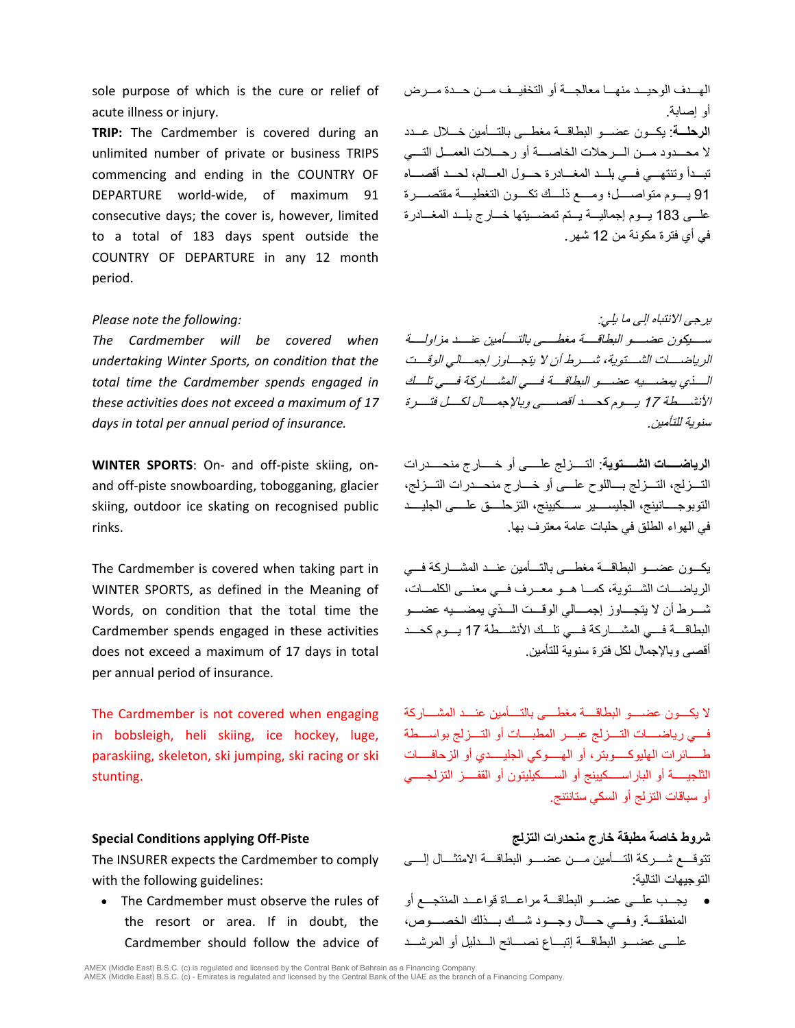sole purpose of which is the cure or relief of acute illness or injury.

**TRIP:** The Cardmember is covered during an unlimited number of private or business TRIPS commencing and ending in the COUNTRY OF DEPARTURE world-wide, of maximum 91 consecutive days; the cover is, however, limited to a total of 183 days spent outside the COUNTRY OF DEPARTURE in any 12 month period.

الهدف الوحيد منها معالجة أو التخفيف من حدة مرض أو إصابة.

**الرحلة**: يكون عضو البطاقة مغطى بالتأمين خلال عدد لا محدود من الرحلات الخاصة أو رحلات العمل التي تبدأ وتنتهي في بلد المغادرة حول العالم، لحد أقصاه 91 يوم متواصل؛ ومع ذلك تكون التغطية مقتصرة على 183 يوم إجمالية يتم تمضيتها خارج بلد المغادرة في أي فترة مكونة من 12 شهر.

*Please note the following:*

*The Cardmember will be covered when undertaking Winter Sports, on condition that the total time the Cardmember spends engaged in these activities does not exceed a maximum of 17 days in total per annual period of insurance.*

*يرجى الانتباه إلى ما يلي:*

*سيكون عضو البطاقة مغطى بالتأمين عند مزاولة الرياضات الشتوية، شرط أن لا يتجاوز إجمالي الوقت الذي يمضيه عضو البطاقة في المشاركة في تلك الأنشطة 17 يوم كحد أقصى وبالإجمال لكل فترة سنوية للتأمين.*

**WINTER SPORTS**: On- and off-piste skiing, on- and off-piste snowboarding, tobogganing, glacier skiing, outdoor ice skating on recognised public rinks.

**الرياضات الشتوية**: التزلج على أو خارج منحدرات التزلج، التزلج باللوح على أو خارج منحدرات التزلج، التوبوجانينج، الجليسير سكيينج، التزحلق على الجليد في الهواء الطلق في حلبات عامة معترف بها.

The Cardmember is covered when taking part in WINTER SPORTS, as defined in the Meaning of Words, on condition that the total time the Cardmember spends engaged in these activities does not exceed a maximum of 17 days in total per annual period of insurance.

يكون عضو البطاقة مغطى بالتأمين عند المشاركة في الرياضات الشتوية، كما هو معرف في معنى الكلمات، شرط أن لا يتجاوز إجمالي الوقت الذي يمضيه عضو البطاقة في المشاركة في تلك الأنشطة 17 يوم كحد أقصى وبالإجمال لكل فترة سنوية للتأمين.

The Cardmember is not covered when engaging in bobsleigh, heli skiing, ice hockey, luge, paraskiing, skeleton, ski jumping, ski racing or ski stunting.

لا يكون عضو البطاقة مغطى بالتأمين عند المشاركة في رياضات التزلج عبر المطبات أو التزلج بواسطة طائرات الهليكوبتر، أو الهوكي الجليدي أو الزحافات الثلجية أو الباراسكيينج أو السكيليتون أو القفز التزلجي أو سباقات التزلج أو السكي ستانتنج.

**Special Conditions applying Off-Piste**

The INSURER expects the Cardmember to comply with the following guidelines:

- The Cardmember must observe the rules of the resort or area. If in doubt, the Cardmember should follow the advice of

**شروط خاصة مطبقة خارج منحدرات التزلج**

تتوقع شركة التأمين من عضو البطاقة الامتثال إلى التوجيهات التالية:

- يجب على عضو البطاقة مراعاة قواعد المنتجع أو المنطقة. وفي حال وجود شك بذلك الخصوص، على عضو البطاقة إتباع نصائح الدليل أو المرشد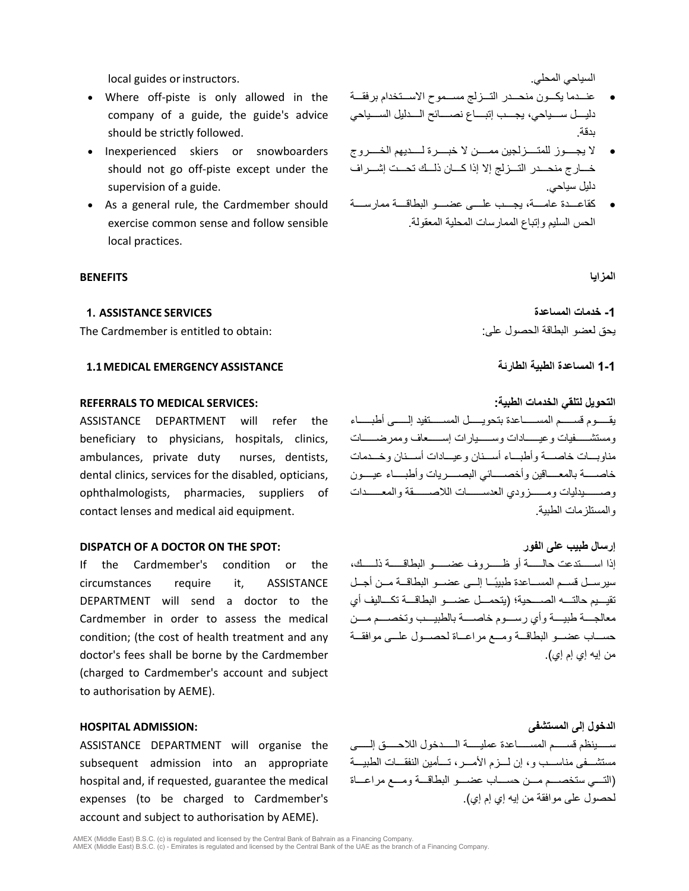local guides or instructors.

- Where off-piste is only allowed in the company of a guide, the guide's advice should be strictly followed.
- Inexperienced skiers or snowboarders should not go off-piste except under the supervision of a guide.
- As a general rule, the Cardmember should exercise common sense and follow sensible local practices.

السياحي المحلي.

- عندما يكون منحدر التزلج مسموح الاستخدام برفقة دليل سياحي، يجب إتباع نصائح الدليل السياحي بدقة.
- لا يجوز للمتزلجين ممن لا خبرة لديهم الخروج خارج منحدر التزلج إلا إذا كان ذلك تحت إشراف دليل سياحي.
- كقاعدة عامة، يجب على عضو البطاقة ممارسة الحس السليم وإتباع الممارسات المحلية المعقولة.

## BENEFITS

## المزايا

### 1. ASSISTANCE SERVICES

The Cardmember is entitled to obtain:

### 1- خدمات المساعدة

يحق لعضو البطاقة الحصول على:

### 1.1 MEDICAL EMERGENCY ASSISTANCE

### 1-1 المساعدة الطبية الطارئة

**REFERRALS TO MEDICAL SERVICES:**

ASSISTANCE DEPARTMENT will refer the beneficiary to physicians, hospitals, clinics, ambulances, private duty nurses, dentists, dental clinics, services for the disabled, opticians, ophthalmologists, pharmacies, suppliers of contact lenses and medical aid equipment.

**التحويل لتلقي الخدمات الطبية:**

يقوم قسم المساعدة بتحويل المستفيد إلى أطباء ومستشفيات وعيادات وسيارات إسعاف وممرضات مناوبات خاصة وأطباء أسنان وعيادات أسنان وخدمات خاصة بالمعاقين وأخصائي البصريات وأطباء عيون وصيدليات ومزودي العدسات اللاصقة والمعدات والمستلزمات الطبية.

**DISPATCH OF A DOCTOR ON THE SPOT:**

If the Cardmember's condition or the circumstances require it, ASSISTANCE DEPARTMENT will send a doctor to the Cardmember in order to assess the medical condition; (the cost of health treatment and any doctor's fees shall be borne by the Cardmember (charged to Cardmember's account and subject to authorisation by AEME).

**إرسال طبيب على الفور**

إذا استدعت حالة أو ظروف عضو البطاقة ذلك، سيرسل قسم المساعدة طبيبًا إلى عضو البطاقة من أجل تقييم حالته الصحية؛ (يتحمل عضو البطاقة تكاليف أي معالجة طبية وأي رسوم خاصة بالطبيب وتخصم من حساب عضو البطاقة ومع مراعاة لحصول على موافقة من إيه إي إم إي).

**HOSPITAL ADMISSION:**

ASSISTANCE DEPARTMENT will organise the subsequent admission into an appropriate hospital and, if requested, guarantee the medical expenses (to be charged to Cardmember's account and subject to authorisation by AEME).

**الدخول إلى المستشفى**

سينظم قسم المساعدة عملية الدخول اللاحق إلى مستشفى مناسب و، إن لزم الأمر، تأمين النفقات الطبية (التي ستخصم من حساب عضو البطاقة ومع مراعاة لحصول على موافقة من إيه إي إم إي).

AMEX (Middle East) B.S.C. (c) is regulated and licensed by the Central Bank of Bahrain as a Financing Company.
AMEX (Middle East) B.S.C. (c) - Emirates is regulated and licensed by the Central Bank of the UAE as the branch of a Financing Company.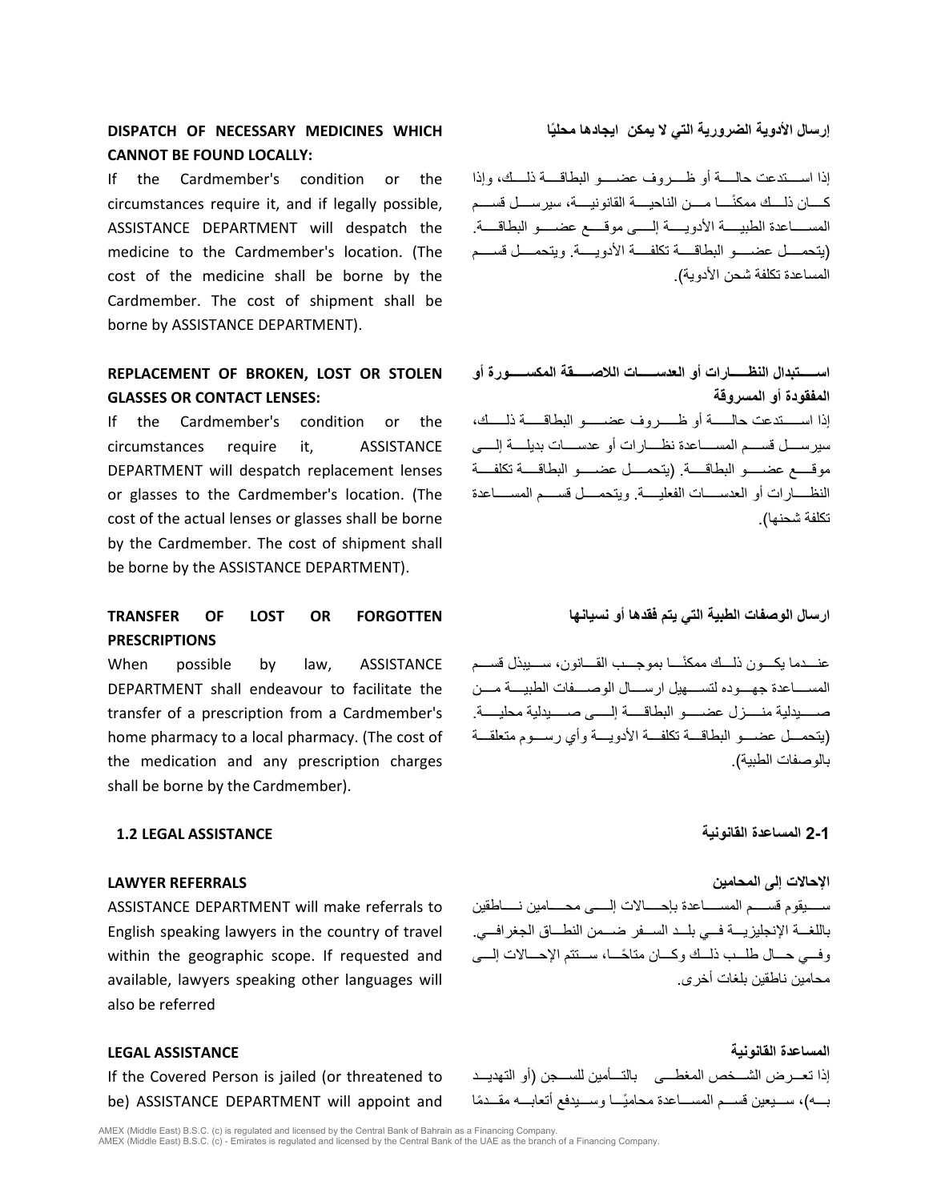**DISPATCH OF NECESSARY MEDICINES WHICH CANNOT BE FOUND LOCALLY:**

If the Cardmember's condition or the circumstances require it, and if legally possible, ASSISTANCE DEPARTMENT will despatch the medicine to the Cardmember's location. (The cost of the medicine shall be borne by the Cardmember. The cost of shipment shall be borne by ASSISTANCE DEPARTMENT).

**إرسال الأدوية الضرورية التي لا يمكن ايجادها محليًا**

إذا استدعت حالة أو ظروف عضو البطاقة ذلك، وإذا كان ذلك ممكنًا من الناحية القانونية، سيرسل قسم المساعدة الطبية الأدوية إلى موقع عضو البطاقة. (يتحمل عضو البطاقة تكلفة الأدوية. ويتحمل قسم المساعدة تكلفة شحن الأدوية).

**REPLACEMENT OF BROKEN, LOST OR STOLEN GLASSES OR CONTACT LENSES:**

If the Cardmember's condition or the circumstances require it, ASSISTANCE DEPARTMENT will despatch replacement lenses or glasses to the Cardmember's location. (The cost of the actual lenses or glasses shall be borne by the Cardmember. The cost of shipment shall be borne by the ASSISTANCE DEPARTMENT).

**استبدال النظارات أو العدسات اللاصقة المكسورة أو المفقودة أو المسروقة**

إذا استدعت حالة أو ظروف عضو البطاقة ذلك، سيرسل قسم المساعدة نظارات أو عدسات بديلة إلى موقع عضو البطاقة. (يتحمل عضو البطاقة تكلفة النظارات أو العدسات الفعلية. ويتحمل قسم المساعدة تكلفة شحنها).

**TRANSFER OF LOST OR FORGOTTEN PRESCRIPTIONS**

When possible by law, ASSISTANCE DEPARTMENT shall endeavour to facilitate the transfer of a prescription from a Cardmember's home pharmacy to a local pharmacy. (The cost of the medication and any prescription charges shall be borne by the Cardmember).

**ارسال الوصفات الطبية التي يتم فقدها أو نسيانها**

عندما يكون ذلك ممكنًا بموجب القانون، سيبذل قسم المساعدة جهوده لتسهيل ارسال الوصفات الطبية من صيدلية منزل عضو البطاقة إلى صيدلية محلية. (يتحمل عضو البطاقة تكلفة الأدوية وأي رسوم متعلقة بالوصفات الطبية).

## 1.2 LEGAL ASSISTANCE

## 2-1 المساعدة القانونية

**LAWYER REFERRALS**

ASSISTANCE DEPARTMENT will make referrals to English speaking lawyers in the country of travel within the geographic scope. If requested and available, lawyers speaking other languages will also be referred

**الإحالات إلى المحامين**

سيقوم قسم المساعدة بإحالات إلى محامين ناطقين باللغة الإنجليزية في بلد السفر ضمن النطاق الجغرافي. وفي حال طلب ذلك وكان متاحًا، ستتم الإحالات إلى محامين ناطقين بلغات أخرى.

**LEGAL ASSISTANCE**

If the Covered Person is jailed (or threatened to be) ASSISTANCE DEPARTMENT will appoint and

**المساعدة القانونية**

إذا تعرض الشخص المغطى بالتأمين للسجن (أو التهديد به)، سيعين قسم المساعدة محاميًا وسيدفع أتعابه مقدمًا

AMEX (Middle East) B.S.C. (c) is regulated and licensed by the Central Bank of Bahrain as a Financing Company.
AMEX (Middle East) B.S.C. (c) - Emirates is regulated and licensed by the Central Bank of the UAE as the branch of a Financing Company.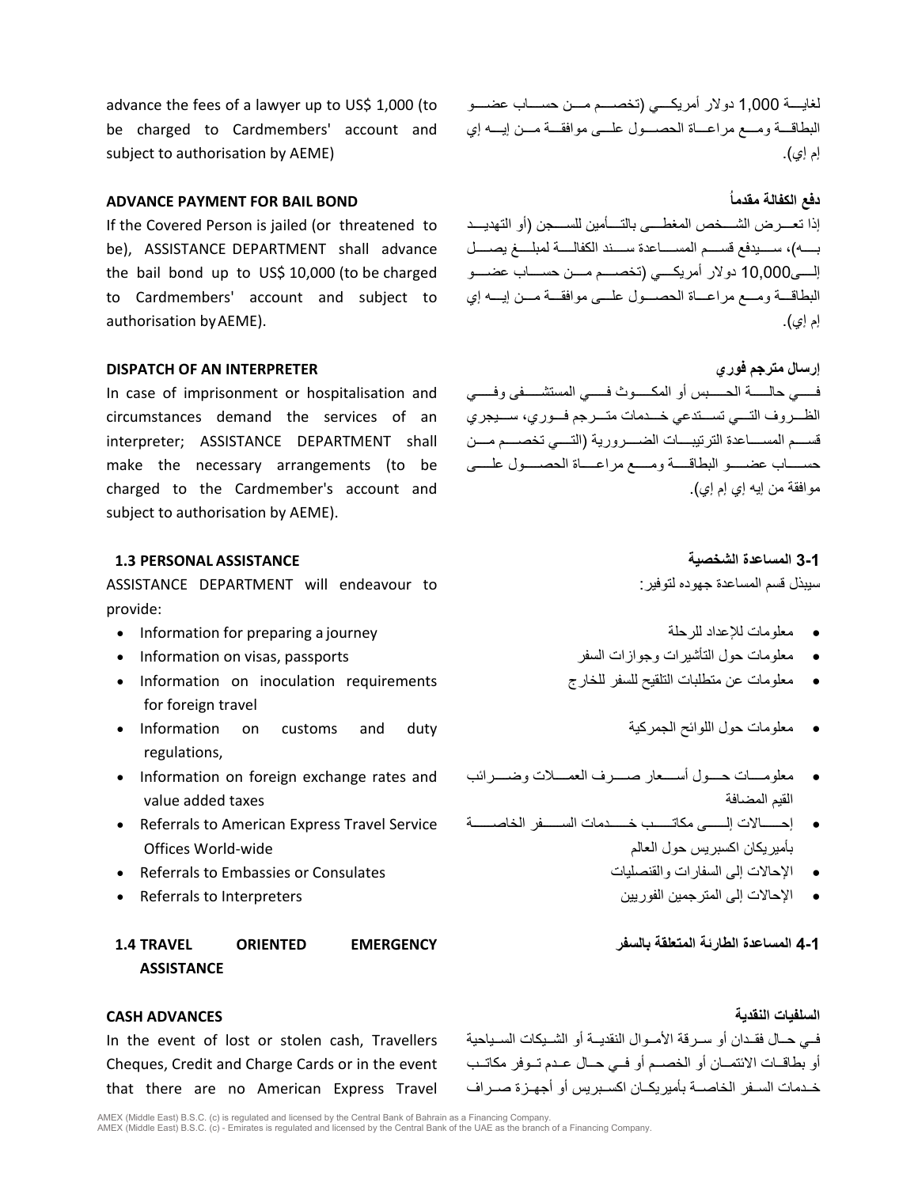advance the fees of a lawyer up to US$ 1,000 (to be charged to Cardmembers' account and subject to authorisation by AEME)

لغاية 1,000 دولار أمريكي (تخصم من حساب عضو البطاقة ومع مراعاة الحصول على موافقة من إيه إي إم إي).

**ADVANCE PAYMENT FOR BAIL BOND**

If the Covered Person is jailed (or threatened to be), ASSISTANCE DEPARTMENT shall advance the bail bond up to US$ 10,000 (to be charged to Cardmembers' account and subject to authorisation by AEME).

**دفع الكفالة مقدماً**

إذا تعرض الشخص المغطى بالتأمين للسجن (أو التهديد به)، سيدفع قسم المساعدة سند الكفالة لمبلغ يصل إلى10,000 دولار أمريكي (تخصم من حساب عضو البطاقة ومع مراعاة الحصول على موافقة من إيه إي إم إي).

**DISPATCH OF AN INTERPRETER**

In case of imprisonment or hospitalisation and circumstances demand the services of an interpreter; ASSISTANCE DEPARTMENT shall make the necessary arrangements (to be charged to the Cardmember's account and subject to authorisation by AEME).

**إرسال مترجم فوري**

في حالة الحبس أو المكوث في المستشفى وفي الظروف التي تستدعي خدمات مترجم فوري، سيجري قسم المساعدة الترتيبات الضرورية (التي تخصم من حساب عضو البطاقة ومع مراعاة الحصول على موافقة من إيه إي إم إي).

### 1.3 PERSONAL ASSISTANCE

ASSISTANCE DEPARTMENT will endeavour to provide:

- Information for preparing a journey
- Information on visas, passports
- Information on inoculation requirements for foreign travel
- Information on customs and duty regulations,
- Information on foreign exchange rates and value added taxes
- Referrals to American Express Travel Service Offices World-wide
- Referrals to Embassies or Consulates
- Referrals to Interpreters

### 3-1 المساعدة الشخصية

سيبذل قسم المساعدة جهوده لتوفير:

- معلومات للإعداد للرحلة
- معلومات حول التأشيرات وجوازات السفر
- معلومات عن متطلبات التلقيح للسفر للخارج
- معلومات حول اللوائح الجمركية
- معلومات حول أسعار صرف العملات وضرائب القيم المضافة
- إحالات إلى مكاتب خدمات السفر الخاصة بأميريكان اكسبريس حول العالم
- الإحالات إلى السفارات والقنصليات
- الإحالات إلى المترجمين الفوريين

### 1.4 TRAVEL ORIENTED EMERGENCY ASSISTANCE

### 4-1 المساعدة الطارئة المتعلقة بالسفر

**CASH ADVANCES**

In the event of lost or stolen cash, Travellers Cheques, Credit and Charge Cards or in the event that there are no American Express Travel

**السلفيات النقدية**

في حال فقدان أو سرقة الأموال النقدية أو الشيكات السياحية أو بطاقات الائتمان أو الخصم أو في حال عدم توفر مكاتب خدمات السفر الخاصة بأميريكان اكسبريس أو أجهزة صراف

AMEX (Middle East) B.S.C. (c) is regulated and licensed by the Central Bank of Bahrain as a Financing Company.
AMEX (Middle East) B.S.C. (c) - Emirates is regulated and licensed by the Central Bank of the UAE as the branch of a Financing Company.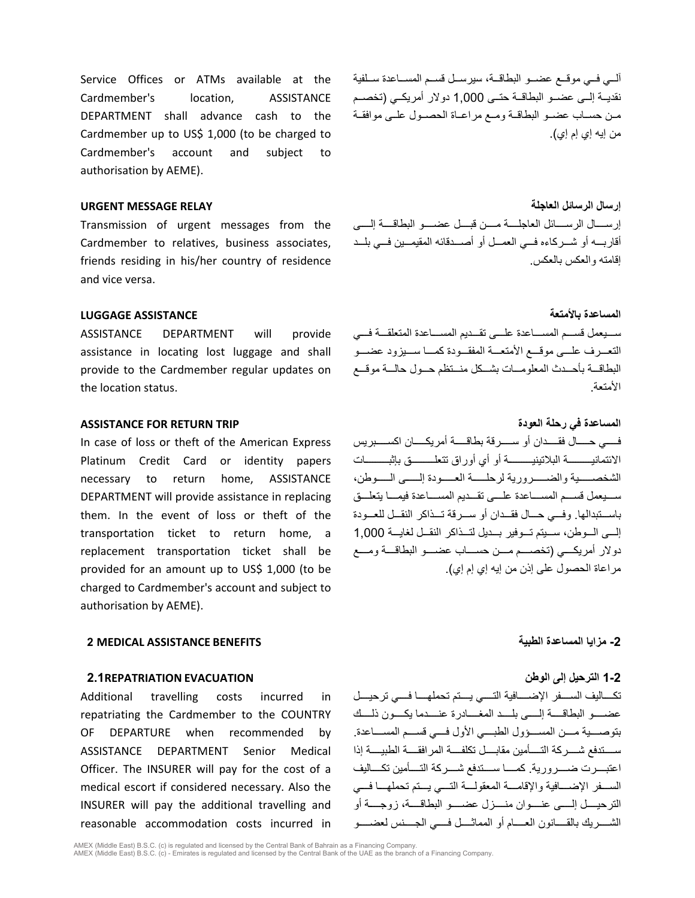Service Offices or ATMs available at the Cardmember's location, ASSISTANCE DEPARTMENT shall advance cash to the Cardmember up to US$ 1,000 (to be charged to Cardmember's account and subject to authorisation by AEME).

آلـي فـي موقـع عضـو البطاقـة، سيرسـل قسـم المسـاعدة سـلفية نقديـة إلـى عضـو البطاقـة حتـى 1,000 دولار أمريكـي (تخصـم مـن حسـاب عضـو البطاقـة ومـع مراعـاة الحصـول علـى موافقـة من إيه إي إم إي).

### URGENT MESSAGE RELAY

Transmission of urgent messages from the Cardmember to relatives, business associates, friends residing in his/her country of residence and vice versa.

### إرسال الرسائل العاجلة

إرسـال الرسـائل العاجلـة مـن قبـل عضـو البطاقـة إلـى أقاربـه أو شـركاءه فـي العمـل أو أصـدقائه المقيمـين فـي بلـد إقامته والعكس بالعكس.

### LUGGAGE ASSISTANCE

ASSISTANCE DEPARTMENT will provide assistance in locating lost luggage and shall provide to the Cardmember regular updates on the location status.

### المساعدة بالأمتعة

سـيعمل قسـم المسـاعدة علـى تقـديم المسـاعدة المتعلقـة فـي التعـرف علـى موقـع الأمتعـة المفقـودة كمـا سـيزود عضـو البطاقـة بأحـدث المعلومـات بشـكل منـتظم حـول حالـة موقـع الأمتعة.

### ASSISTANCE FOR RETURN TRIP

In case of loss or theft of the American Express Platinum Credit Card or identity papers necessary to return home, ASSISTANCE DEPARTMENT will provide assistance in replacing them. In the event of loss or theft of the transportation ticket to return home, a replacement transportation ticket shall be provided for an amount up to US$ 1,000 (to be charged to Cardmember's account and subject to authorisation by AEME).

### المساعدة في رحلة العودة

فـي حـال فقـدان أو سـرقة بطاقـة أمريكـان اكسـبريس الائتمانيـة البلاتينيـة أو أي أوراق تتعلـق بإثبـات الشخصـية والضـرورية لرحلـة العـودة إلـى الـوطن، سـيعمل قسـم المسـاعدة علـى تقـديم المسـاعدة فيمـا يتعلـق باسـتبدالها. وفـي حـال فقـدان أو سـرقة تـذاكر النقـل للعـودة إلـى الـوطن، سـيتم تـوفير بـديل لتـذاكر النقـل لغايـة 1,000 دولار أمريكـي (تخصـم مـن حسـاب عضـو البطاقـة ومـع مراعاة الحصول على إذن من إيه إي إم إي).

## 2 MEDICAL ASSISTANCE BENEFITS

## 2- مزايا المساعدة الطبية

### 2.1REPATRIATION EVACUATION

Additional travelling costs incurred in repatriating the Cardmember to the COUNTRY OF DEPARTURE when recommended by ASSISTANCE DEPARTMENT Senior Medical Officer. The INSURER will pay for the cost of a medical escort if considered necessary. Also the INSURER will pay the additional travelling and reasonable accommodation costs incurred in

### 2-1 الترحيل إلى الوطن

تكـاليف السـفر الإضـافية التـي يـتم تحملهـا فـي ترحيـل عضـو البطاقـة إلـى بلـد المغـادرة عنـدما يكـون ذلـك بتوصـية مـن المسـؤول الطبـي الأول فـي قسـم المسـاعدة. سـتدفع شـركة التـأمين مقابـل تكلفـة المرافقـة الطبيـة إذا اعتبـرت ضـرورية. كمـا سـتدفع شـركة التـأمين تكـاليف السـفر الإضـافية والإقامـة المعقولـة التـي يـتم تحملهـا فـي الترحيـل إلـى عنـوان منـزل عضـو البطاقـة، زوجـة أو الشـريك بالقـانون العـام أو المماثـل فـي الجـنس لعضـو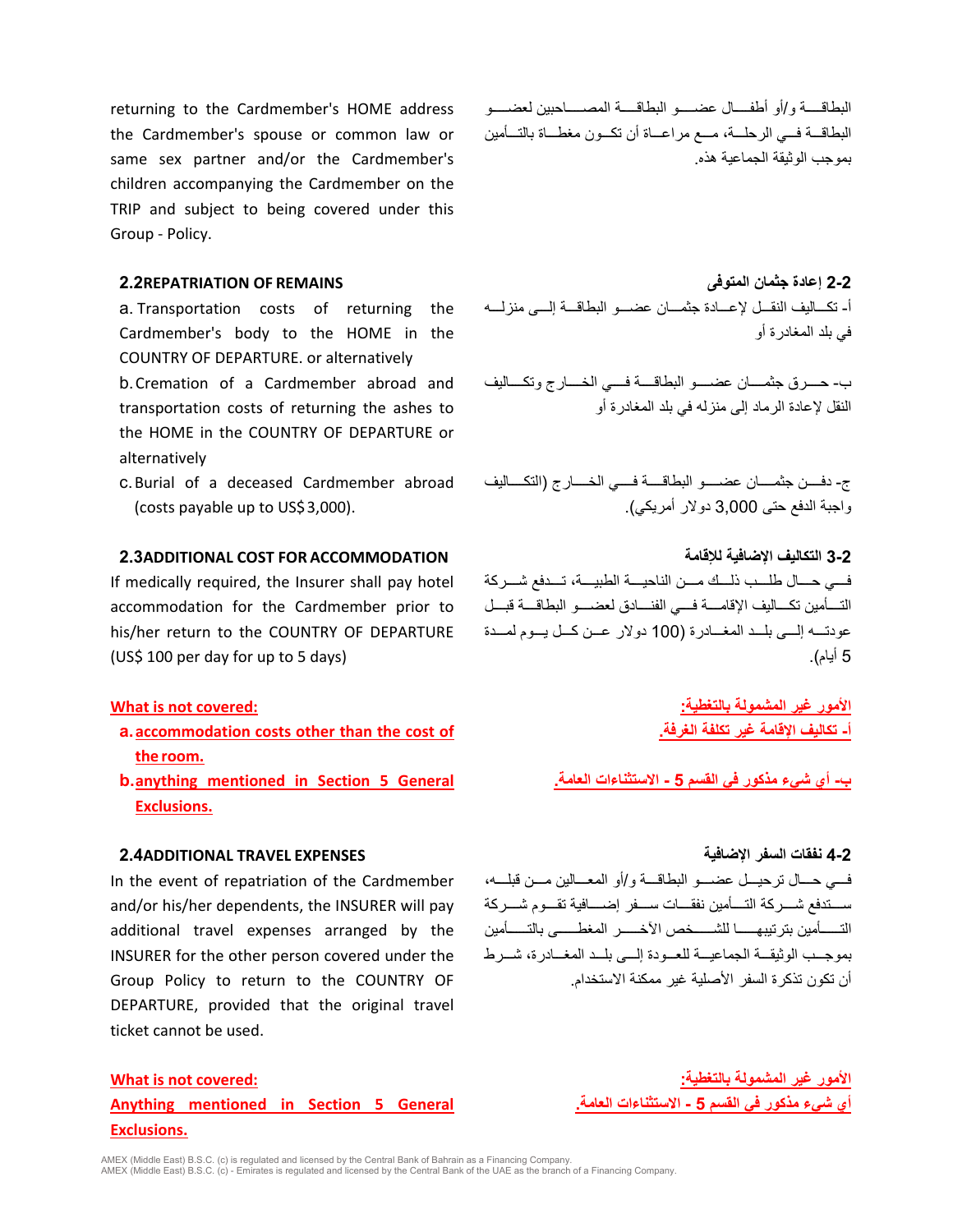returning to the Cardmember's HOME address the Cardmember's spouse or common law or same sex partner and/or the Cardmember's children accompanying the Cardmember on the TRIP and subject to being covered under this Group - Policy.

البطاقـة و/أو أطفـال عضـو البطاقـة المصـاحبين لعضـو البطاقـة فـي الرحلـة، مـع مراعـاة أن تكـون مغطـاة بالتـأمين بموجب الوثيقة الجماعية هذه.

## 2.2 REPATRIATION OF REMAINS

a. Transportation costs of returning the Cardmember's body to the HOME in the COUNTRY OF DEPARTURE. or alternatively

b. Cremation of a Cardmember abroad and transportation costs of returning the ashes to the HOME in the COUNTRY OF DEPARTURE or alternatively

c. Burial of a deceased Cardmember abroad (costs payable up to US$ 3,000).

## 2-2 إعادة جثمان المتوفى

أ- تكـاليف النقـل لإعـادة جثمـان عضـو البطاقـة إلـى منزلـه في بلد المغادرة أو

ب- حـرق جثمـان عضـو البطاقـة فـي الخـارج وتكـاليف النقل لإعادة الرماد إلى منزله في بلد المغادرة أو

ج- دفـن جثمـان عضـو البطاقـة فـي الخـارج (التكـاليف واجبة الدفع حتى 3,000 دولار أمريكي).

## 2.3 ADDITIONAL COST FOR ACCOMMODATION

If medically required, the Insurer shall pay hotel accommodation for the Cardmember prior to his/her return to the COUNTRY OF DEPARTURE (US$ 100 per day for up to 5 days)

**What is not covered:**

a. **accommodation costs other than the cost of the room.**

b. **anything mentioned in Section 5 General Exclusions.**

## 3-2 التكاليف الإضافية للإقامة

فـي حـال طلـب ذلـك مـن الناحيـة الطبيـة، تـدفع شـركة التـأمين تكـاليف الإقامـة فـي الفنـادق لعضـو البطاقـة قبـل عودتـه إلـى بلـد المغـادرة (100 دولار عـن كـل يـوم لمـدة 5 أيام).

**الأمور غير المشمولة بالتغطية:**

**أ- تكاليف الإقامة غير تكلفة الغرفة.**

**ب- أي شيء مذكور في القسم 5 - الاستثناءات العامة.**

## 2.4 ADDITIONAL TRAVEL EXPENSES

In the event of repatriation of the Cardmember and/or his/her dependents, the INSURER will pay additional travel expenses arranged by the INSURER for the other person covered under the Group Policy to return to the COUNTRY OF DEPARTURE, provided that the original travel ticket cannot be used.

**What is not covered:**

**Anything mentioned in Section 5 General Exclusions.**

## 4-2 نفقات السفر الإضافية

فـي حـال ترحيـل عضـو البطاقـة و/أو المعـالين مـن قبلـه، سـتدفع شـركة التـأمين نفقـات سـفر إضـافية تقـوم شـركة التـأمين بترتيبهـا للشـخص الآخـر المغطـى بالتـأمين بموجـب الوثيقـة الجماعيـة للعـودة إلـى بلـد المغـادرة، شـرط أن تكون تذكرة السفر الأصلية غير ممكنة الاستخدام.

**الأمور غير المشمولة بالتغطية:**

**أي شيء مذكور في القسم 5 - الاستثناءات العامة.**

AMEX (Middle East) B.S.C. (c) is regulated and licensed by the Central Bank of Bahrain as a Financing Company.
AMEX (Middle East) B.S.C. (c) - Emirates is regulated and licensed by the Central Bank of the UAE as the branch of a Financing Company.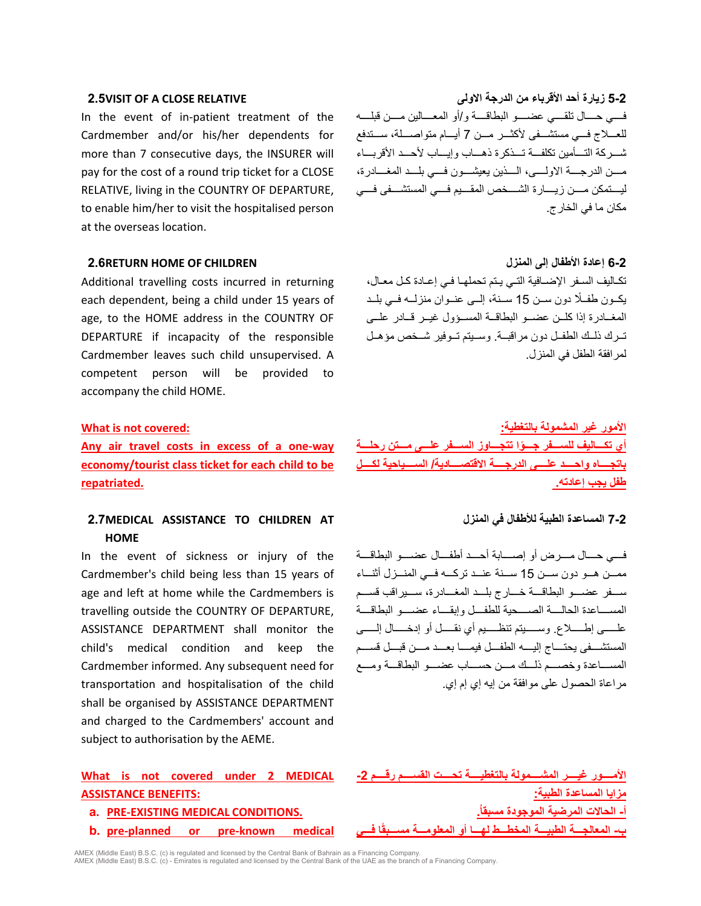### 2.5VISIT OF A CLOSE RELATIVE

In the event of in-patient treatment of the Cardmember and/or his/her dependents for more than 7 consecutive days, the INSURER will pay for the cost of a round trip ticket for a CLOSE RELATIVE, living in the COUNTRY OF DEPARTURE, to enable him/her to visit the hospitalised person at the overseas location.

### 5-2 زيارة أحد الأقرباء من الدرجة الاولى

في حال تلقي عضو البطاقة و/أو المعالين من قبله للعلاج في مستشفى لأكثر من 7 أيام متواصلة، ستدفع شركة التأمين تكلفة تذكرة ذهاب وإياب لأحد الأقرباء من الدرجة الاولى، الذين يعيشون في بلد المغادرة، ليتمكن من زيارة الشخص المقيم في المستشفى في مكان ما في الخارج.

### 2.6RETURN HOME OF CHILDREN

Additional travelling costs incurred in returning each dependent, being a child under 15 years of age, to the HOME address in the COUNTRY OF DEPARTURE if incapacity of the responsible Cardmember leaves such child unsupervised. A competent person will be provided to accompany the child HOME.

### 6-2 إعادة الأطفال إلى المنزل

تكاليف السفر الإضافية التي يتم تحملها في إعادة كل معال، يكون طفلًا دون سن 15 سنة، إلى عنوان منزله في بلد المغادرة إذا كان عضو البطاقة المسؤول غير قادر على ترك ذلك الطفل دون مراقبة. وسيتم توفير شخص مؤهل لمرافقة الطفل في المنزل.

**What is not covered:**

**Any air travel costs in excess of a one-way economy/tourist class ticket for each child to be repatriated.**

**الأمور غير المشمولة بالتغطية:**

**أي تكاليف للسفر جوًا تتجاوز السفر على متن رحلة باتجاه واحد على الدرجة الاقتصادية/ السياحية لكل طفل يجب إعادته.**

### 2.7MEDICAL ASSISTANCE TO CHILDREN AT HOME

In the event of sickness or injury of the Cardmember's child being less than 15 years of age and left at home while the Cardmembers is travelling outside the COUNTRY OF DEPARTURE, ASSISTANCE DEPARTMENT shall monitor the child's medical condition and keep the Cardmember informed. Any subsequent need for transportation and hospitalisation of the child shall be organised by ASSISTANCE DEPARTMENT and charged to the Cardmembers' account and subject to authorisation by the AEME.

### 7-2 المساعدة الطبية للأطفال في المنزل

في حال مرض أو إصابة أحد أطفال عضو البطاقة ممن هو دون سن 15 سنة عند تركه في المنزل أثناء سفر عضو البطاقة خارج بلد المغادرة، سيراقب قسم المساعدة الحالة الصحية للطفل وإبقاء عضو البطاقة على إطلاع. وسيتم تنظيم أي نقل أو إدخال إلى المستشفى يحتاج إليه الطفل فيما بعد من قبل قسم المساعدة وخصم ذلك من حساب عضو البطاقة ومع مراعاة الحصول على موافقة من إيه إي إم إي.

**What is not covered under 2 MEDICAL ASSISTANCE BENEFITS:**

a. **PRE-EXISTING MEDICAL CONDITIONS.**
b. **pre-planned or pre-known medical**

**الأمور غير المشمولة بالتغطية تحت القسم رقم 2- مزايا المساعدة الطبية:**

أ- **الحالات المرضية الموجودة مسبقاً.**
ب- **المعالجة الطبية المخطط لها أو المعلومة مسبقًا في**

AMEX (Middle East) B.S.C. (c) is regulated and licensed by the Central Bank of Bahrain as a Financing Company.
AMEX (Middle East) B.S.C. (c) - Emirates is regulated and licensed by the Central Bank of the UAE as the branch of a Financing Company.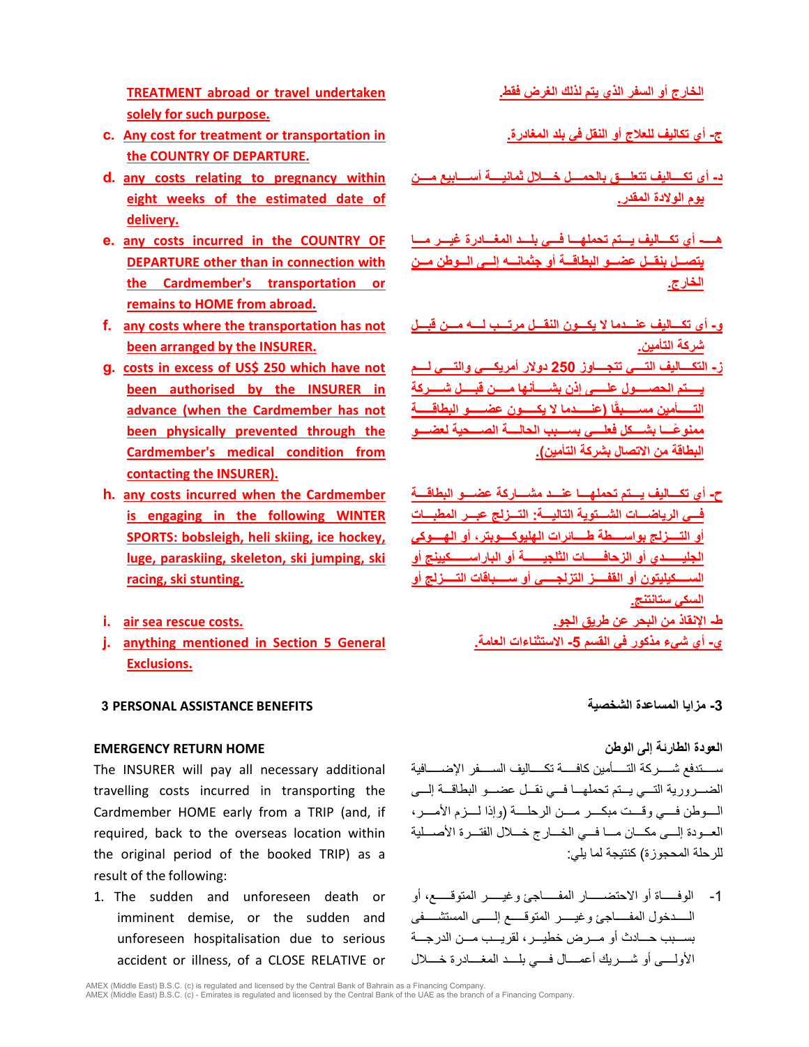TREATMENT abroad or travel undertaken solely for such purpose.

الخارج أو السفر الذي يتم لذلك الغرض فقط.

c. Any cost for treatment or transportation in the COUNTRY of DEPARTURE.

ج- أي تكاليف للعلاج أو النقل في بلد المغادرة.

d. any costs relating to pregnancy within eight weeks of the estimated date of delivery.

د- أي تكاليف تتعلق بالحمل خلال ثمانية أسابيع من يوم الولادة المقدر.

e. any costs incurred in the COUNTRY OF DEPARTURE other than in connection with the Cardmember's transportation or remains to HOME from abroad.

هـ- أي تكاليف يتم تحملها في بلد المغادرة غير ما يتصل بنقل عضو البطاقة أو جثمانه إلى الوطن من الخارج.

f. any costs where the transportation has not been arranged by the INSURER.

و- أي تكاليف عندما لا يكون النقل مرتب له من قبل شركة التأمين.

g. costs in excess of US$ 250 which have not been authorised by the INSURER in advance (when the Cardmember has not been physically prevented through the Cardmember's medical condition from contacting the INSURER).

ز- التكاليف التي تتجاوز 250 دولار أمريكي والتي لم يتم الحصول على إذن بشأنها من قبل شركة التأمين مسبقًا (عندما لا يكون عضو البطاقة ممنوعًا بشكل فعلي بسبب الحالة الصحية لعضو البطاقة من الاتصال بشركة التأمين).

h. any costs incurred when the Cardmember is engaging in the following WINTER SPORTS: bobsleigh, heli skiing, ice hockey, luge, paraskiing, skeleton, ski jumping, ski racing, ski stunting.

ح- أي تكاليف يتم تحملها عند مشاركة عضو البطاقة في الرياضات الشتوية التالية: التزلج عبر المطبات أو التزلج بواسطة طائرات الهليوكوبتر، أو الهوكي الجليدي أو الزحافات الثلجية أو الباراسكيينج أو السكيليتون أو القفز التزلجي أو سباقات التزلج أو السكي ستانتنج.

i. air sea rescue costs.

ط- الإنقاذ من البحر عن طريق الجو.

j. anything mentioned in Section 5 General Exclusions.

ي- أي شيء مذكور في القسم 5- الاستثناءات العامة.

## 3 PERSONAL ASSISTANCE BENEFITS

## 3- مزايا المساعدة الشخصية

### EMERGENCY RETURN HOME

The INSURER will pay all necessary additional travelling costs incurred in transporting the Cardmember HOME early from a TRIP (and, if required, back to the overseas location within the original period of the booked TRIP) as a result of the following:

1. The sudden and unforeseen death or imminent demise, or the sudden and unforeseen hospitalisation due to serious accident or illness, of a CLOSE RELATIVE or

### العودة الطارئة إلى الوطن

ستدفع شركة التأمين كافة تكاليف السفر الإضافية الضرورية التي يتم تحملها في نقل عضو البطاقة إلى الوطن في وقت مبكر من الرحلة (وإذا لزم الأمر، العودة إلى مكان ما في الخارج خلال الفترة الأصلية للرحلة المحجوزة) كنتيجة لما يلي:

1- الوفاة أو الاحتضار المفاجئ وغير المتوقع، أو الدخول المفاجئ وغير المتوقع إلى المستشفى بسبب حادث أو مرض خطير، لقريب من الدرجة الأولى أو شريك أعمال في بلد المغادرة خلال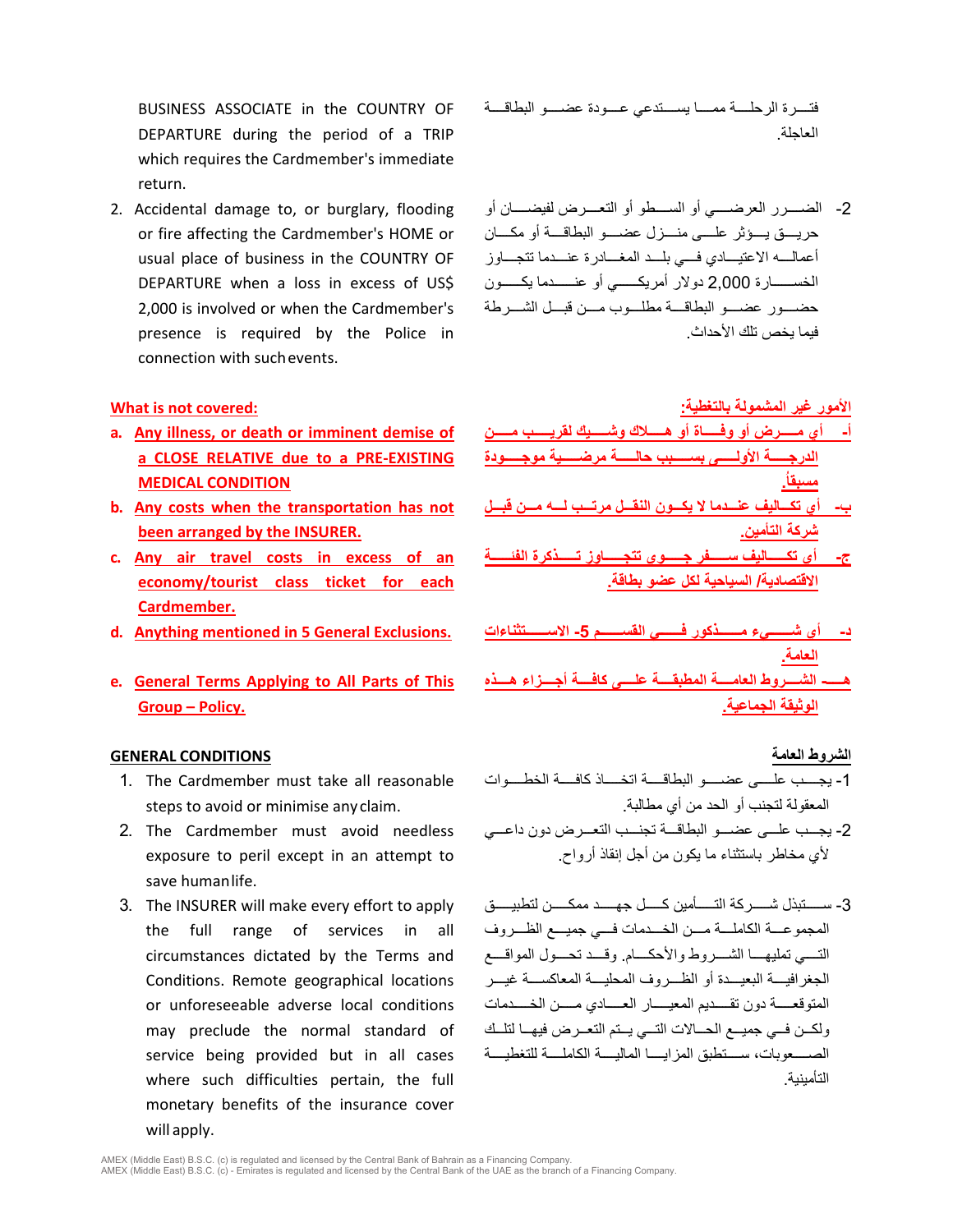BUSINESS ASSOCIATE in the COUNTRY OF DEPARTURE during the period of a TRIP which requires the Cardmember's immediate return.

2. Accidental damage to, or burglary, flooding or fire affecting the Cardmember's HOME or usual place of business in the COUNTRY OF DEPARTURE when a loss in excess of US$ 2,000 is involved or when the Cardmember's presence is required by the Police in connection with such events.

**What is not covered:**

a. **Any illness, or death or imminent demise of a CLOSE RELATIVE due to a PRE-EXISTING MEDICAL CONDITION**

b. **Any costs when the transportation has not been arranged by the INSURER.**

c. **Any air travel costs in excess of an economy/tourist class ticket for each Cardmember.**

d. **Anything mentioned in 5 General Exclusions.**

e. **General Terms Applying to All Parts of This Group – Policy.**

**GENERAL CONDITIONS**

1. The Cardmember must take all reasonable steps to avoid or minimise any claim.
2. The Cardmember must avoid needless exposure to peril except in an attempt to save human life.
3. The INSURER will make every effort to apply the full range of services in all circumstances dictated by the Terms and Conditions. Remote geographical locations or unforeseeable adverse local conditions may preclude the normal standard of service being provided but in all cases where such difficulties pertain, the full monetary benefits of the insurance cover will apply.

فتـرة الرحلـة ممـا يسـتدعي عـودة عضـو البطاقـة العاجلة.

2- الضـرر العرضـي أو السـطو أو التعـرض لفيضـان أو حريـق يـؤثر علـى منـزل عضـو البطاقـة أو مكـان أعمالـه الاعتيـادي فـي بلـد المغـادرة عنـدما تتجـاوز الخسـارة 2,000 دولار أمريكـي أو عنـدما يكـون حضـور عضـو البطاقـة مطلـوب مـن قبـل الشـرطة فيما يخص تلك الأحداث.

**الأمور غير المشمولة بالتغطية:**

أ- **أي مـرض أو وفـاة أو هـلاك وشـيك لقريـب مـن الدرجـة الأولـى بسـبب حالـة مرضـية موجـودة مسبقاً.**

ب- **أي تكـاليف عنـدما لا يكـون النقـل مرتـب لـه مـن قبـل شركة التأمين.**

ج- **أي تكـاليف سـفر جـوي تتجـاوز تـذكرة الفئـة الاقتصادية/ السياحية لكل عضو بطاقة.**

د- **أي شـيء مـذكور فـي القسـم 5- الاسـتثناءات العامة.**

هـ- **الشـروط العامـة المطبقـة علـى كافـة أجـزاء هـذه الوثيقة الجماعية.**

**الشروط العامة**

1- يجـب علـى عضـو البطاقـة اتخـاذ كافـة الخطـوات المعقولة لتجنب أو الحد من أي مطالبة.

2- يجـب علـى عضـو البطاقـة تجنـب التعـرض دون داعـي لأي مخاطر باستثناء ما يكون من أجل إنقاذ أرواح.

3- سـتبذل شـركة التـأمين كـل جهـد ممكـن لتطبيـق المجموعـة الكاملـة مـن الخـدمات فـي جميـع الظـروف التـي تمليهـا الشـروط والأحكـام. وقـد تحـول المواقـع الجغرافيـة البعيـدة أو الظـروف المحليـة المعاكسـة غيـر المتوقعـة دون تقـديم المعيـار العـادي مـن الخـدمات ولكـن فـي جميـع الحـالات التـي يـتم التعـرض فيهـا لتلـك الصـعوبات، سـتطبق المزايـا الماليـة الكاملـة للتغطيـة التأمينية.

AMEX (Middle East) B.S.C. (c) is regulated and licensed by the Central Bank of Bahrain as a Financing Company.
AMEX (Middle East) B.S.C. (c) - Emirates is regulated and licensed by the Central Bank of the UAE as the branch of a Financing Company.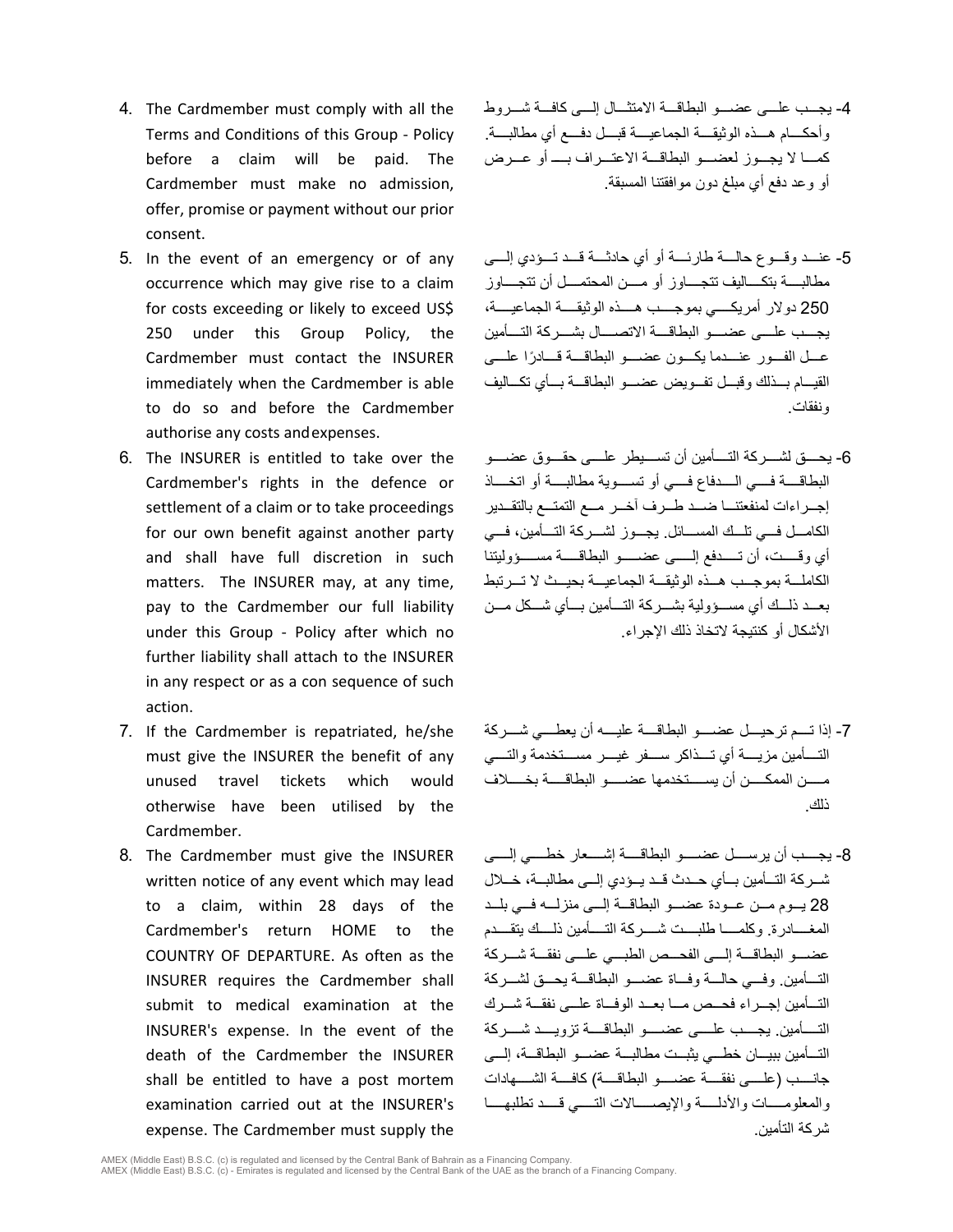4. The Cardmember must comply with all the Terms and Conditions of this Group - Policy before a claim will be paid. The Cardmember must make no admission, offer, promise or payment without our prior consent.

5. In the event of an emergency or of any occurrence which may give rise to a claim for costs exceeding or likely to exceed US$ 250 under this Group Policy, the Cardmember must contact the INSURER immediately when the Cardmember is able to do so and before the Cardmember authorise any costs and expenses.

6. The INSURER is entitled to take over the Cardmember's rights in the defence or settlement of a claim or to take proceedings for our own benefit against another party and shall have full discretion in such matters. The INSURER may, at any time, pay to the Cardmember our full liability under this Group - Policy after which no further liability shall attach to the INSURER in any respect or as a con sequence of such action.

7. If the Cardmember is repatriated, he/she must give the INSURER the benefit of any unused travel tickets which would otherwise have been utilised by the Cardmember.

8. The Cardmember must give the INSURER written notice of any event which may lead to a claim, within 28 days of the Cardmember's return HOME to the COUNTRY OF DEPARTURE. As often as the INSURER requires the Cardmember shall submit to medical examination at the INSURER's expense. In the event of the death of the Cardmember the INSURER shall be entitled to have a post mortem examination carried out at the INSURER's expense. The Cardmember must supply the

4- يجب على عضو البطاقة الامتثال إلى كافة شروط وأحكام هذه الوثيقة الجماعية قبل دفع أي مطالبة. كما لا يجوز لعضو البطاقة الاعتراف بـه أو عرض أو وعد دفع أي مبلغ دون موافقتنا المسبقة.

5- عند وقوع حالة طارئة أو أي حادثة قد تؤدي إلى مطالبة بتكاليف تتجاوز أو من المحتمل أن تتجاوز 250 دولار أمريكي بموجب هذه الوثيقة الجماعية، يجب على عضو البطاقة الاتصال بشركة التأمين على الفور عندما يكون عضو البطاقة قادرًا على القيام بذلك وقبل تفويض عضو البطاقة بأي تكاليف ونفقات.

6- يحق لشركة التأمين أن تسيطر على حقوق عضو البطاقة في الدفاع أو تسوية مطالبة أو اتخاذ إجراءات لمنفعتنا ضد طرف آخر مع التمتع بالتقدير الكامل في تلك المسائل. يجوز لشركة التأمين، في أي وقت، أن تدفع إلى عضو البطاقة مسؤوليتنا الكاملة بموجب هذه الوثيقة الجماعية بحيث لا ترتبط بعد ذلك أي مسؤولية بشركة التأمين بأي شكل من الأشكال أو كنتيجة لاتخاذ ذلك الإجراء.

7- إذا تم ترحيل عضو البطاقة عليه أن يعطي شركة التأمين مزية أي تذاكر سفر غير مستخدمة والتي من الممكن أن يستخدمها عضو البطاقة بخلاف ذلك.

8- يجب أن يرسل عضو البطاقة إشعار خطي إلى شركة التأمين بأي حدث قد يؤدي إلى مطالبة، خلال 28 يوم من عودة عضو البطاقة إلى منزله في بلد المغادرة. وكلما طلبت شركة التأمين ذلك يتقدم عضو البطاقة إلى الفحص الطبي على نفقة شركة التأمين. وفي حالة وفاة عضو البطاقة يحق لشركة التأمين إجراء فحص ما بعد الوفاة على نفقة شرك التأمين. يجب على عضو البطاقة تزويد شركة التأمين ببيان خطي يثبت مطالبة عضو البطاقة، إلى جانب (على نفقة عضو البطاقة) كافة الشهادات والمعلومات والأدلة والإيصالات التي قد تطلبها شركة التأمين.

AMEX (Middle East) B.S.C. (c) is regulated and licensed by the Central Bank of Bahrain as a Financing Company.
AMEX (Middle East) B.S.C. (c) - Emirates is regulated and licensed by the Central Bank of the UAE as the branch of a Financing Company.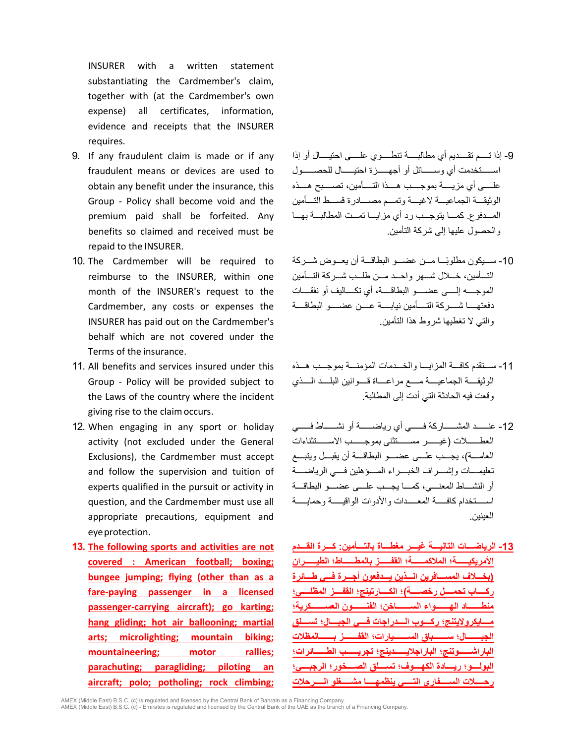INSURER with a written statement substantiating the Cardmember's claim, together with (at the Cardmember's own expense) all certificates, information, evidence and receipts that the INSURER requires.

9. If any fraudulent claim is made or if any fraudulent means or devices are used to obtain any benefit under the insurance, this Group - Policy shall become void and the premium paid shall be forfeited. Any benefits so claimed and received must be repaid to the INSURER.
10. The Cardmember will be required to reimburse to the INSURER, within one month of the INSURER's request to the Cardmember, any costs or expenses the INSURER has paid out on the Cardmember's behalf which are not covered under the Terms of the insurance.
11. All benefits and services insured under this Group - Policy will be provided subject to the Laws of the country where the incident giving rise to the claim occurs.
12. When engaging in any sport or holiday activity (not excluded under the General Exclusions), the Cardmember must accept and follow the supervision and tuition of experts qualified in the pursuit or activity in question, and the Cardmember must use all appropriate precautions, equipment and eye protection.
13. **The following sports and activities are not covered : American football; boxing; bungee jumping; flying (other than as a fare-paying passenger in a licensed passenger-carrying aircraft); go karting; hang gliding; hot air ballooning; martial arts; microlighting; mountain biking; mountaineering; motor rallies; parachuting; paragliding; piloting an aircraft; polo; potholing; rock climbing;**

9- إذا تم تقديم أي مطالبة تنطوي على احتيال أو إذا استخدمت أي وسائل أو أجهزة احتيال للحصول على أي مزية بموجب هذا التأمين، تصبح هذه الوثيقة الجماعية لاغية وتمم مصادرة قسط التأمين المدفوع. كما يتوجب رد أي مزايا تمت المطالبة بها والحصول عليها إلى شركة التأمين.

10- سيكون مطلوبًا من عضو البطاقة أن يعوض شركة التأمين، خلال شهر واحد من طلب شركة التأمين الموجه إلى عضو البطاقة، أي تكاليف أو نفقات دفعتها شركة التأمين نيابة عن عضو البطاقة والتي لا تغطيها شروط هذا التأمين.

11- ستقدم كافة المزايا والخدمات المؤمنة بموجب هذه الوثيقة الجماعية مع مراعاة قوانين البلد الذي وقعت فيه الحادثة التي أدت إلى المطالبة.

12- عند المشاركة في أي رياضة أو نشاط في العطلات (غير مستثنى بموجب الاستثناءات العامة)، يجب على عضو البطاقة أن يقبل ويتبع تعليمات وإشراف الخبراء المؤهلين في الرياضة أو النشاط المعني، كما يجب على عضو البطاقة استخدام كافة المعدات والأدوات الواقية وحماية العينين.

**13- الرياضات التالية غير مغطاة بالتأمين: كرة القدم الأمريكية؛ الملاكمة؛ القفز بالمطاط؛ الطيران (بخلاف المسافرين الذين يدفعون أجرة في طائرة ركاب تحمل رخصة)؛ الكارتينج؛ القفز المظلي؛ منطاد الهواء الساخن؛ الفنون العسكرية؛ مايكرولايتنج؛ ركوب الدراجات في الجبال؛ تسلق الجبال؛ سباق السيارات؛ القفز بالمظلات الباراشوتنج؛ الباراجلايدينج؛ تجريب الطائرات؛ البولو؛ ريادة الكهوف؛ تسلق الصخور؛ الرجبي؛ رحلات السفاري التي ينظمها مشغلو الرحلات**

AMEX (Middle East) B.S.C. (c) is regulated and licensed by the Central Bank of Bahrain as a Financing Company.
AMEX (Middle East) B.S.C. (c) - Emirates is regulated and licensed by the Central Bank of the UAE as the branch of a Financing Company.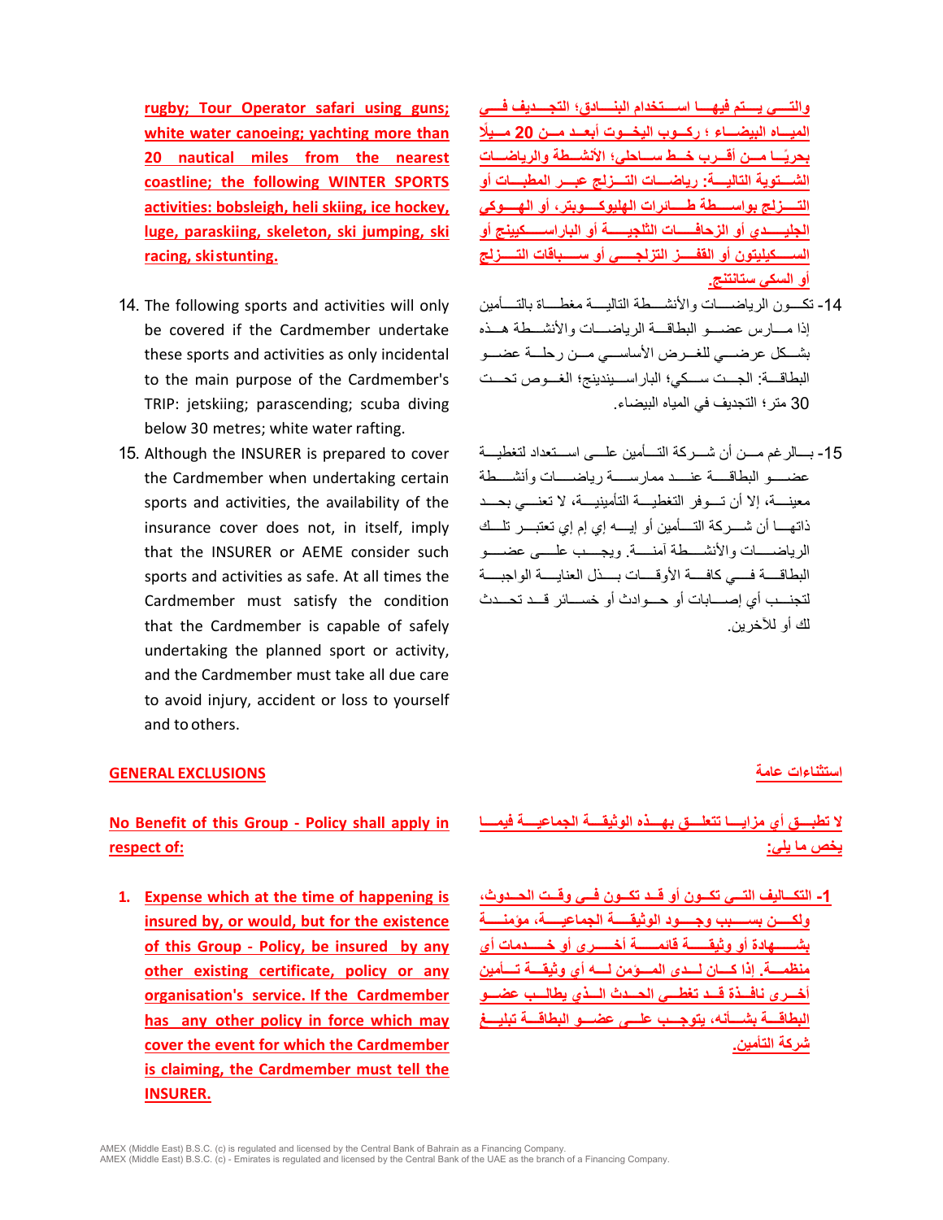**rugby; Tour Operator safari using guns; white water canoeing; yachting more than 20 nautical miles from the nearest coastline; the following WINTER SPORTS activities: bobsleigh, heli skiing, ice hockey, luge, paraskiing, skeleton, ski jumping, ski racing, ski stunting.**

14. The following sports and activities will only be covered if the Cardmember undertake these sports and activities as only incidental to the main purpose of the Cardmember's TRIP: jetskiing; parascending; scuba diving below 30 metres; white water rafting.

15. Although the INSURER is prepared to cover the Cardmember when undertaking certain sports and activities, the availability of the insurance cover does not, in itself, imply that the INSURER or AEME consider such sports and activities as safe. At all times the Cardmember must satisfy the condition that the Cardmember is capable of safely undertaking the planned sport or activity, and the Cardmember must take all due care to avoid injury, accident or loss to yourself and to others.

**والتي يتم فيها استخدام البنادق؛ التجديف في المياه البيضاء ؛ ركوب اليخوت أبعد من 20 ميلًا بحريًا من أقرب خط ساحلي؛ الأنشطة والرياضات الشتوية التالية: رياضات التزلج عبر المطبات أو التزلج بواسطة طائرات الهليوكوبتر، أو الهوكي الجليدي أو الزحافات الثلجية أو الباراسكيينج أو السكيليتون أو القفز التزلجي أو سباقات التزلج أو السكي ستانتنج.**

14- تكون الرياضات والأنشطة التالية مغطاة بالتأمين إذا مارس عضو البطاقة الرياضات والأنشطة هذه بشكل عرضي للغرض الأساسي من رحلة عضو البطاقة: الجت سكي؛ الباراسيندينج؛ الغوص تحت 30 متر؛ التجديف في المياه البيضاء.

15- بالرغم من أن شركة التأمين على استعداد لتغطية عضو البطاقة عند ممارسة رياضات وأنشطة معينة، إلا أن توفر التغطية التأمينية، لا تعني بحد ذاتها أن شركة التأمين أو إيه إي إم إي تعتبر تلك الرياضات والأنشطة آمنة. ويجب على عضو البطاقة في كافة الأوقات بذل العناية الواجبة لتجنب أي إصابات أو حوادث أو خسائر قد تحدث لك أو للآخرين.

## GENERAL EXCLUSIONS

## استثناءات عامة

**No Benefit of this Group - Policy shall apply in respect of:**

1. **Expense which at the time of happening is insured by, or would, but for the existence of this Group - Policy, be insured by any other existing certificate, policy or any organisation's service. If the Cardmember has any other policy in force which may cover the event for which the Cardmember is claiming, the Cardmember must tell the INSURER.**

**لا تطبق أي مزايا تتعلق بهذه الوثيقة الجماعية فيما يخص ما يلي:**

**1- التكاليف التي تكون أو قد تكون في وقت الحدوث، ولكن بسبب وجود الوثيقة الجماعية، مؤمنة بشهادة أو وثيقة قائمة أخرى أو خدمات أي منظمة. إذا كان لدى المؤمن له أي وثيقة تأمين أخرى نافذة قد تغطي الحدث الذي يطالب عضو البطاقة بشأنه، يتوجب على عضو البطاقة تبليغ شركة التأمين.**

AMEX (Middle East) B.S.C. (c) is regulated and licensed by the Central Bank of Bahrain as a Financing Company.
AMEX (Middle East) B.S.C. (c) - Emirates is regulated and licensed by the Central Bank of the UAE as the branch of a Financing Company.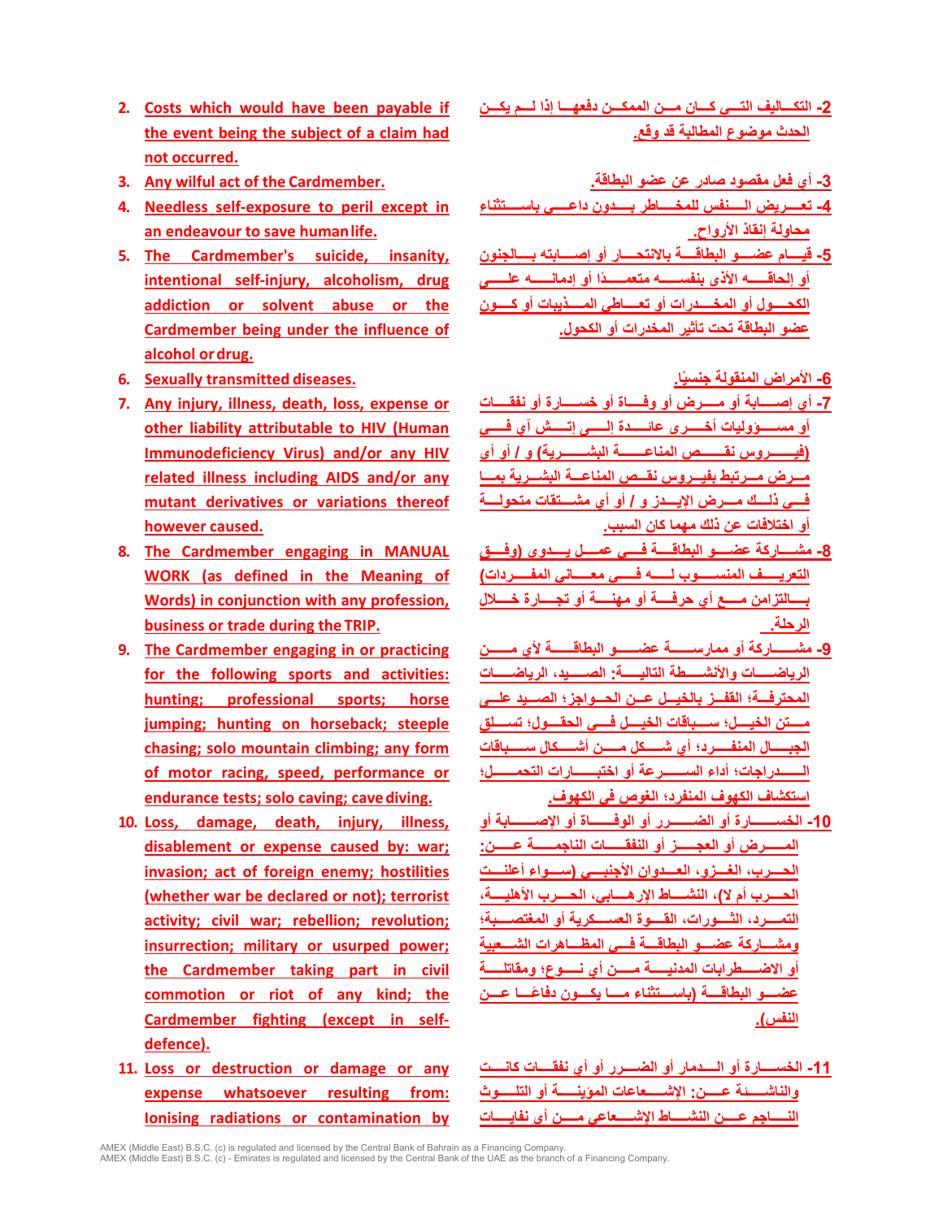2. Costs which would have been payable if the event being the subject of a claim had not occurred.
3. Any wilful act of the Cardmember.
4. Needless self-exposure to peril except in an endeavour to save human life.
5. The Cardmember's suicide, insanity, intentional self-injury, alcoholism, drug addiction or solvent abuse or the Cardmember being under the influence of alcohol or drug.
6. Sexually transmitted diseases.
7. Any injury, illness, death, loss, expense or other liability attributable to HIV (Human Immunodeficiency Virus) and/or any HIV related illness including AIDS and/or any mutant derivatives or variations thereof however caused.
8. The Cardmember engaging in MANUAL WORK (as defined in the Meaning of Words) in conjunction with any profession, business or trade during the TRIP.
9. The Cardmember engaging in or practicing for the following sports and activities: hunting; professional sports; horse jumping; hunting on horseback; steeple chasing; solo mountain climbing; any form of motor racing, speed, performance or endurance tests; solo caving; cave diving.
10. Loss, damage, death, injury, illness, disablement or expense caused by: war; invasion; act of foreign enemy; hostilities (whether war be declared or not); terrorist activity; civil war; rebellion; revolution; insurrection; military or usurped power; the Cardmember taking part in civil commotion or riot of any kind; the Cardmember fighting (except in self-defence).
11. Loss or destruction or damage or any expense whatsoever resulting from: Ionising radiations or contamination by

2- التكاليف التي كان من الممكن دفعها إذا لم يكن الحدث موضوع المطالبة قد وقع.

3- أي فعل مقصود صادر عن عضو البطاقة.

4- تعريض النفس للمخاطر بدون داعي باستثناء محاولة إنقاذ الأرواح.

5- قيام عضو البطاقة بالانتحار أو إصابته بالجنون أو إلحاقه الأذى بنفسه متعمدًا أو إدمانه على الكحول أو المخدرات أو تعاطي المذيبات أو كون عضو البطاقة تحت تأثير المخدرات أو الكحول.

6- الأمراض المنقولة جنسيًا.

7- أي إصابة أو مرض أو وفاة أو خسارة أو نفقات أو مسؤوليات أخرى عائدة إلى إتش آي في (فيروس نقص المناعة البشرية) و / أو أي مرض مرتبط بفيروس نقص المناعة البشرية بما في ذلك مرض الإيدز و / أو أي مشتقات متحولة أو اختلافات عن ذلك مهما كان السبب.

8- مشاركة عضو البطاقة في عمل يدوي (وفق التعريف المنسوب له في معاني المفردات) بالتزامن مع أي حرفة أو مهنة أو تجارة خلال الرحلة.

9- مشاركة أو ممارسة عضو البطاقة لأي من الرياضات والأنشطة التالية: الصيد، الرياضات المحترفة؛ القفز بالخيل عن الحواجز؛ الصيد على متن الخيل؛ سباقات الخيل في الحقول؛ تسلق الجبال المنفرد؛ أي شكل من أشكال سباقات الدراجات؛ أداء السرعة أو اختبارات التحمل؛ استكشاف الكهوف المنفرد؛ الغوص في الكهوف.

10- الخسارة أو الضرر أو الوفاة أو الإصابة أو المرض أو العجز أو النفقات الناجمة عن: الحرب، الغزو، العدوان الأجنبي (سواء أعلنت الحرب أم لا)، النشاط الإرهابي، الحرب الأهلية، التمرد، الثورات، القوة العسكرية أو المغتصبة؛ ومشاركة عضو البطاقة في المظاهرات الشعبية أو الاضطرابات المدنية من أي نوع؛ ومقاتلة عضو البطاقة (باستثناء ما يكون دفاعًا عن النفس).

11- الخسارة أو الدمار أو الضرر أو أي نفقات كانت والناشئة عن: الإشعاعات المؤينة أو التلوث الناجم عن النشاط الإشعاعي من أي نفايات

AMEX (Middle East) B.S.C. (c) is regulated and licensed by the Central Bank of Bahrain as a Financing Company.
AMEX (Middle East) B.S.C. (c) - Emirates is regulated and licensed by the Central Bank of the UAE as the branch of a Financing Company.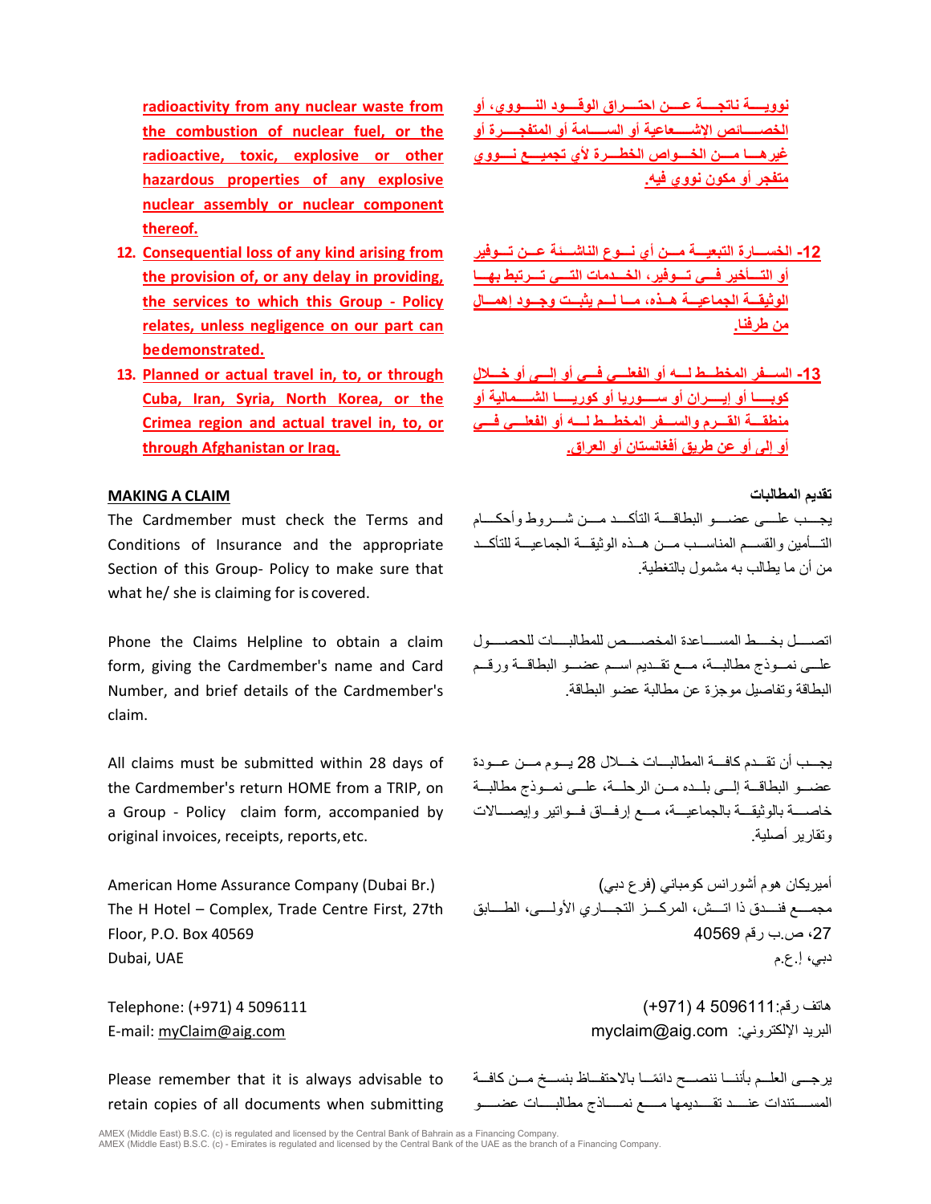**radioactivity from any nuclear waste from the combustion of nuclear fuel, or the radioactive, toxic, explosive or other hazardous properties of any explosive nuclear assembly or nuclear component thereof.**

**نووية ناتجة عن احتراق الوقود النووي، أو الخصائص الإشعاعية أو السامة أو المتفجرة أو غيرها من الخواص الخطرة لأي تجميع نووي متفجر أو مكون نووي فيه.**

12. **Consequential loss of any kind arising from the provision of, or any delay in providing, the services to which this Group - Policy relates, unless negligence on our part can be demonstrated.**

**12- الخسارة التبعية من أي نوع الناشئة عن توفير أو التأخير في توفير، الخدمات التي ترتبط بها الوثيقة الجماعية هذه، ما لم يثبت وجود إهمال من طرفنا.**

13. **Planned or actual travel in, to, or through Cuba, Iran, Syria, North Korea, or the Crimea region and actual travel in, to, or through Afghanistan or Iraq.**

**13- السفر المخطط له أو الفعلي في أو إلى أو خلال كوبا أو إيران أو سوريا أو كوريا الشمالية أو منطقة القرم والسفر المخطط له أو الفعلي في أو إلى أو عن طريق أفغانستان أو العراق.**

## MAKING A CLAIM

## تقديم المطالبات

The Cardmember must check the Terms and Conditions of Insurance and the appropriate Section of this Group- Policy to make sure that what he/ she is claiming for is covered.

يجب على عضو البطاقة التأكد من شروط وأحكام التأمين والقسم المناسب من هذه الوثيقة الجماعية للتأكد من أن ما يطالب به مشمول بالتغطية.

Phone the Claims Helpline to obtain a claim form, giving the Cardmember's name and Card Number, and brief details of the Cardmember's claim.

اتصل بخط المساعدة المخصص للمطالبات للحصول على نموذج مطالبة، مع تقديم اسم عضو البطاقة ورقم البطاقة وتفاصيل موجزة عن مطالبة عضو البطاقة.

All claims must be submitted within 28 days of the Cardmember's return HOME from a TRIP, on a Group - Policy claim form, accompanied by original invoices, receipts, reports, etc.

يجب أن تقدم كافة المطالبات خلال 28 يوم من عودة عضو البطاقة إلى بلده من الرحلة، على نموذج مطالبة خاصة بالوثيقة بالجماعية، مع إرفاق فواتير وإيصالات وتقارير أصلية.

American Home Assurance Company (Dubai Br.)
The H Hotel – Complex, Trade Centre First, 27th Floor, P.O. Box 40569
Dubai, UAE

أميريكان هوم أشورانس كومباني (فرع دبي)
مجمع فندق ذا اتش، المركز التجاري الأولى، الطابق 27، ص.ب رقم 40569
دبي، إ.ع.م

Telephone: (+971) 4 5096111
E-mail: myClaim@aig.com

هاتف رقم: 5096111 4 (971+)
البريد الإلكتروني: myclaim@aig.com

Please remember that it is always advisable to retain copies of all documents when submitting

يرجى العلم بأننا ننصح دائمًا بالاحتفاظ بنسخ من كافة المستندات عند تقديمها مع نماذج مطالبات عضو

AMEX (Middle East) B.S.C. (c) is regulated and licensed by the Central Bank of Bahrain as a Financing Company.
AMEX (Middle East) B.S.C. (c) - Emirates is regulated and licensed by the Central Bank of the UAE as the branch of a Financing Company.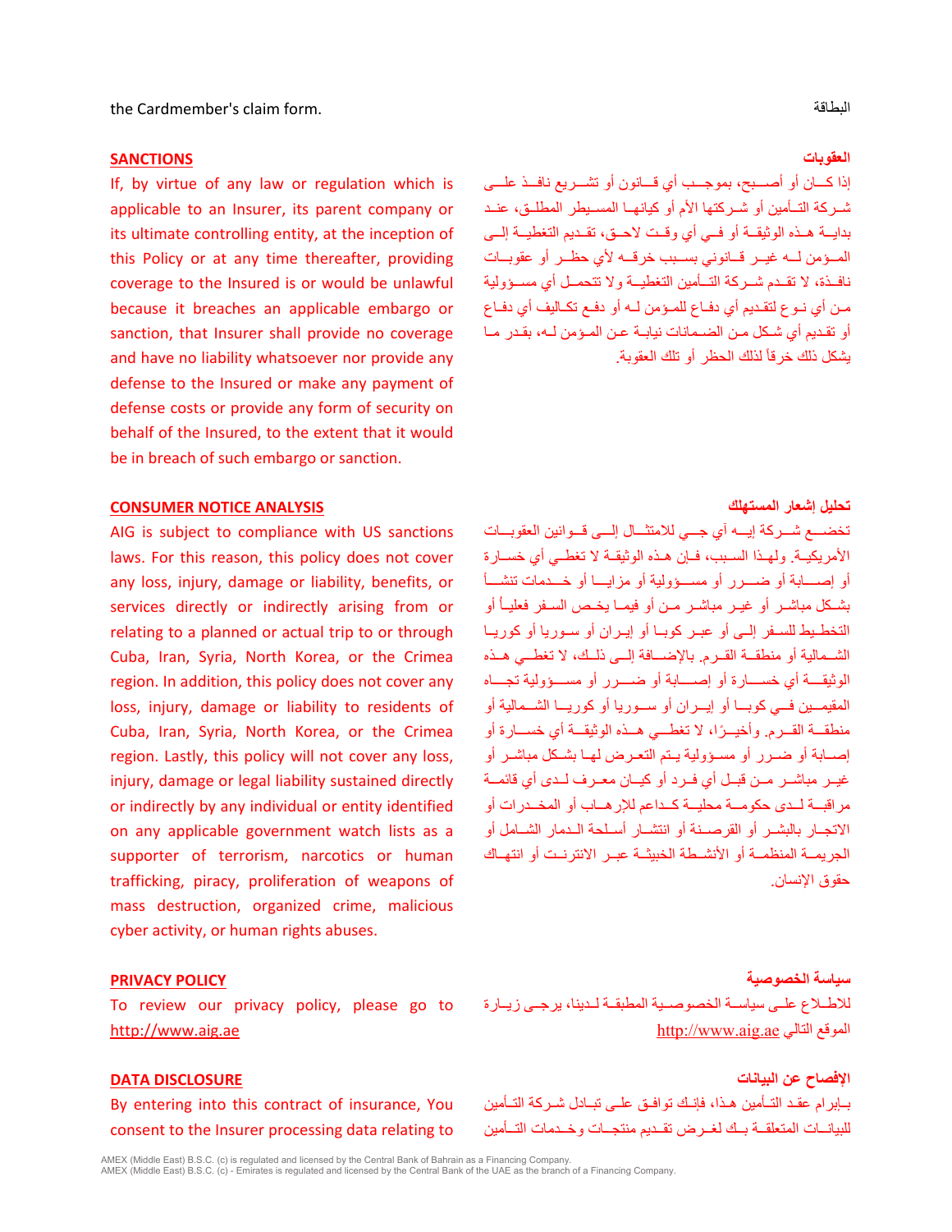the Cardmember's claim form.

البطاقة

## SANCTIONS

If, by virtue of any law or regulation which is applicable to an Insurer, its parent company or its ultimate controlling entity, at the inception of this Policy or at any time thereafter, providing coverage to the Insured is or would be unlawful because it breaches an applicable embargo or sanction, that Insurer shall provide no coverage and have no liability whatsoever nor provide any defense to the Insured or make any payment of defense costs or provide any form of security on behalf of the Insured, to the extent that it would be in breach of such embargo or sanction.

## العقوبات

إذا كـان أو أصـبح، بموجـب أي قـانون أو تشـريع نافـذ علـى شـركة التـأمين أو شـركتها الأم أو كيانهـا المسـيطر المطلـق، عنـد بدايـة هـذه الوثيقـة أو فـي أي وقـت لاحـق، تقـديم التغطيـة إلـى المـؤمن لـه غيـر قـانوني بسـبب خرقـه لأي حظـر أو عقوبـات نافـذة، لا تقـدم شـركة التـأمين التغطيـة ولا تتحمـل أي مسـؤولية مـن أي نـوع لتقـديم أي دفـاع للمـؤمن لـه أو دفـع تكـاليف أي دفـاع أو تقـديم أي شكل مـن الضـمانات نيابـة عـن المـؤمن لـه، بقـدر مـا يشكل ذلك خرقاً لذلك الحظر أو تلك العقوبة.

## CONSUMER NOTICE ANALYSIS

AIG is subject to compliance with US sanctions laws. For this reason, this policy does not cover any loss, injury, damage or liability, benefits, or services directly or indirectly arising from or relating to a planned or actual trip to or through Cuba, Iran, Syria, North Korea, or the Crimea region. In addition, this policy does not cover any loss, injury, damage or liability to residents of Cuba, Iran, Syria, North Korea, or the Crimea region. Lastly, this policy will not cover any loss, injury, damage or legal liability sustained directly or indirectly by any individual or entity identified on any applicable government watch lists as a supporter of terrorism, narcotics or human trafficking, piracy, proliferation of weapons of mass destruction, organized crime, malicious cyber activity, or human rights abuses.

## تحليل إشعار المستهلك

تخضـع شـركة إيـه آي جـي للامتثـال إلـى قـوانين العقوبـات الأمريكيـة. ولهـذا السـبب، فـإن هـذه الوثيقـة لا تغطـي أي خسـارة أو إصـابة أو ضـرر أو مسـؤولية أو مزايـا أو خـدمات تنشـأ بشـكل مباشـر أو غيـر مباشـر مـن أو فيمـا يخـص السـفر فعليـاً أو التخطـيط للسـفر إلـى أو عبـر كوبـا أو إيـران أو سـوريا أو كوريـا الشـمالية أو منطقـة القـرم. بالإضـافة إلـى ذلـك، لا تغطـي هـذه الوثيقـة أي خسـارة أو إصـابة أو ضـرر أو مسـؤولية تجـاه المقيمـين فـي كوبـا أو إيـران أو سـوريا أو كوريـا الشـمالية أو منطقـة القـرم. وأخيـرًا، لا تغطـي هـذه الوثيقـة أي خسـارة أو إصـابة أو ضـرر أو مسـؤولية يـتم التعـرض لهـا بشـكل مباشـر أو غيـر مباشـر مـن قبـل أي فـرد أو كيـان معـرف لـدى أي قائمـة مراقبـة لـدى حكومـة محليـة كـداعم للإرهـاب أو المخـدرات أو الاتجـار بالبشـر أو القرصـنة أو انتشـار أسـلحة الـدمار الشـامل أو الجريمـة المنظمـة أو الأنشـطة الخبيثـة عبـر الانترنـت أو انتهـاك حقوق الإنسان.

## PRIVACY POLICY

To review our privacy policy, please go to http://www.aig.ae

## سياسة الخصوصية

للاطـلاع علـى سياسـة الخصوصـية المطبقـة لـدينا، يرجـى زيـارة الموقع التالي http://www.aig.ae

## DATA DISCLOSURE

By entering into this contract of insurance, You consent to the Insurer processing data relating to

## الإفصاح عن البيانات

بـإبرام عقـد التـأمين هـذا، فإنـك توافـق علـى تبـادل شـركة التـأمين للبيانـات المتعلقـة بـك لغـرض تقـديم منتجـات وخـدمات التـأمين

AMEX (Middle East) B.S.C. (c) is regulated and licensed by the Central Bank of Bahrain as a Financing Company.
AMEX (Middle East) B.S.C. (c) - Emirates is regulated and licensed by the Central Bank of the UAE as the branch of a Financing Company.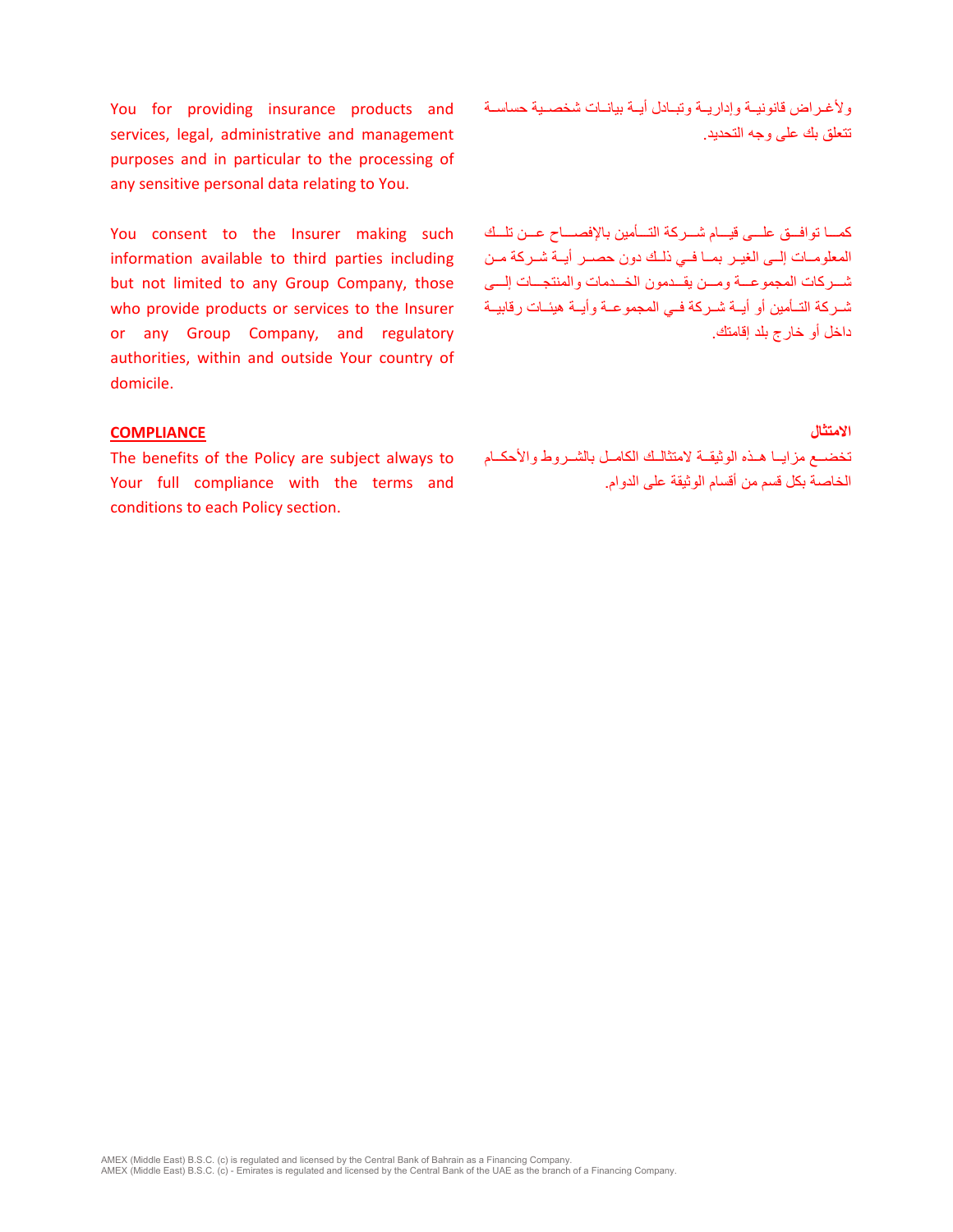You for providing insurance products and services, legal, administrative and management purposes and in particular to the processing of any sensitive personal data relating to You.

ولأغراض قانونية وإدارية وتبادل أية بيانات شخصية حساسة تتعلق بك على وجه التحديد.

You consent to the Insurer making such information available to third parties including but not limited to any Group Company, those who provide products or services to the Insurer or any Group Company, and regulatory authorities, within and outside Your country of domicile.

كما توافق على قيام شركة التأمين بالإفصاح عن تلك المعلومات إلى الغير بما في ذلك دون حصر أية شركة من شركات المجموعة ومن يقدمون الخدمات والمنتجات إلى شركة التأمين أو أية شركة في المجموعة وأية هيئات رقابية داخل أو خارج بلد إقامتك.

**COMPLIANCE**

The benefits of the Policy are subject always to Your full compliance with the terms and conditions to each Policy section.

**الامتثال**

تخضع مزايا هذه الوثيقة لامتثالك الكامل بالشروط والأحكام الخاصة بكل قسم من أقسام الوثيقة على الدوام.

AMEX (Middle East) B.S.C. (c) is regulated and licensed by the Central Bank of Bahrain as a Financing Company.
AMEX (Middle East) B.S.C. (c) - Emirates is regulated and licensed by the Central Bank of the UAE as the branch of a Financing Company.